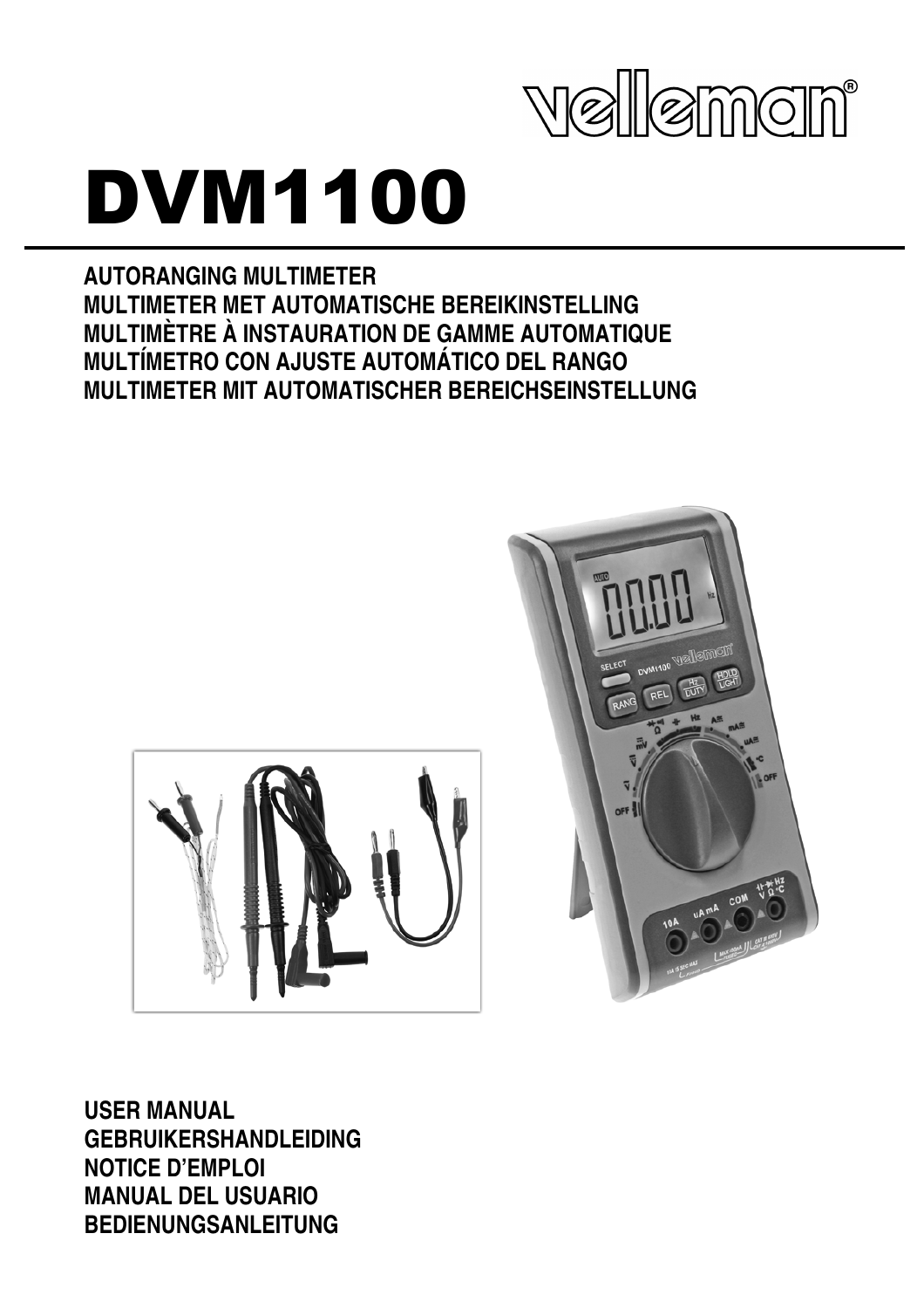velleman®

# DVM1100

**AUTORANGING MULTIMETER**
**MULTIMETER MET AUTOMATISCHE BEREIKINSTELLING**
**MULTIMÈTRE À INSTAURATION DE GAMME AUTOMATIQUE**
**MULTÍMETRO CON AJUSTE AUTOMÁTICO DEL RANGO**
**MULTIMETER MIT AUTOMATISCHER BEREICHSEINSTELLUNG**

**USER MANUAL**
**GEBRUIKERSHANDLEIDING**
**NOTICE D'EMPLOI**
**MANUAL DEL USUARIO**
**BEDIENUNGSANLEITUNG**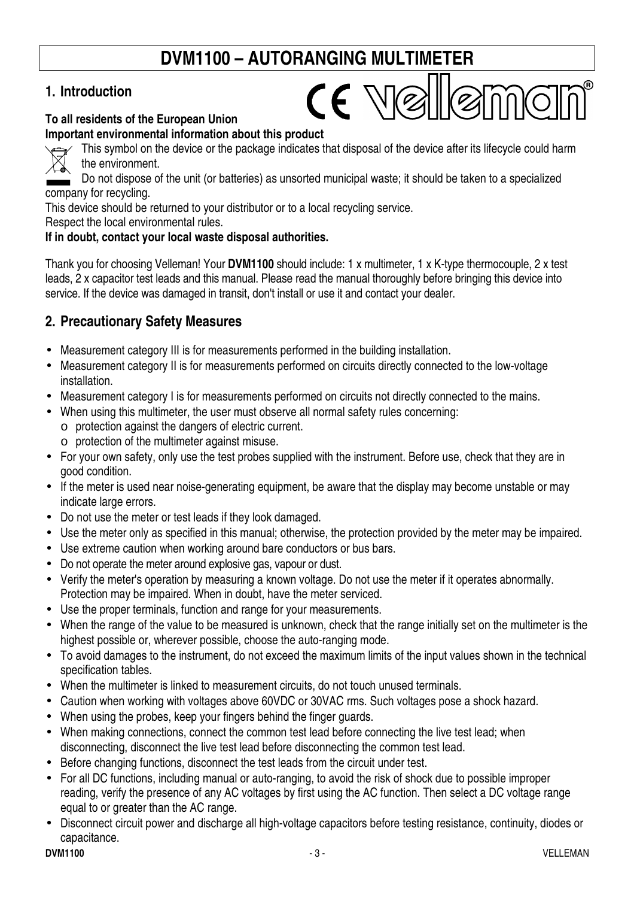# DVM1100 – AUTORANGING MULTIMETER

## 1. Introduction

**To all residents of the European Union**
**Important environmental information about this product**

This symbol on the device or the package indicates that disposal of the device after its lifecycle could harm the environment.

Do not dispose of the unit (or batteries) as unsorted municipal waste; it should be taken to a specialized company for recycling.

This device should be returned to your distributor or to a local recycling service.

Respect the local environmental rules.

**If in doubt, contact your local waste disposal authorities.**

Thank you for choosing Velleman! Your **DVM1100** should include: 1 x multimeter, 1 x K-type thermocouple, 2 x test leads, 2 x capacitor test leads and this manual. Please read the manual thoroughly before bringing this device into service. If the device was damaged in transit, don't install or use it and contact your dealer.

## 2. Precautionary Safety Measures

- Measurement category III is for measurements performed in the building installation.
- Measurement category II is for measurements performed on circuits directly connected to the low-voltage installation.
- Measurement category I is for measurements performed on circuits not directly connected to the mains.
- When using this multimeter, the user must observe all normal safety rules concerning:
  - protection against the dangers of electric current.
  - protection of the multimeter against misuse.
- For your own safety, only use the test probes supplied with the instrument. Before use, check that they are in good condition.
- If the meter is used near noise-generating equipment, be aware that the display may become unstable or may indicate large errors.
- Do not use the meter or test leads if they look damaged.
- Use the meter only as specified in this manual; otherwise, the protection provided by the meter may be impaired.
- Use extreme caution when working around bare conductors or bus bars.
- Do not operate the meter around explosive gas, vapour or dust.
- Verify the meter's operation by measuring a known voltage. Do not use the meter if it operates abnormally. Protection may be impaired. When in doubt, have the meter serviced.
- Use the proper terminals, function and range for your measurements.
- When the range of the value to be measured is unknown, check that the range initially set on the multimeter is the highest possible or, wherever possible, choose the auto-ranging mode.
- To avoid damages to the instrument, do not exceed the maximum limits of the input values shown in the technical specification tables.
- When the multimeter is linked to measurement circuits, do not touch unused terminals.
- Caution when working with voltages above 60VDC or 30VAC rms. Such voltages pose a shock hazard.
- When using the probes, keep your fingers behind the finger guards.
- When making connections, connect the common test lead before connecting the live test lead; when disconnecting, disconnect the live test lead before disconnecting the common test lead.
- Before changing functions, disconnect the test leads from the circuit under test.
- For all DC functions, including manual or auto-ranging, to avoid the risk of shock due to possible improper reading, verify the presence of any AC voltages by first using the AC function. Then select a DC voltage range equal to or greater than the AC range.
- Disconnect circuit power and discharge all high-voltage capacitors before testing resistance, continuity, diodes or capacitance.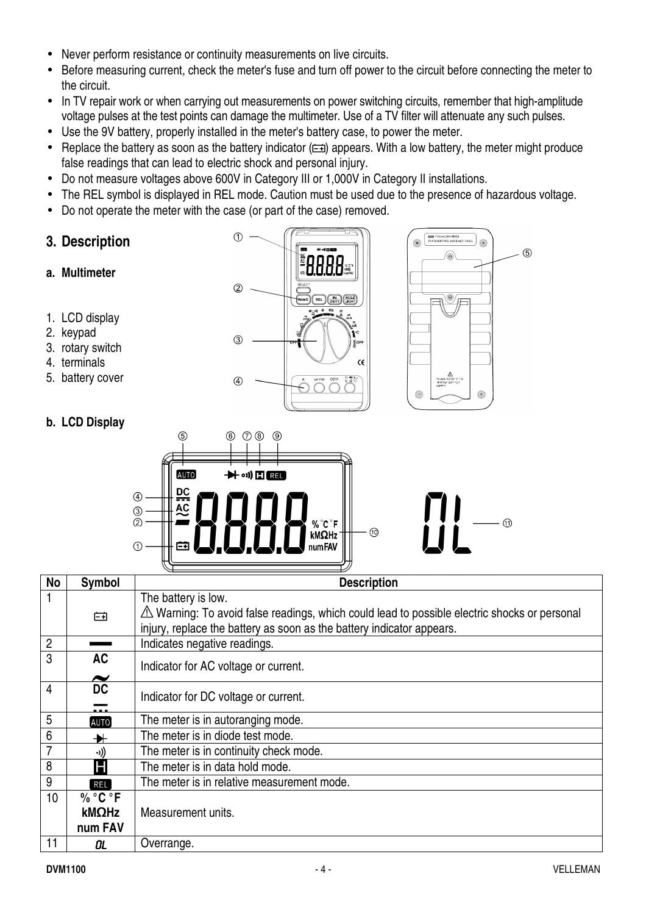- Never perform resistance or continuity measurements on live circuits.
- Before measuring current, check the meter's fuse and turn off power to the circuit before connecting the meter to the circuit.
- In TV repair work or when carrying out measurements on power switching circuits, remember that high-amplitude voltage pulses at the test points can damage the multimeter. Use of a TV filter will attenuate any such pulses.
- Use the 9V battery, properly installed in the meter's battery case, to power the meter.
- Replace the battery as soon as the battery indicator (battery symbol) appears. With a low battery, the meter might produce false readings that can lead to electric shock and personal injury.
- Do not measure voltages above 600V in Category III or 1,000V in Category II installations.
- The REL symbol is displayed in REL mode. Caution must be used due to the presence of hazardous voltage.
- Do not operate the meter with the case (or part of the case) removed.

## 3. Description

### a. Multimeter

1. LCD display
2. keypad
3. rotary switch
4. terminals
5. battery cover

### b. LCD Display

| No | Symbol | Description |
|---|---|---|
| 1 | (battery symbol) | The battery is low.<br>⚠ Warning: To avoid false readings, which could lead to possible electric shocks or personal injury, replace the battery as soon as the battery indicator appears. |
| 2 | ▬ | Indicates negative readings. |
| 3 | AC ~ | Indicator for AC voltage or current. |
| 4 | DC ⎓ | Indicator for DC voltage or current. |
| 5 | AUTO | The meter is in autoranging mode. |
| 6 | (diode symbol) | The meter is in diode test mode. |
| 7 | •)) | The meter is in continuity check mode. |
| 8 | H | The meter is in data hold mode. |
| 9 | REL | The meter is in relative measurement mode. |
| 10 | % °C °F kMΩHz num FAV | Measurement units. |
| 11 | OL | Overrange. |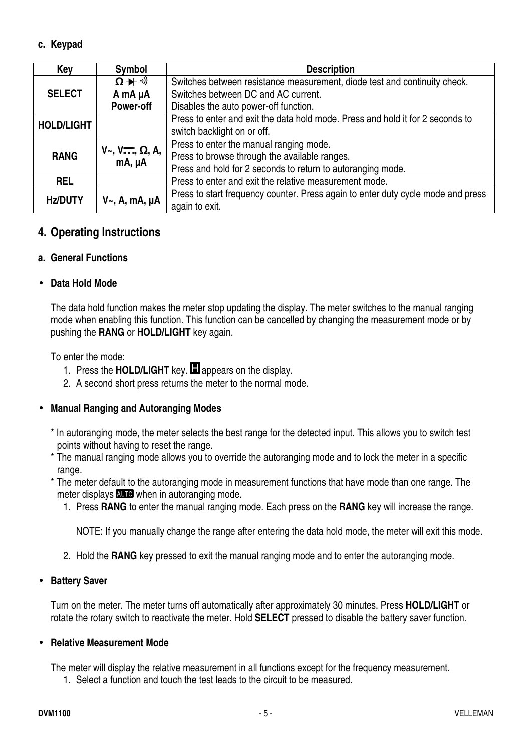#### c. Keypad

| Key | Symbol | Description |
|---|---|---|
| **SELECT** | **Ω ⊣▶ ·)))** <br> **A mA µA** <br> **Power-off** | Switches between resistance measurement, diode test and continuity check. <br> Switches between DC and AC current. <br> Disables the auto power-off function. |
| **HOLD/LIGHT** | | Press to enter and exit the data hold mode. Press and hold it for 2 seconds to switch backlight on or off. |
| **RANG** | **V~, V⎓, Ω, A, mA, µA** | Press to enter the manual ranging mode. <br> Press to browse through the available ranges. <br> Press and hold for 2 seconds to return to autoranging mode. |
| **REL** | | Press to enter and exit the relative measurement mode. |
| **Hz/DUTY** | **V~, A, mA, µA** | Press to start frequency counter. Press again to enter duty cycle mode and press again to exit. |

## 4. Operating Instructions

#### a. General Functions

- **Data Hold Mode**

The data hold function makes the meter stop updating the display. The meter switches to the manual ranging mode when enabling this function. This function can be cancelled by changing the measurement mode or by pushing the **RANG** or **HOLD/LIGHT** key again.

To enter the mode:

1. Press the **HOLD/LIGHT** key. H appears on the display.
2. A second short press returns the meter to the normal mode.

- **Manual Ranging and Autoranging Modes**

\* In autoranging mode, the meter selects the best range for the detected input. This allows you to switch test points without having to reset the range.
\* The manual ranging mode allows you to override the autoranging mode and to lock the meter in a specific range.
\* The meter default to the autoranging mode in measurement functions that have mode than one range. The meter displays AUTO when in autoranging mode.

1. Press **RANG** to enter the manual ranging mode. Each press on the **RANG** key will increase the range.

   NOTE: If you manually change the range after entering the data hold mode, the meter will exit this mode.

2. Hold the **RANG** key pressed to exit the manual ranging mode and to enter the autoranging mode.

- **Battery Saver**

Turn on the meter. The meter turns off automatically after approximately 30 minutes. Press **HOLD/LIGHT** or rotate the rotary switch to reactivate the meter. Hold **SELECT** pressed to disable the battery saver function.

- **Relative Measurement Mode**

The meter will display the relative measurement in all functions except for the frequency measurement.

1. Select a function and touch the test leads to the circuit to be measured.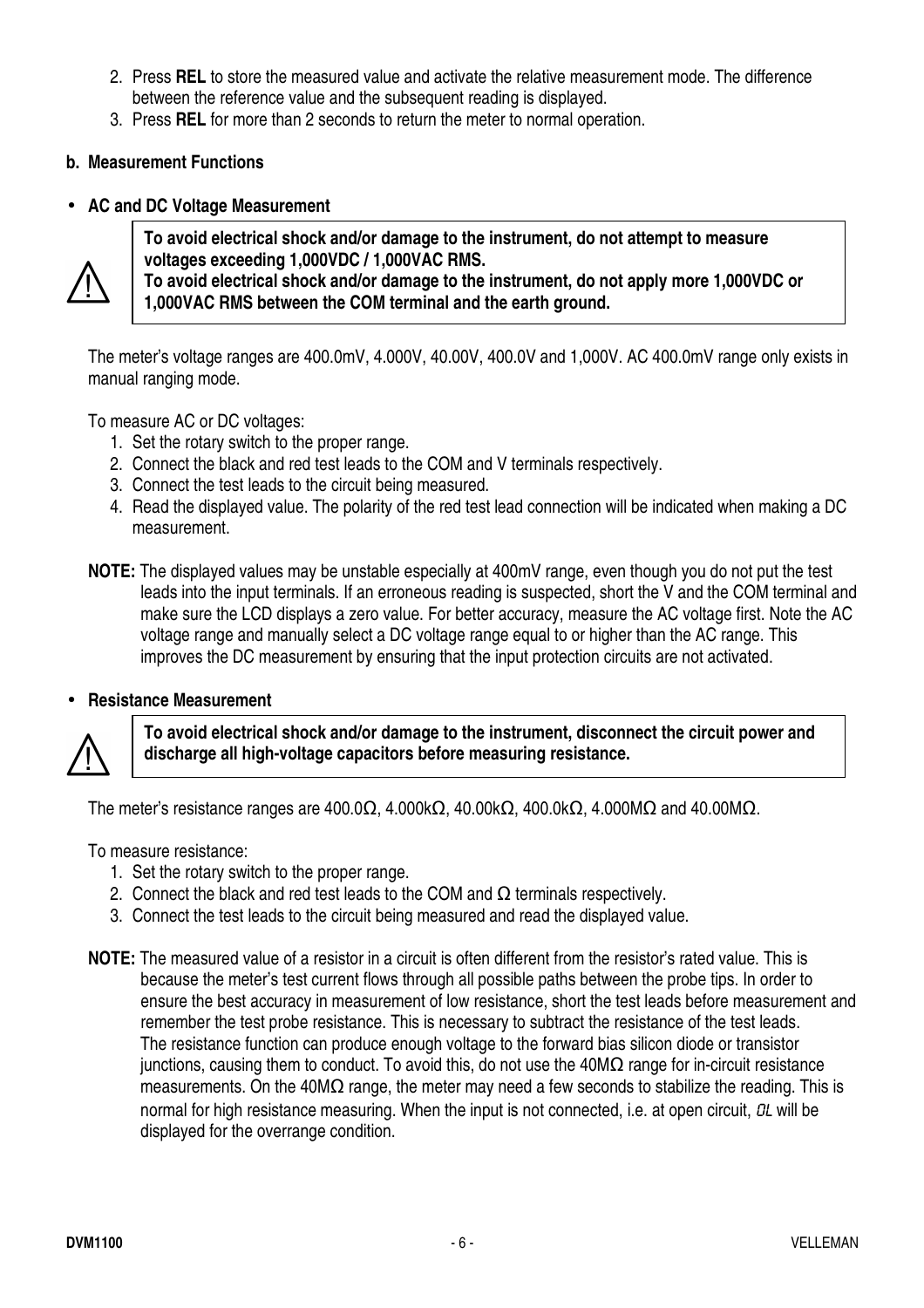2. Press **REL** to store the measured value and activate the relative measurement mode. The difference between the reference value and the subsequent reading is displayed.
3. Press **REL** for more than 2 seconds to return the meter to normal operation.

**b. Measurement Functions**

- **AC and DC Voltage Measurement**

> ⚠ **To avoid electrical shock and/or damage to the instrument, do not attempt to measure voltages exceeding 1,000VDC / 1,000VAC RMS.**
> **To avoid electrical shock and/or damage to the instrument, do not apply more 1,000VDC or 1,000VAC RMS between the COM terminal and the earth ground.**

The meter's voltage ranges are 400.0mV, 4.000V, 40.00V, 400.0V and 1,000V. AC 400.0mV range only exists in manual ranging mode.

To measure AC or DC voltages:

1. Set the rotary switch to the proper range.
2. Connect the black and red test leads to the COM and V terminals respectively.
3. Connect the test leads to the circuit being measured.
4. Read the displayed value. The polarity of the red test lead connection will be indicated when making a DC measurement.

**NOTE:** The displayed values may be unstable especially at 400mV range, even though you do not put the test leads into the input terminals. If an erroneous reading is suspected, short the V and the COM terminal and make sure the LCD displays a zero value. For better accuracy, measure the AC voltage first. Note the AC voltage range and manually select a DC voltage range equal to or higher than the AC range. This improves the DC measurement by ensuring that the input protection circuits are not activated.

- **Resistance Measurement**

> ⚠ **To avoid electrical shock and/or damage to the instrument, disconnect the circuit power and discharge all high-voltage capacitors before measuring resistance.**

The meter's resistance ranges are 400.0Ω, 4.000kΩ, 40.00kΩ, 400.0kΩ, 4.000MΩ and 40.00MΩ.

To measure resistance:

1. Set the rotary switch to the proper range.
2. Connect the black and red test leads to the COM and Ω terminals respectively.
3. Connect the test leads to the circuit being measured and read the displayed value.

**NOTE:** The measured value of a resistor in a circuit is often different from the resistor's rated value. This is because the meter's test current flows through all possible paths between the probe tips. In order to ensure the best accuracy in measurement of low resistance, short the test leads before measurement and remember the test probe resistance. This is necessary to subtract the resistance of the test leads. The resistance function can produce enough voltage to the forward bias silicon diode or transistor junctions, causing them to conduct. To avoid this, do not use the 40MΩ range for in-circuit resistance measurements. On the 40MΩ range, the meter may need a few seconds to stabilize the reading. This is normal for high resistance measuring. When the input is not connected, i.e. at open circuit, *OL* will be displayed for the overrange condition.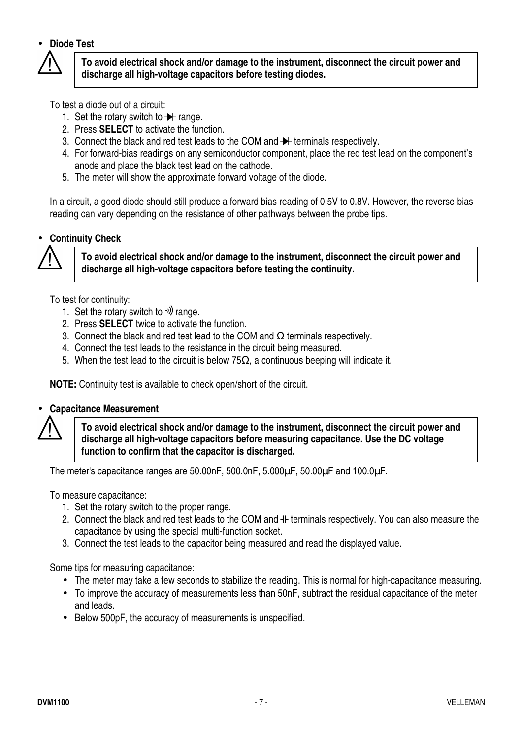- **Diode Test**

> ⚠ **To avoid electrical shock and/or damage to the instrument, disconnect the circuit power and discharge all high-voltage capacitors before testing diodes.**

To test a diode out of a circuit:

1. Set the rotary switch to ⯈|- range.
2. Press **SELECT** to activate the function.
3. Connect the black and red test leads to the COM and ⯈|- terminals respectively.
4. For forward-bias readings on any semiconductor component, place the red test lead on the component's anode and place the black test lead on the cathode.
5. The meter will show the approximate forward voltage of the diode.

In a circuit, a good diode should still produce a forward bias reading of 0.5V to 0.8V. However, the reverse-bias reading can vary depending on the resistance of other pathways between the probe tips.

- **Continuity Check**

> ⚠ **To avoid electrical shock and/or damage to the instrument, disconnect the circuit power and discharge all high-voltage capacitors before testing the continuity.**

To test for continuity:

1. Set the rotary switch to ·))) range.
2. Press **SELECT** twice to activate the function.
3. Connect the black and red test lead to the COM and Ω terminals respectively.
4. Connect the test leads to the resistance in the circuit being measured.
5. When the test lead to the circuit is below 75Ω, a continuous beeping will indicate it.

**NOTE:** Continuity test is available to check open/short of the circuit.

- **Capacitance Measurement**

> ⚠ **To avoid electrical shock and/or damage to the instrument, disconnect the circuit power and discharge all high-voltage capacitors before measuring capacitance. Use the DC voltage function to confirm that the capacitor is discharged.**

The meter's capacitance ranges are 50.00nF, 500.0nF, 5.000µF, 50.00µF and 100.0µF.

To measure capacitance:

1. Set the rotary switch to the proper range.
2. Connect the black and red test leads to the COM and -|(- terminals respectively. You can also measure the capacitance by using the special multi-function socket.
3. Connect the test leads to the capacitor being measured and read the displayed value.

Some tips for measuring capacitance:

- The meter may take a few seconds to stabilize the reading. This is normal for high-capacitance measuring.
- To improve the accuracy of measurements less than 50nF, subtract the residual capacitance of the meter and leads.
- Below 500pF, the accuracy of measurements is unspecified.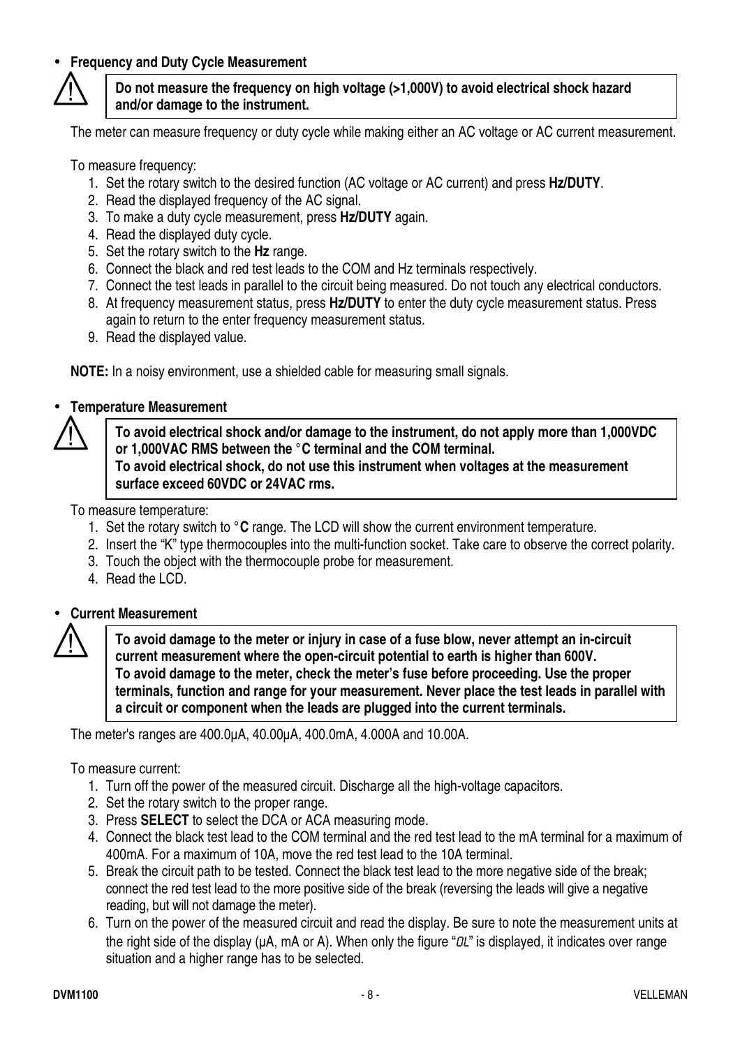- **Frequency and Duty Cycle Measurement**

> ⚠ **Do not measure the frequency on high voltage (>1,000V) to avoid electrical shock hazard and/or damage to the instrument.**

The meter can measure frequency or duty cycle while making either an AC voltage or AC current measurement.

To measure frequency:

1. Set the rotary switch to the desired function (AC voltage or AC current) and press **Hz/DUTY**.
2. Read the displayed frequency of the AC signal.
3. To make a duty cycle measurement, press **Hz/DUTY** again.
4. Read the displayed duty cycle.
5. Set the rotary switch to the **Hz** range.
6. Connect the black and red test leads to the COM and Hz terminals respectively.
7. Connect the test leads in parallel to the circuit being measured. Do not touch any electrical conductors.
8. At frequency measurement status, press **Hz/DUTY** to enter the duty cycle measurement status. Press again to return to the enter frequency measurement status.
9. Read the displayed value.

**NOTE:** In a noisy environment, use a shielded cable for measuring small signals.

- **Temperature Measurement**

> ⚠ **To avoid electrical shock and/or damage to the instrument, do not apply more than 1,000VDC or 1,000VAC RMS between the °C terminal and the COM terminal.**
> **To avoid electrical shock, do not use this instrument when voltages at the measurement surface exceed 60VDC or 24VAC rms.**

To measure temperature:

1. Set the rotary switch to **°C** range. The LCD will show the current environment temperature.
2. Insert the "K" type thermocouples into the multi-function socket. Take care to observe the correct polarity.
3. Touch the object with the thermocouple probe for measurement.
4. Read the LCD.

- **Current Measurement**

> ⚠ **To avoid damage to the meter or injury in case of a fuse blow, never attempt an in-circuit current measurement where the open-circuit potential to earth is higher than 600V.**
> **To avoid damage to the meter, check the meter's fuse before proceeding. Use the proper terminals, function and range for your measurement. Never place the test leads in parallel with a circuit or component when the leads are plugged into the current terminals.**

The meter's ranges are 400.0µA, 40.00µA, 400.0mA, 4.000A and 10.00A.

To measure current:

1. Turn off the power of the measured circuit. Discharge all the high-voltage capacitors.
2. Set the rotary switch to the proper range.
3. Press **SELECT** to select the DCA or ACA measuring mode.
4. Connect the black test lead to the COM terminal and the red test lead to the mA terminal for a maximum of 400mA. For a maximum of 10A, move the red test lead to the 10A terminal.
5. Break the circuit path to be tested. Connect the black test lead to the more negative side of the break; connect the red test lead to the more positive side of the break (reversing the leads will give a negative reading, but will not damage the meter).
6. Turn on the power of the measured circuit and read the display. Be sure to note the measurement units at the right side of the display (µA, mA or A). When only the figure "OL" is displayed, it indicates over range situation and a higher range has to be selected.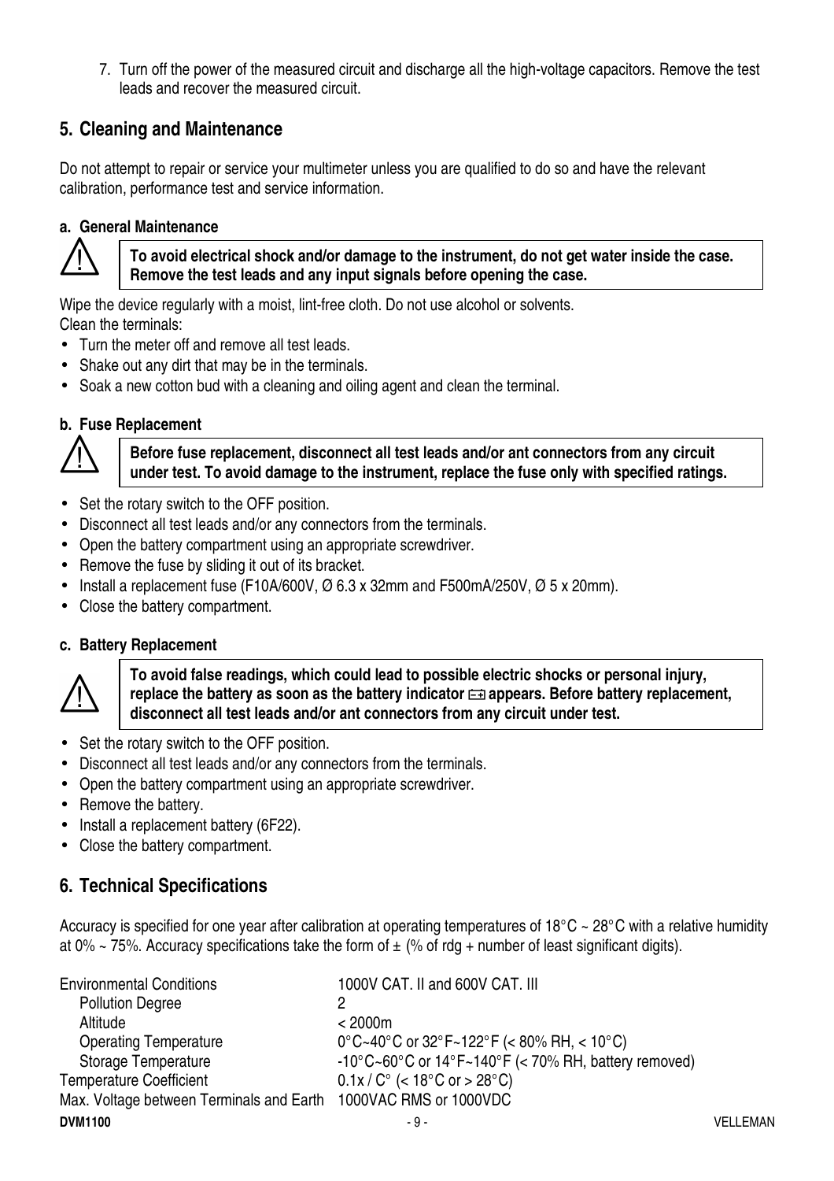7. Turn off the power of the measured circuit and discharge all the high-voltage capacitors. Remove the test leads and recover the measured circuit.

## 5. Cleaning and Maintenance

Do not attempt to repair or service your multimeter unless you are qualified to do so and have the relevant calibration, performance test and service information.

### a. General Maintenance

> ⚠ **To avoid electrical shock and/or damage to the instrument, do not get water inside the case. Remove the test leads and any input signals before opening the case.**

Wipe the device regularly with a moist, lint-free cloth. Do not use alcohol or solvents.
Clean the terminals:

- Turn the meter off and remove all test leads.
- Shake out any dirt that may be in the terminals.
- Soak a new cotton bud with a cleaning and oiling agent and clean the terminal.

### b. Fuse Replacement

> ⚠ **Before fuse replacement, disconnect all test leads and/or ant connectors from any circuit under test. To avoid damage to the instrument, replace the fuse only with specified ratings.**

- Set the rotary switch to the OFF position.
- Disconnect all test leads and/or any connectors from the terminals.
- Open the battery compartment using an appropriate screwdriver.
- Remove the fuse by sliding it out of its bracket.
- Install a replacement fuse (F10A/600V, Ø 6.3 x 32mm and F500mA/250V, Ø 5 x 20mm).
- Close the battery compartment.

### c. Battery Replacement

> ⚠ **To avoid false readings, which could lead to possible electric shocks or personal injury, replace the battery as soon as the battery indicator appears. Before battery replacement, disconnect all test leads and/or ant connectors from any circuit under test.**

- Set the rotary switch to the OFF position.
- Disconnect all test leads and/or any connectors from the terminals.
- Open the battery compartment using an appropriate screwdriver.
- Remove the battery.
- Install a replacement battery (6F22).
- Close the battery compartment.

## 6. Technical Specifications

Accuracy is specified for one year after calibration at operating temperatures of 18°C ~ 28°C with a relative humidity at 0% ~ 75%. Accuracy specifications take the form of ± (% of rdg + number of least significant digits).

| | |
|---|---|
| Environmental Conditions | 1000V CAT. II and 600V CAT. III |
| Pollution Degree | 2 |
| Altitude | < 2000m |
| Operating Temperature | 0°C~40°C or 32°F~122°F (< 80% RH, < 10°C) |
| Storage Temperature | -10°C~60°C or 14°F~140°F (< 70% RH, battery removed) |
| Temperature Coefficient | 0.1x / C° (< 18°C or > 28°C) |
| Max. Voltage between Terminals and Earth | 1000VAC RMS or 1000VDC |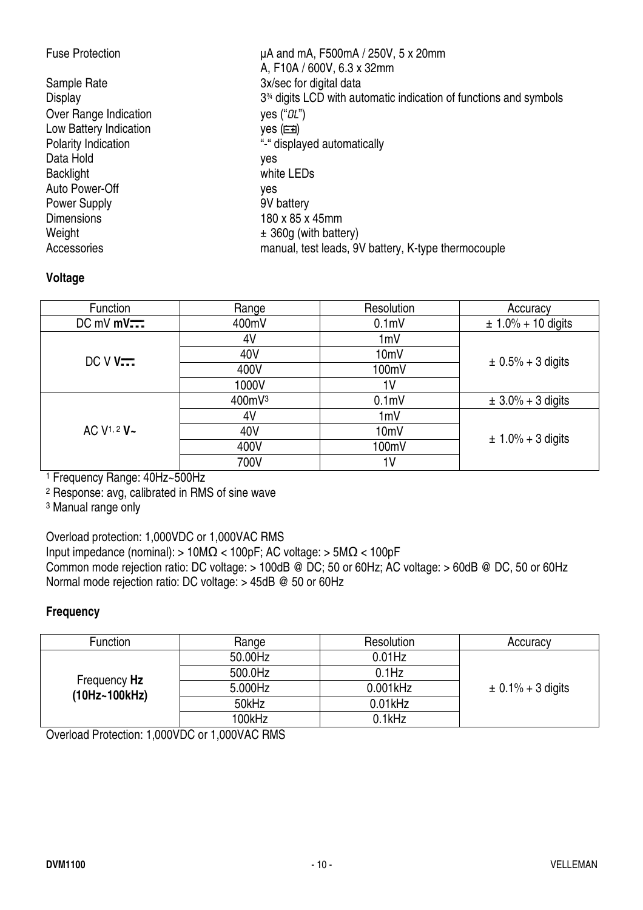| | |
|---|---|
| Fuse Protection | µA and mA, F500mA / 250V, 5 x 20mm<br>A, F10A / 600V, 6.3 x 32mm |
| Sample Rate | 3x/sec for digital data |
| Display | 3¾ digits LCD with automatic indication of functions and symbols |
| Over Range Indication | yes ("OL") |
| Low Battery Indication | yes (battery symbol) |
| Polarity Indication | "-" displayed automatically |
| Data Hold | yes |
| Backlight | white LEDs |
| Auto Power-Off | yes |
| Power Supply | 9V battery |
| Dimensions | 180 x 85 x 45mm |
| Weight | ± 360g (with battery) |
| Accessories | manual, test leads, 9V battery, K-type thermocouple |

**Voltage**

| Function | Range | Resolution | Accuracy |
|---|---|---|---|
| DC mV **mV⎓** | 400mV | 0.1mV | ± 1.0% + 10 digits |
| DC V **V⎓** | 4V | 1mV | ± 0.5% + 3 digits |
| | 40V | 10mV | |
| | 400V | 100mV | |
| | 1000V | 1V | |
| AC V[1, 2] **V~** | 400mV[3] | 0.1mV | ± 3.0% + 3 digits |
| | 4V | 1mV | ± 1.0% + 3 digits |
| | 40V | 10mV | |
| | 400V | 100mV | |
| | 700V | 1V | |

[1] Frequency Range: 40Hz~500Hz

[2] Response: avg, calibrated in RMS of sine wave

[3] Manual range only

Overload protection: 1,000VDC or 1,000VAC RMS

Input impedance (nominal): > 10MΩ < 100pF; AC voltage: > 5MΩ < 100pF

Common mode rejection ratio: DC voltage: > 100dB @ DC; 50 or 60Hz; AC voltage: > 60dB @ DC, 50 or 60Hz

Normal mode rejection ratio: DC voltage: > 45dB @ 50 or 60Hz

**Frequency**

| Function | Range | Resolution | Accuracy |
|---|---|---|---|
| Frequency **Hz (10Hz~100kHz)** | 50.00Hz | 0.01Hz | ± 0.1% + 3 digits |
| | 500.0Hz | 0.1Hz | |
| | 5.000Hz | 0.001kHz | |
| | 50kHz | 0.01kHz | |
| | 100kHz | 0.1kHz | |

Overload Protection: 1,000VDC or 1,000VAC RMS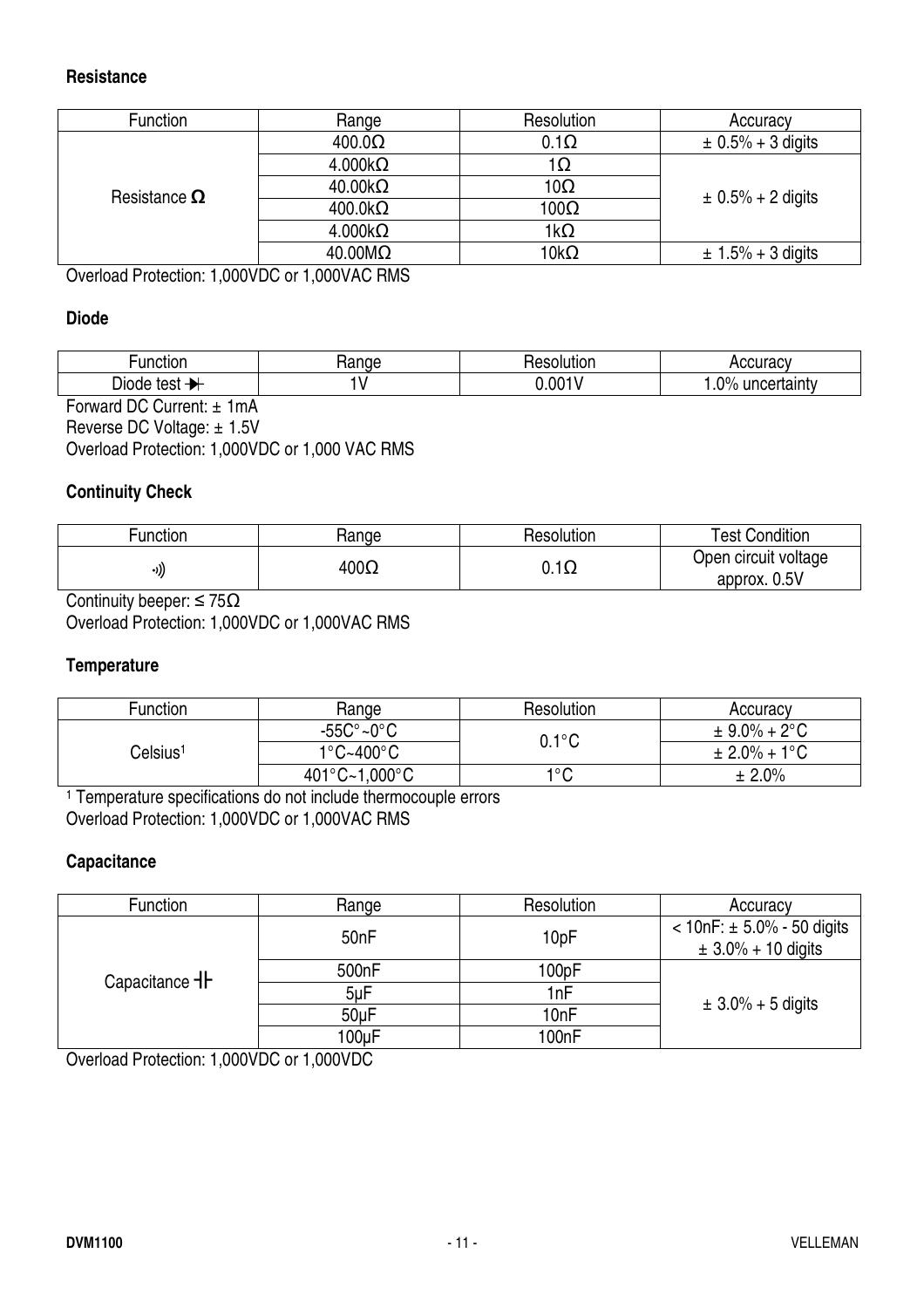**Resistance**

| Function | Range | Resolution | Accuracy |
|---|---|---|---|
| Resistance Ω | 400.0Ω | 0.1Ω | ± 0.5% + 3 digits |
| | 4.000kΩ | 1Ω | ± 0.5% + 2 digits |
| | 40.00kΩ | 10Ω | |
| | 400.0kΩ | 100Ω | |
| | 4.000kΩ | 1kΩ | |
| | 40.00MΩ | 10kΩ | ± 1.5% + 3 digits |

Overload Protection: 1,000VDC or 1,000VAC RMS

**Diode**

| Function | Range | Resolution | Accuracy |
|---|---|---|---|
| Diode test ⯈ | 1V | 0.001V | 1.0% uncertainty |

Forward DC Current: ± 1mA
Reverse DC Voltage: ± 1.5V
Overload Protection: 1,000VDC or 1,000 VAC RMS

**Continuity Check**

| Function | Range | Resolution | Test Condition |
|---|---|---|---|
| •))) | 400Ω | 0.1Ω | Open circuit voltage approx. 0.5V |

Continuity beeper: ≤ 75Ω
Overload Protection: 1,000VDC or 1,000VAC RMS

**Temperature**

| Function | Range | Resolution | Accuracy |
|---|---|---|---|
| Celsius[1] | -55C°~0°C | 0.1°C | ± 9.0% + 2°C |
| | 1°C~400°C | | ± 2.0% + 1°C |
| | 401°C~1,000°C | 1°C | ± 2.0% |

[1] Temperature specifications do not include thermocouple errors
Overload Protection: 1,000VDC or 1,000VAC RMS

**Capacitance**

| Function | Range | Resolution | Accuracy |
|---|---|---|---|
| Capacitance ⊣⊢ | 50nF | 10pF | < 10nF: ± 5.0% - 50 digits ± 3.0% + 10 digits |
| | 500nF | 100pF | ± 3.0% + 5 digits |
| | 5µF | 1nF | |
| | 50µF | 10nF | |
| | 100µF | 100nF | |

Overload Protection: 1,000VDC or 1,000VDC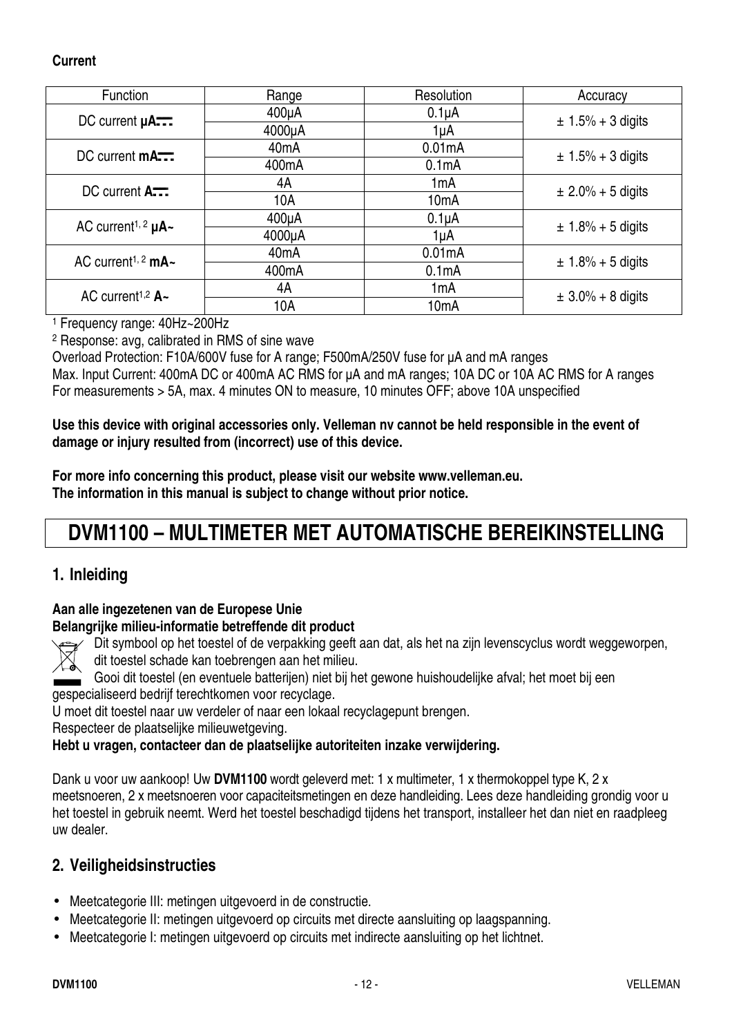**Current**

| Function | Range | Resolution | Accuracy |
|---|---|---|---|
| DC current **µA⎓** | 400µA | 0.1µA | ± 1.5% + 3 digits |
| | 4000µA | 1µA | |
| DC current **mA⎓** | 40mA | 0.01mA | ± 1.5% + 3 digits |
| | 400mA | 0.1mA | |
| DC current **A⎓** | 4A | 1mA | ± 2.0% + 5 digits |
| | 10A | 10mA | |
| AC current[1, 2] **µA~** | 400µA | 0.1µA | ± 1.8% + 5 digits |
| | 4000µA | 1µA | |
| AC current[1, 2] **mA~** | 40mA | 0.01mA | ± 1.8% + 5 digits |
| | 400mA | 0.1mA | |
| AC current[1,2] **A~** | 4A | 1mA | ± 3.0% + 8 digits |
| | 10A | 10mA | |

[1] Frequency range: 40Hz~200Hz

[2] Response: avg, calibrated in RMS of sine wave

Overload Protection: F10A/600V fuse for A range; F500mA/250V fuse for µA and mA ranges

Max. Input Current: 400mA DC or 400mA AC RMS for µA and mA ranges; 10A DC or 10A AC RMS for A ranges

For measurements > 5A, max. 4 minutes ON to measure, 10 minutes OFF; above 10A unspecified

**Use this device with original accessories only. Velleman nv cannot be held responsible in the event of damage or injury resulted from (incorrect) use of this device.**

**For more info concerning this product, please visit our website www.velleman.eu.**
**The information in this manual is subject to change without prior notice.**

# DVM1100 – MULTIMETER MET AUTOMATISCHE BEREIKINSTELLING

## 1. Inleiding

**Aan alle ingezetenen van de Europese Unie**
**Belangrijke milieu-informatie betreffende dit product**

Dit symbool op het toestel of de verpakking geeft aan dat, als het na zijn levenscyclus wordt weggeworpen, dit toestel schade kan toebrengen aan het milieu.

Gooi dit toestel (en eventuele batterijen) niet bij het gewone huishoudelijke afval; het moet bij een gespecialiseerd bedrijf terechtkomen voor recyclage.

U moet dit toestel naar uw verdeler of naar een lokaal recyclagepunt brengen.

Respecteer de plaatselijke milieuwetgeving.

**Hebt u vragen, contacteer dan de plaatselijke autoriteiten inzake verwijdering.**

Dank u voor uw aankoop! Uw **DVM1100** wordt geleverd met: 1 x multimeter, 1 x thermokoppel type K, 2 x meetsnoeren, 2 x meetsnoeren voor capaciteitsmetingen en deze handleiding. Lees deze handleiding grondig voor u het toestel in gebruik neemt. Werd het toestel beschadigd tijdens het transport, installeer het dan niet en raadpleeg uw dealer.

## 2. Veiligheidsinstructies

- Meetcategorie III: metingen uitgevoerd in de constructie.
- Meetcategorie II: metingen uitgevoerd op circuits met directe aansluiting op laagspanning.
- Meetcategorie I: metingen uitgevoerd op circuits met indirecte aansluiting op het lichtnet.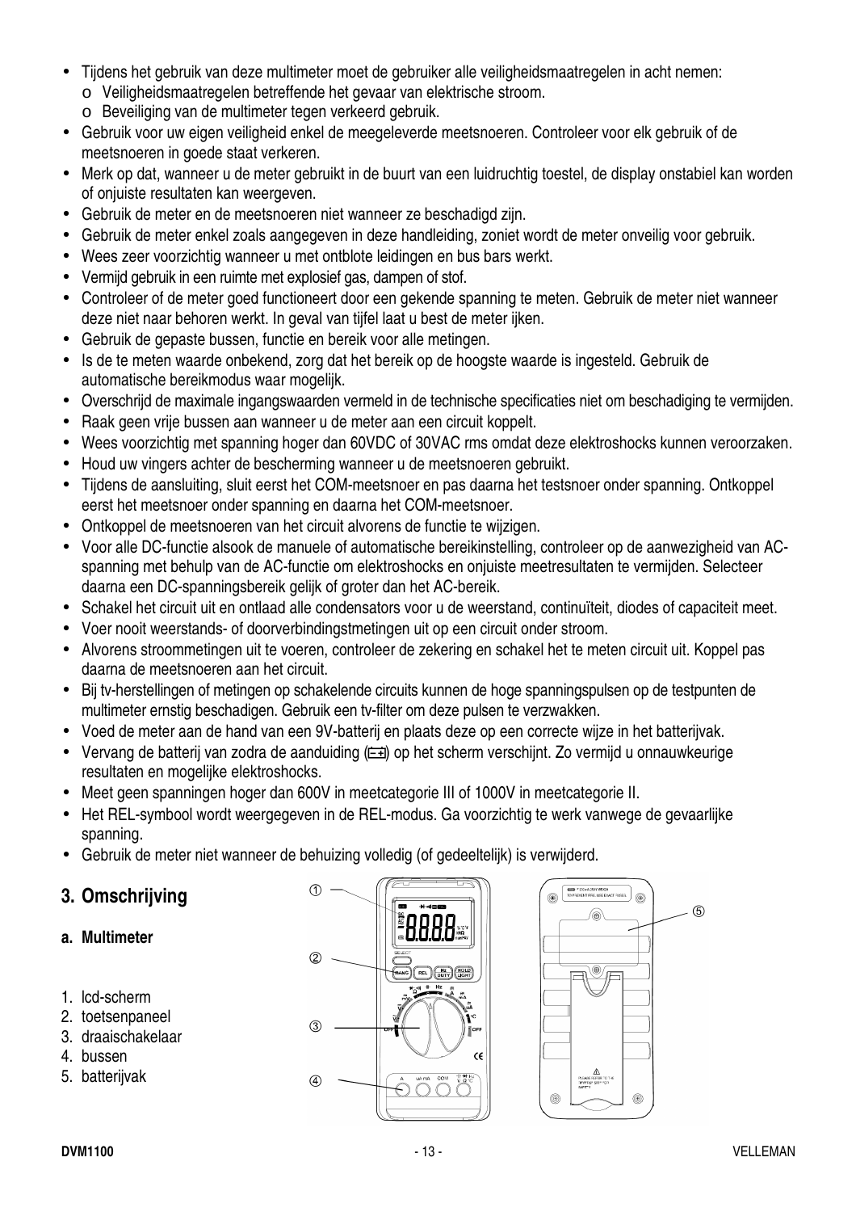- Tijdens het gebruik van deze multimeter moet de gebruiker alle veiligheidsmaatregelen in acht nemen:
  - Veiligheidsmaatregelen betreffende het gevaar van elektrische stroom.
  - Beveiliging van de multimeter tegen verkeerd gebruik.
- Gebruik voor uw eigen veiligheid enkel de meegeleverde meetsnoeren. Controleer voor elk gebruik of de meetsnoeren in goede staat verkeren.
- Merk op dat, wanneer u de meter gebruikt in de buurt van een luidruchtig toestel, de display onstabiel kan worden of onjuiste resultaten kan weergeven.
- Gebruik de meter en de meetsnoeren niet wanneer ze beschadigd zijn.
- Gebruik de meter enkel zoals aangegeven in deze handleiding, zoniet wordt de meter onveilig voor gebruik.
- Wees zeer voorzichtig wanneer u met ontblote leidingen en bus bars werkt.
- Vermijd gebruik in een ruimte met explosief gas, dampen of stof.
- Controleer of de meter goed functioneert door een gekende spanning te meten. Gebruik de meter niet wanneer deze niet naar behoren werkt. In geval van tijfel laat u best de meter ijken.
- Gebruik de gepaste bussen, functie en bereik voor alle metingen.
- Is de te meten waarde onbekend, zorg dat het bereik op de hoogste waarde is ingesteld. Gebruik de automatische bereikmodus waar mogelijk.
- Overschrijd de maximale ingangswaarden vermeld in de technische specificaties niet om beschadiging te vermijden.
- Raak geen vrije bussen aan wanneer u de meter aan een circuit koppelt.
- Wees voorzichtig met spanning hoger dan 60VDC of 30VAC rms omdat deze elektroshocks kunnen veroorzaken.
- Houd uw vingers achter de bescherming wanneer u de meetsnoeren gebruikt.
- Tijdens de aansluiting, sluit eerst het COM-meetsnoer en pas daarna het testsnoer onder spanning. Ontkoppel eerst het meetsnoer onder spanning en daarna het COM-meetsnoer.
- Ontkoppel de meetsnoeren van het circuit alvorens de functie te wijzigen.
- Voor alle DC-functie alsook de manuele of automatische bereikinstelling, controleer op de aanwezigheid van AC-spanning met behulp van de AC-functie om elektroshocks en onjuiste meetresultaten te vermijden. Selecteer daarna een DC-spanningsbereik gelijk of groter dan het AC-bereik.
- Schakel het circuit uit en ontlaad alle condensators voor u de weerstand, continuïteit, diodes of capaciteit meet.
- Voer nooit weerstands- of doorverbindingstmetingen uit op een circuit onder stroom.
- Alvorens stroommetingen uit te voeren, controleer de zekering en schakel het te meten circuit uit. Koppel pas daarna de meetsnoeren aan het circuit.
- Bij tv-herstellingen of metingen op schakelende circuits kunnen de hoge spanningspulsen op de testpunten de multimeter ernstig beschadigen. Gebruik een tv-filter om deze pulsen te verzwakken.
- Voed de meter aan de hand van een 9V-batterij en plaats deze op een correcte wijze in het batterijvak.
- Vervang de batterij van zodra de aanduiding (⊟) op het scherm verschijnt. Zo vermijd u onnauwkeurige resultaten en mogelijke elektroshocks.
- Meet geen spanningen hoger dan 600V in meetcategorie III of 1000V in meetcategorie II.
- Het REL-symbool wordt weergegeven in de REL-modus. Ga voorzichtig te werk vanwege de gevaarlijke spanning.
- Gebruik de meter niet wanneer de behuizing volledig (of gedeeltelijk) is verwijderd.

## 3. Omschrijving

### a. Multimeter

1. lcd-scherm
2. toetsenpaneel
3. draaischakelaar
4. bussen
5. batterijvak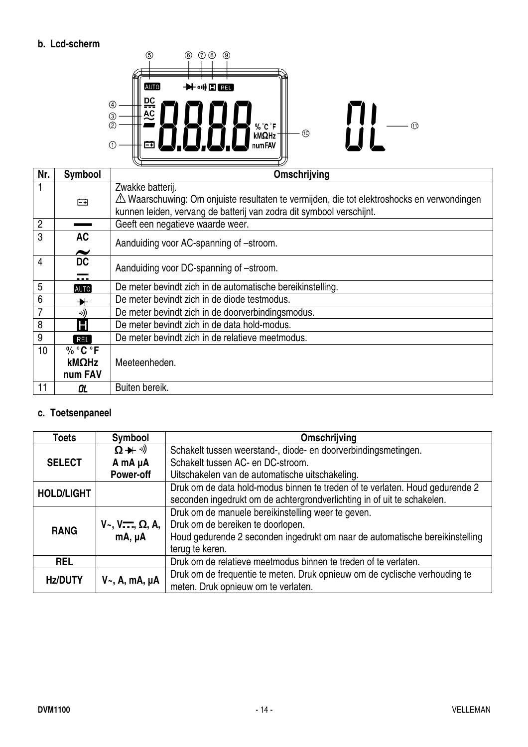**b. Lcd-scherm**

| Nr. | Symbool | Omschrijving |
|---|---|---|
| 1 | ⊟ | Zwakke batterij.<br>⚠ Waarschuwing: Om onjuiste resultaten te vermijden, die tot elektroshocks en verwondingen kunnen leiden, vervang de batterij van zodra dit symbool verschijnt. |
| 2 | ▬ | Geeft een negatieve waarde weer. |
| 3 | **AC** ~ | Aanduiding voor AC-spanning of –stroom. |
| 4 | **DC** ⎓ | Aanduiding voor DC-spanning of –stroom. |
| 5 | AUTO | De meter bevindt zich in de automatische bereikinstelling. |
| 6 | ⯈ | De meter bevindt zich in de diode testmodus. |
| 7 | •)) | De meter bevindt zich in de doorverbindingsmodus. |
| 8 | H | De meter bevindt zich in de data hold-modus. |
| 9 | REL | De meter bevindt zich in de relatieve meetmodus. |
| 10 | **% °C °F kMΩHz num FAV** | Meeteenheden. |
| 11 | **OL** | Buiten bereik. |

**c. Toetsenpaneel**

| Toets | Symbool | Omschrijving |
|---|---|---|
| **SELECT** | **Ω ⯈ •))**<br>**A mA µA**<br>**Power-off** | Schakelt tussen weerstand-, diode- en doorverbindingsmetingen.<br>Schakelt tussen AC- en DC-stroom.<br>Uitschakelen van de automatische uitschakeling. |
| **HOLD/LIGHT** | | Druk om de data hold-modus binnen te treden of te verlaten. Houd gedurende 2 seconden ingedrukt om de achtergrondverlichting in of uit te schakelen. |
| **RANG** | **V~, V⎓, Ω, A, mA, µA** | Druk om de manuele bereikinstelling weer te geven.<br>Druk om de bereiken te doorlopen.<br>Houd gedurende 2 seconden ingedrukt om naar de automatische bereikinstelling terug te keren. |
| **REL** | | Druk om de relatieve meetmodus binnen te treden of te verlaten. |
| **Hz/DUTY** | **V~, A, mA, µA** | Druk om de frequentie te meten. Druk opnieuw om de cyclische verhouding te meten. Druk opnieuw om te verlaten. |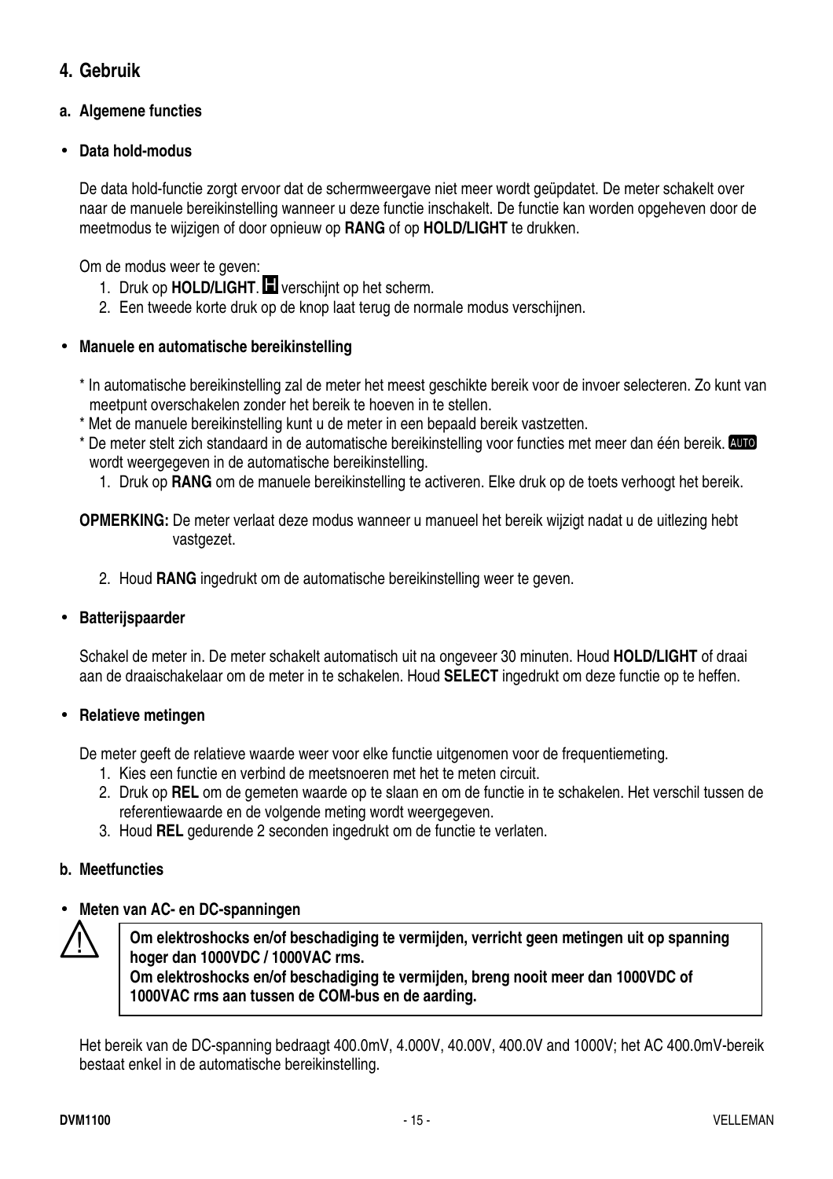## 4. Gebruik

### a. Algemene functies

- **Data hold-modus**

De data hold-functie zorgt ervoor dat de schermweergave niet meer wordt geüpdatet. De meter schakelt over naar de manuele bereikinstelling wanneer u deze functie inschakelt. De functie kan worden opgeheven door de meetmodus te wijzigen of door opnieuw op **RANG** of op **HOLD/LIGHT** te drukken.

Om de modus weer te geven:

1. Druk op **HOLD/LIGHT**. **H** verschijnt op het scherm.
2. Een tweede korte druk op de knop laat terug de normale modus verschijnen.

- **Manuele en automatische bereikinstelling**

* In automatische bereikinstelling zal de meter het meest geschikte bereik voor de invoer selecteren. Zo kunt van meetpunt overschakelen zonder het bereik te hoeven in te stellen.
* Met de manuele bereikinstelling kunt u de meter in een bepaald bereik vastzetten.
* De meter stelt zich standaard in de automatische bereikinstelling voor functies met meer dan één bereik. **AUTO** wordt weergegeven in de automatische bereikinstelling.

1. Druk op **RANG** om de manuele bereikinstelling te activeren. Elke druk op de toets verhoogt het bereik.

**OPMERKING:** De meter verlaat deze modus wanneer u manueel het bereik wijzigt nadat u de uitlezing hebt vastgezet.

2. Houd **RANG** ingedrukt om de automatische bereikinstelling weer te geven.

- **Batterijspaarder**

Schakel de meter in. De meter schakelt automatisch uit na ongeveer 30 minuten. Houd **HOLD/LIGHT** of draai aan de draaischakelaar om de meter in te schakelen. Houd **SELECT** ingedrukt om deze functie op te heffen.

- **Relatieve metingen**

De meter geeft de relatieve waarde weer voor elke functie uitgenomen voor de frequentiemeting.

1. Kies een functie en verbind de meetsnoeren met het te meten circuit.
2. Druk op **REL** om de gemeten waarde op te slaan en om de functie in te schakelen. Het verschil tussen de referentiewaarde en de volgende meting wordt weergegeven.
3. Houd **REL** gedurende 2 seconden ingedrukt om de functie te verlaten.

### b. Meetfuncties

- **Meten van AC- en DC-spanningen**

> ⚠ **Om elektroshocks en/of beschadiging te vermijden, verricht geen metingen uit op spanning hoger dan 1000VDC / 1000VAC rms.**
> **Om elektroshocks en/of beschadiging te vermijden, breng nooit meer dan 1000VDC of 1000VAC rms aan tussen de COM-bus en de aarding.**

Het bereik van de DC-spanning bedraagt 400.0mV, 4.000V, 40.00V, 400.0V and 1000V; het AC 400.0mV-bereik bestaat enkel in de automatische bereikinstelling.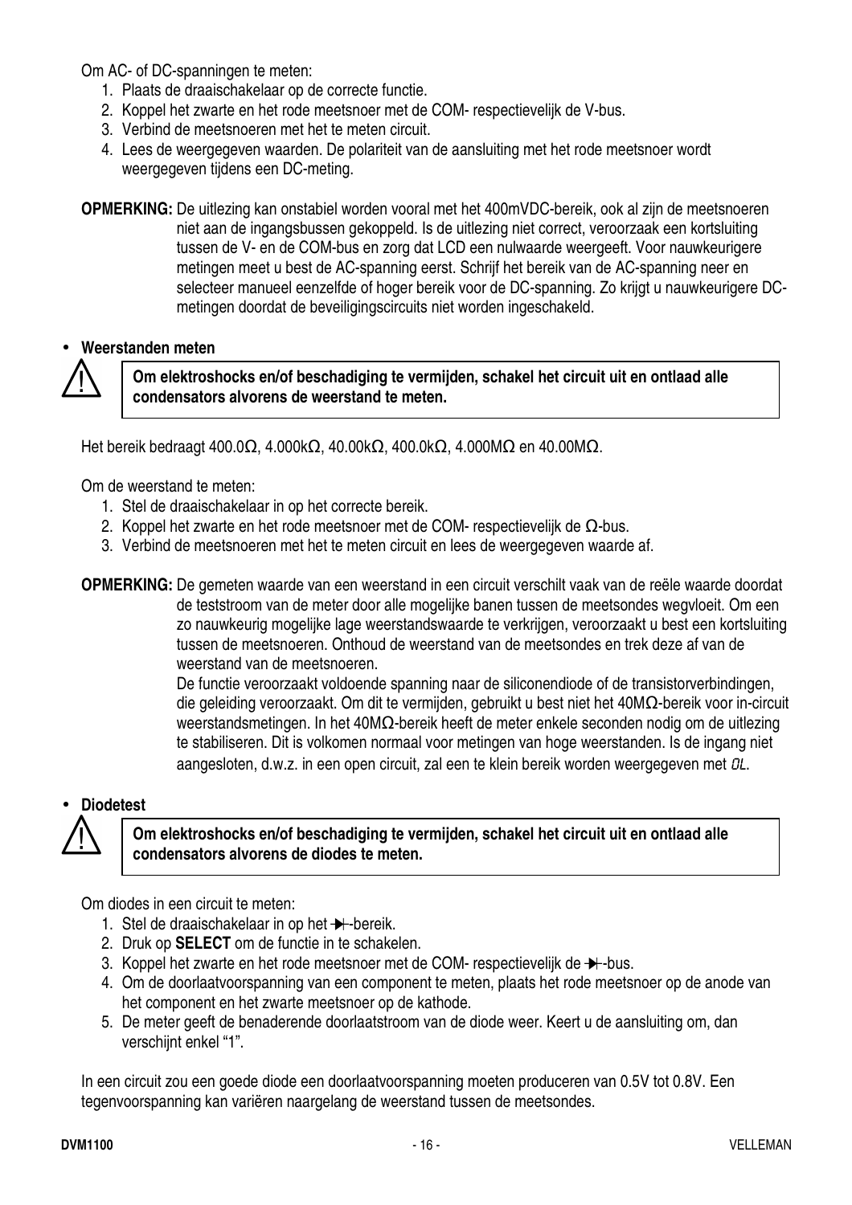Om AC- of DC-spanningen te meten:

1. Plaats de draaischakelaar op de correcte functie.
2. Koppel het zwarte en het rode meetsnoer met de COM- respectievelijk de V-bus.
3. Verbind de meetsnoeren met het te meten circuit.
4. Lees de weergegeven waarden. De polariteit van de aansluiting met het rode meetsnoer wordt weergegeven tijdens een DC-meting.

**OPMERKING:** De uitlezing kan onstabiel worden vooral met het 400mVDC-bereik, ook al zijn de meetsnoeren niet aan de ingangsbussen gekoppeld. Is de uitlezing niet correct, veroorzaak een kortsluiting tussen de V- en de COM-bus en zorg dat LCD een nulwaarde weergeeft. Voor nauwkeurigere metingen meet u best de AC-spanning eerst. Schrijf het bereik van de AC-spanning neer en selecteer manueel eenzelfde of hoger bereik voor de DC-spanning. Zo krijgt u nauwkeurigere DC-metingen doordat de beveiligingscircuits niet worden ingeschakeld.

- **Weerstanden meten**

⚠ **Om elektroshocks en/of beschadiging te vermijden, schakel het circuit uit en ontlaad alle condensators alvorens de weerstand te meten.**

Het bereik bedraagt 400.0Ω, 4.000kΩ, 40.00kΩ, 400.0kΩ, 4.000MΩ en 40.00MΩ.

Om de weerstand te meten:

1. Stel de draaischakelaar in op het correcte bereik.
2. Koppel het zwarte en het rode meetsnoer met de COM- respectievelijk de Ω-bus.
3. Verbind de meetsnoeren met het te meten circuit en lees de weergegeven waarde af.

**OPMERKING:** De gemeten waarde van een weerstand in een circuit verschilt vaak van de reële waarde doordat de teststroom van de meter door alle mogelijke banen tussen de meetsondes wegvloeit. Om een zo nauwkeurig mogelijke lage weerstandswaarde te verkrijgen, veroorzaakt u best een kortsluiting tussen de meetsnoeren. Onthoud de weerstand van de meetsondes en trek deze af van de weerstand van de meetsnoeren.
De functie veroorzaakt voldoende spanning naar de siliconendiode of de transistorverbindingen, die geleiding veroorzaakt. Om dit te vermijden, gebruikt u best niet het 40MΩ-bereik voor in-circuit weerstandsmetingen. In het 40MΩ-bereik heeft de meter enkele seconden nodig om de uitlezing te stabiliseren. Dit is volkomen normaal voor metingen van hoge weerstanden. Is de ingang niet aangesloten, d.w.z. in een open circuit, zal een te klein bereik worden weergegeven met OL.

- **Diodetest**

⚠ **Om elektroshocks en/of beschadiging te vermijden, schakel het circuit uit en ontlaad alle condensators alvorens de diodes te meten.**

Om diodes in een circuit te meten:

1. Stel de draaischakelaar in op het ⏵|-bereik.
2. Druk op **SELECT** om de functie in te schakelen.
3. Koppel het zwarte en het rode meetsnoer met de COM- respectievelijk de ⏵|-bus.
4. Om de doorlaatvoorspanning van een component te meten, plaats het rode meetsnoer op de anode van het component en het zwarte meetsnoer op de kathode.
5. De meter geeft de benaderende doorlaatstroom van de diode weer. Keert u de aansluiting om, dan verschijnt enkel "1".

In een circuit zou een goede diode een doorlaatvoorspanning moeten produceren van 0.5V tot 0.8V. Een tegenvoorspanning kan variëren naargelang de weerstand tussen de meetsondes.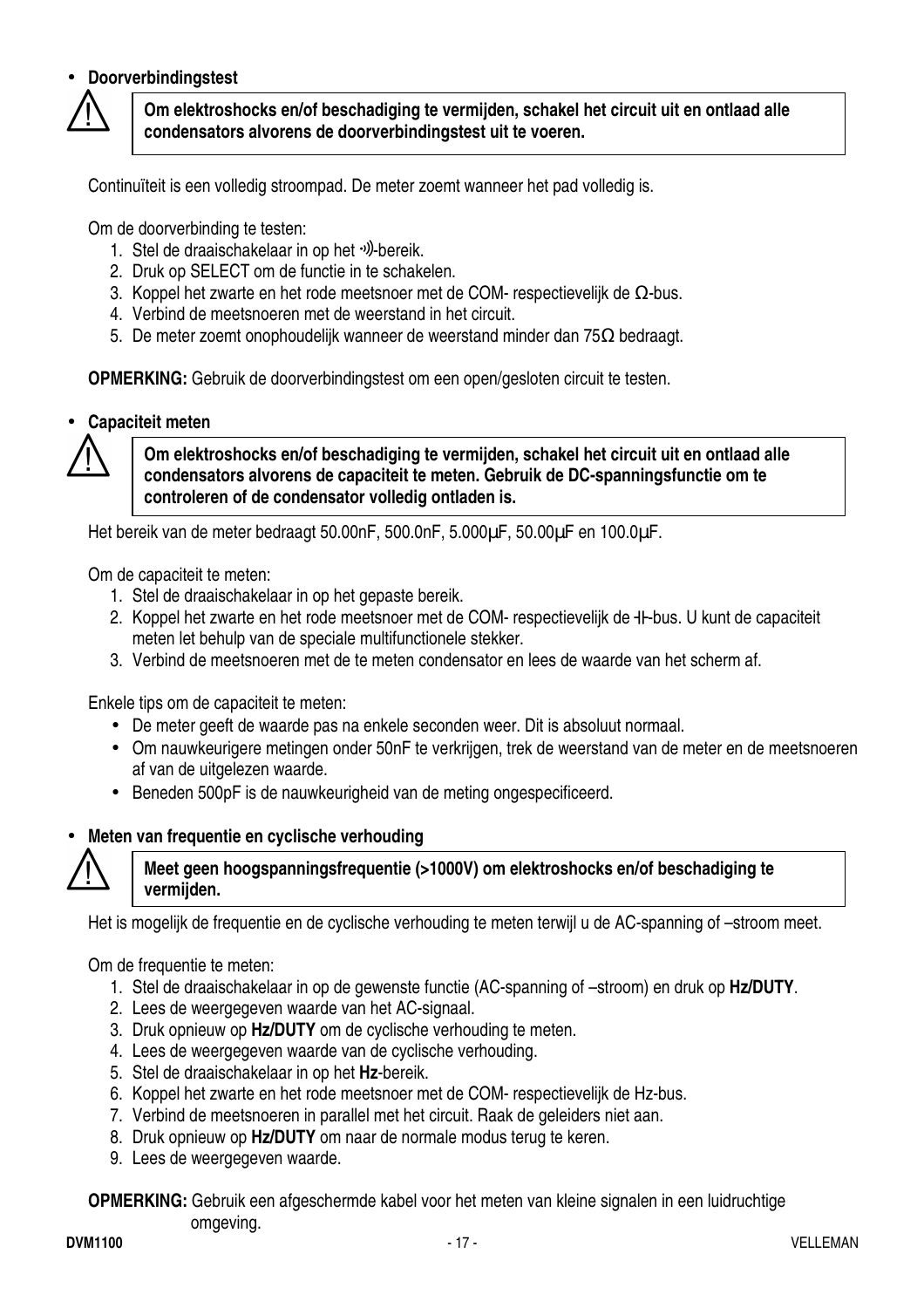- **Doorverbindingstest**

> ⚠ **Om elektroshocks en/of beschadiging te vermijden, schakel het circuit uit en ontlaad alle condensators alvorens de doorverbindingstest uit te voeren.**

Continuïteit is een volledig stroompad. De meter zoemt wanneer het pad volledig is.

Om de doorverbinding te testen:

1. Stel de draaischakelaar in op het ·))-bereik.
2. Druk op SELECT om de functie in te schakelen.
3. Koppel het zwarte en het rode meetsnoer met de COM- respectievelijk de Ω-bus.
4. Verbind de meetsnoeren met de weerstand in het circuit.
5. De meter zoemt onophoudelijk wanneer de weerstand minder dan 75Ω bedraagt.

**OPMERKING:** Gebruik de doorverbindingstest om een open/gesloten circuit te testen.

- **Capaciteit meten**

> ⚠ **Om elektroshocks en/of beschadiging te vermijden, schakel het circuit uit en ontlaad alle condensators alvorens de capaciteit te meten. Gebruik de DC-spanningsfunctie om te controleren of de condensator volledig ontladen is.**

Het bereik van de meter bedraagt 50.00nF, 500.0nF, 5.000µF, 50.00µF en 100.0µF.

Om de capaciteit te meten:

1. Stel de draaischakelaar in op het gepaste bereik.
2. Koppel het zwarte en het rode meetsnoer met de COM- respectievelijk de ⊣⊢-bus. U kunt de capaciteit meten let behulp van de speciale multifunctionele stekker.
3. Verbind de meetsnoeren met de te meten condensator en lees de waarde van het scherm af.

Enkele tips om de capaciteit te meten:

- De meter geeft de waarde pas na enkele seconden weer. Dit is absoluut normaal.
- Om nauwkeurigere metingen onder 50nF te verkrijgen, trek de weerstand van de meter en de meetsnoeren af van de uitgelezen waarde.
- Beneden 500pF is de nauwkeurigheid van de meting ongespecificeerd.

- **Meten van frequentie en cyclische verhouding**

> ⚠ **Meet geen hoogspanningsfrequentie (>1000V) om elektroshocks en/of beschadiging te vermijden.**

Het is mogelijk de frequentie en de cyclische verhouding te meten terwijl u de AC-spanning of –stroom meet.

Om de frequentie te meten:

1. Stel de draaischakelaar in op de gewenste functie (AC-spanning of –stroom) en druk op **Hz/DUTY**.
2. Lees de weergegeven waarde van het AC-signaal.
3. Druk opnieuw op **Hz/DUTY** om de cyclische verhouding te meten.
4. Lees de weergegeven waarde van de cyclische verhouding.
5. Stel de draaischakelaar in op het **Hz**-bereik.
6. Koppel het zwarte en het rode meetsnoer met de COM- respectievelijk de Hz-bus.
7. Verbind de meetsnoeren in parallel met het circuit. Raak de geleiders niet aan.
8. Druk opnieuw op **Hz/DUTY** om naar de normale modus terug te keren.
9. Lees de weergegeven waarde.

**OPMERKING:** Gebruik een afgeschermde kabel voor het meten van kleine signalen in een luidruchtige omgeving.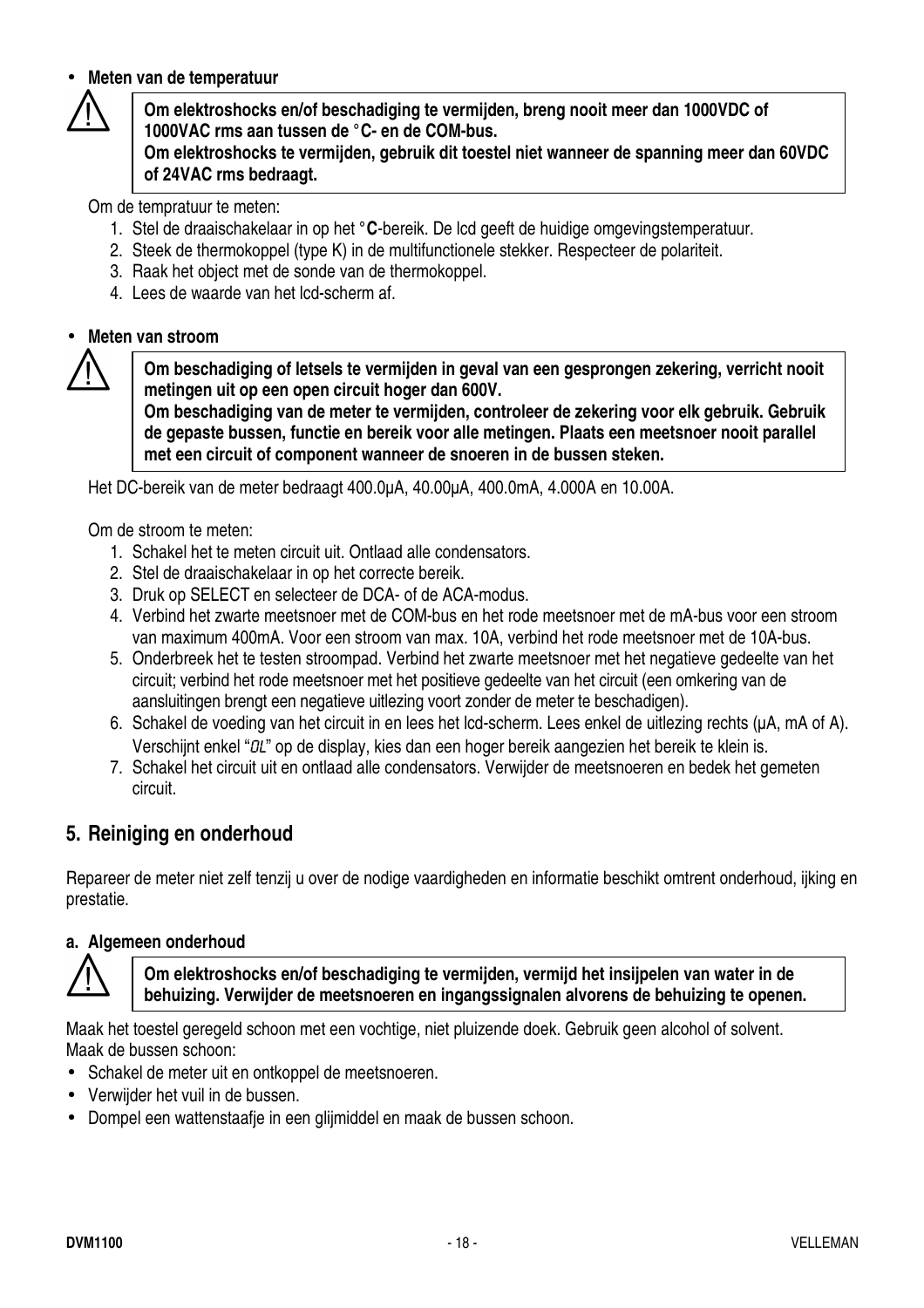- **Meten van de temperatuur**

⚠ **Om elektroshocks en/of beschadiging te vermijden, breng nooit meer dan 1000VDC of 1000VAC rms aan tussen de °C- en de COM-bus.**
**Om elektroshocks te vermijden, gebruik dit toestel niet wanneer de spanning meer dan 60VDC of 24VAC rms bedraagt.**

Om de tempratuur te meten:

1. Stel de draaischakelaar in op het °**C**-bereik. De lcd geeft de huidige omgevingstemperatuur.
2. Steek de thermokoppel (type K) in de multifunctionele stekker. Respecteer de polariteit.
3. Raak het object met de sonde van de thermokoppel.
4. Lees de waarde van het lcd-scherm af.

- **Meten van stroom**

⚠ **Om beschadiging of letsels te vermijden in geval van een gesprongen zekering, verricht nooit metingen uit op een open circuit hoger dan 600V.**
**Om beschadiging van de meter te vermijden, controleer de zekering voor elk gebruik. Gebruik de gepaste bussen, functie en bereik voor alle metingen. Plaats een meetsnoer nooit parallel met een circuit of component wanneer de snoeren in de bussen steken.**

Het DC-bereik van de meter bedraagt 400.0µA, 40.00µA, 400.0mA, 4.000A en 10.00A.

Om de stroom te meten:

1. Schakel het te meten circuit uit. Ontlaad alle condensators.
2. Stel de draaischakelaar in op het correcte bereik.
3. Druk op SELECT en selecteer de DCA- of de ACA-modus.
4. Verbind het zwarte meetsnoer met de COM-bus en het rode meetsnoer met de mA-bus voor een stroom van maximum 400mA. Voor een stroom van max. 10A, verbind het rode meetsnoer met de 10A-bus.
5. Onderbreek het te testen stroompad. Verbind het zwarte meetsnoer met het negatieve gedeelte van het circuit; verbind het rode meetsnoer met het positieve gedeelte van het circuit (een omkering van de aansluitingen brengt een negatieve uitlezing voort zonder de meter te beschadigen).
6. Schakel de voeding van het circuit in en lees het lcd-scherm. Lees enkel de uitlezing rechts (µA, mA of A). Verschijnt enkel "OL" op de display, kies dan een hoger bereik aangezien het bereik te klein is.
7. Schakel het circuit uit en ontlaad alle condensators. Verwijder de meetsnoeren en bedek het gemeten circuit.

## 5. Reiniging en onderhoud

Repareer de meter niet zelf tenzij u over de nodige vaardigheden en informatie beschikt omtrent onderhoud, ijking en prestatie.

### a. Algemeen onderhoud

⚠ **Om elektroshocks en/of beschadiging te vermijden, vermijd het insijpelen van water in de behuizing. Verwijder de meetsnoeren en ingangssignalen alvorens de behuizing te openen.**

Maak het toestel geregeld schoon met een vochtige, niet pluizende doek. Gebruik geen alcohol of solvent.
Maak de bussen schoon:

- Schakel de meter uit en ontkoppel de meetsnoeren.
- Verwijder het vuil in de bussen.
- Dompel een wattenstaafje in een glijmiddel en maak de bussen schoon.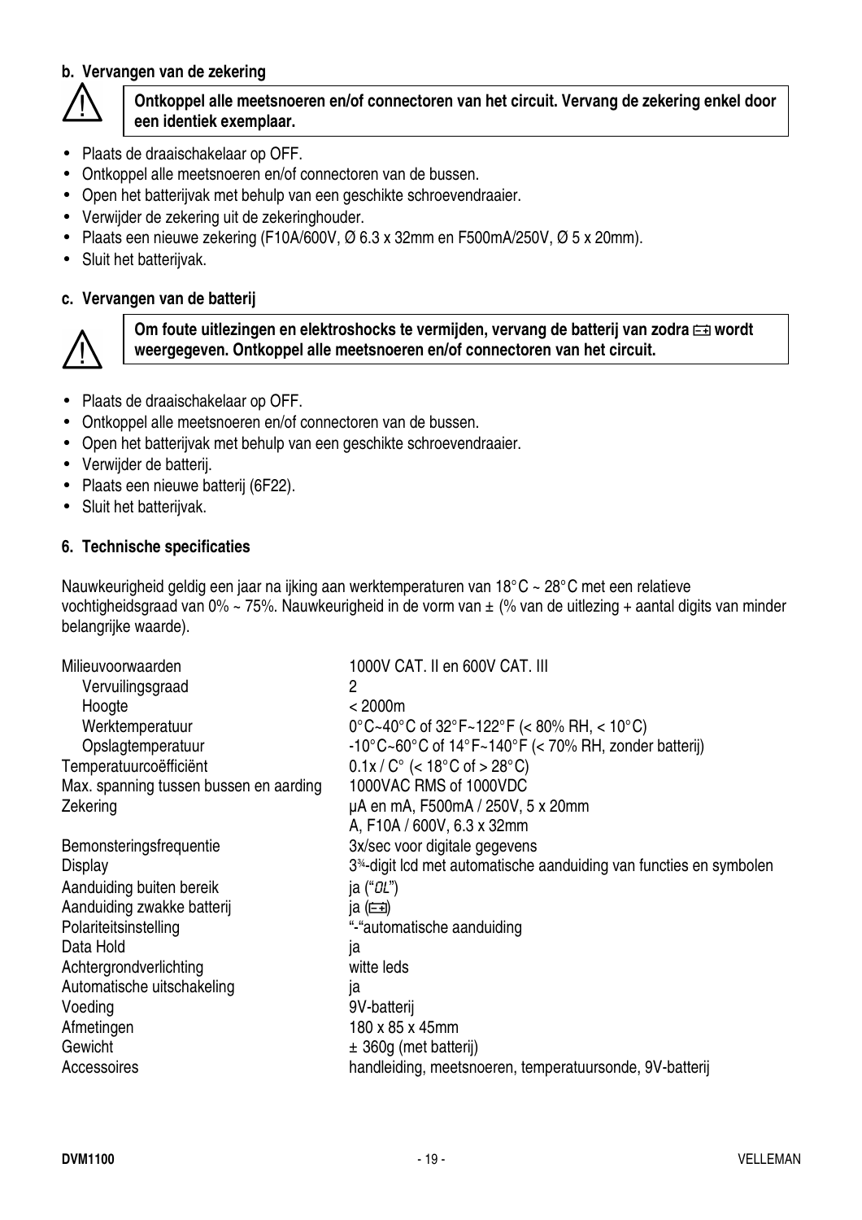### b. Vervangen van de zekering

> ⚠ **Ontkoppel alle meetsnoeren en/of connectoren van het circuit. Vervang de zekering enkel door een identiek exemplaar.**

- Plaats de draaischakelaar op OFF.
- Ontkoppel alle meetsnoeren en/of connectoren van de bussen.
- Open het batterijvak met behulp van een geschikte schroevendraaier.
- Verwijder de zekering uit de zekeringhouder.
- Plaats een nieuwe zekering (F10A/600V, Ø 6.3 x 32mm en F500mA/250V, Ø 5 x 20mm).
- Sluit het batterijvak.

### c. Vervangen van de batterij

> ⚠ **Om foute uitlezingen en elektroshocks te vermijden, vervang de batterij van zodra ▭ wordt weergegeven. Ontkoppel alle meetsnoeren en/of connectoren van het circuit.**

- Plaats de draaischakelaar op OFF.
- Ontkoppel alle meetsnoeren en/of connectoren van de bussen.
- Open het batterijvak met behulp van een geschikte schroevendraaier.
- Verwijder de batterij.
- Plaats een nieuwe batterij (6F22).
- Sluit het batterijvak.

## 6. Technische specificaties

Nauwkeurigheid geldig een jaar na ijking aan werktemperaturen van 18°C ~ 28°C met een relatieve vochtigheidsgraad van 0% ~ 75%. Nauwkeurigheid in de vorm van ± (% van de uitlezing + aantal digits van minder belangrijke waarde).

| | |
|---|---|
| Milieuvoorwaarden | 1000V CAT. II en 600V CAT. III |
| Vervuilingsgraad | 2 |
| Hoogte | < 2000m |
| Werktemperatuur | 0°C~40°C of 32°F~122°F (< 80% RH, < 10°C) |
| Opslagtemperatuur | -10°C~60°C of 14°F~140°F (< 70% RH, zonder batterij) |
| Temperatuurcoëfficiënt | 0.1x / C° (< 18°C of > 28°C) |
| Max. spanning tussen bussen en aarding | 1000VAC RMS of 1000VDC |
| Zekering | µA en mA, F500mA / 250V, 5 x 20mm<br>A, F10A / 600V, 6.3 x 32mm |
| Bemonsteringsfrequentie | 3x/sec voor digitale gegevens |
| Display | 3¾-digit lcd met automatische aanduiding van functies en symbolen |
| Aanduiding buiten bereik | ja ("OL") |
| Aanduiding zwakke batterij | ja (▭) |
| Polariteitsinstelling | "-"automatische aanduiding |
| Data Hold | ja |
| Achtergrondverlichting | witte leds |
| Automatische uitschakeling | ja |
| Voeding | 9V-batterij |
| Afmetingen | 180 x 85 x 45mm |
| Gewicht | ± 360g (met batterij) |
| Accessoires | handleiding, meetsnoeren, temperatuursonde, 9V-batterij |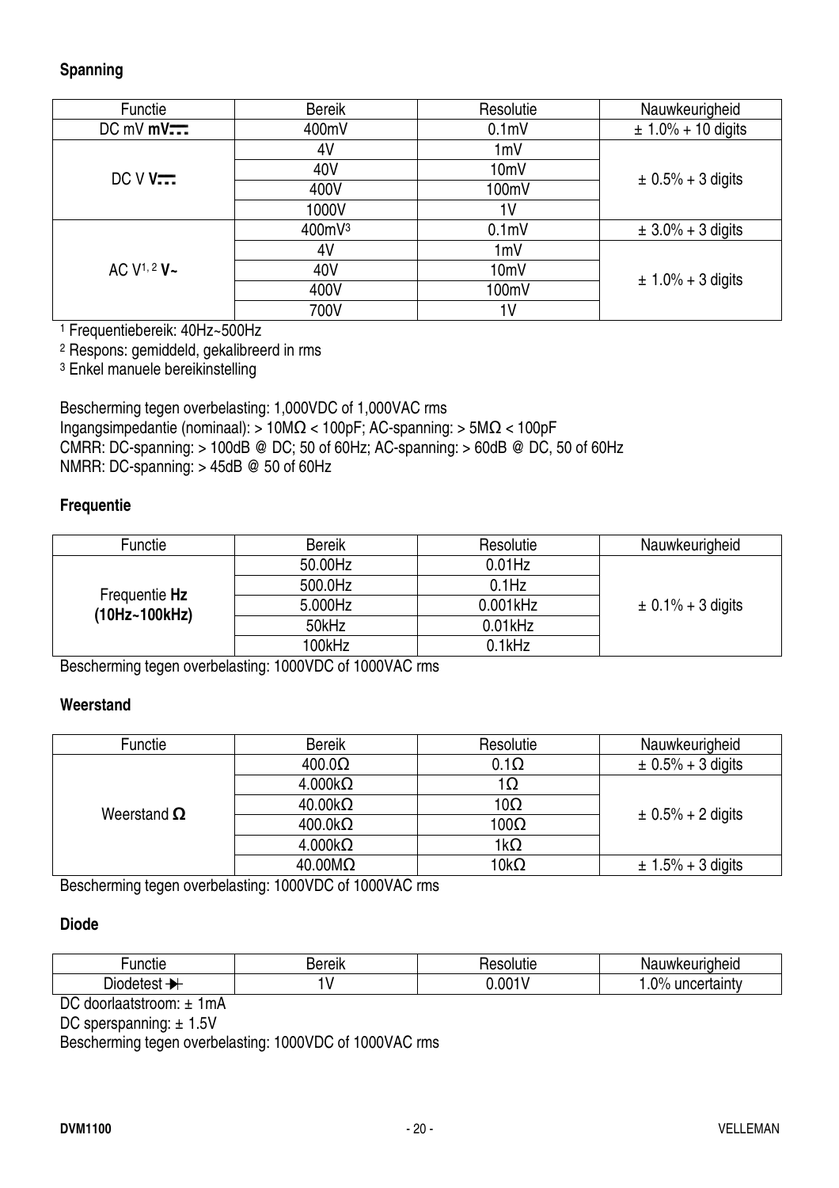**Spanning**

| Functie | Bereik | Resolutie | Nauwkeurigheid |
|---|---|---|---|
| DC mV **mV⎓** | 400mV | 0.1mV | ± 1.0% + 10 digits |
| DC V **V⎓** | 4V | 1mV | ± 0.5% + 3 digits |
| | 40V | 10mV | |
| | 400V | 100mV | |
| | 1000V | 1V | |
| AC V[1, 2] **V~** | 400mV[3] | 0.1mV | ± 3.0% + 3 digits |
| | 4V | 1mV | ± 1.0% + 3 digits |
| | 40V | 10mV | |
| | 400V | 100mV | |
| | 700V | 1V | |

[1] Frequentiebereik: 40Hz~500Hz
[2] Respons: gemiddeld, gekalibreerd in rms
[3] Enkel manuele bereikinstelling

Bescherming tegen overbelasting: 1,000VDC of 1,000VAC rms
Ingangsimpedantie (nominaal): > 10MΩ < 100pF; AC-spanning: > 5MΩ < 100pF
CMRR: DC-spanning: > 100dB @ DC; 50 of 60Hz; AC-spanning: > 60dB @ DC, 50 of 60Hz
NMRR: DC-spanning: > 45dB @ 50 of 60Hz

**Frequentie**

| Functie | Bereik | Resolutie | Nauwkeurigheid |
|---|---|---|---|
| Frequentie **Hz (10Hz~100kHz)** | 50.00Hz | 0.01Hz | ± 0.1% + 3 digits |
| | 500.0Hz | 0.1Hz | |
| | 5.000Hz | 0.001kHz | |
| | 50kHz | 0.01kHz | |
| | 100kHz | 0.1kHz | |

Bescherming tegen overbelasting: 1000VDC of 1000VAC rms

**Weerstand**

| Functie | Bereik | Resolutie | Nauwkeurigheid |
|---|---|---|---|
| Weerstand **Ω** | 400.0Ω | 0.1Ω | ± 0.5% + 3 digits |
| | 4.000kΩ | 1Ω | ± 0.5% + 2 digits |
| | 40.00kΩ | 10Ω | |
| | 400.0kΩ | 100Ω | |
| | 4.000kΩ | 1kΩ | |
| | 40.00MΩ | 10kΩ | ± 1.5% + 3 digits |

Bescherming tegen overbelasting: 1000VDC of 1000VAC rms

**Diode**

| Functie | Bereik | Resolutie | Nauwkeurigheid |
|---|---|---|---|
| Diodetest ➔ | 1V | 0.001V | 1.0% uncertainty |

DC doorlaatstroom: ± 1mA
DC sperspanning: ± 1.5V
Bescherming tegen overbelasting: 1000VDC of 1000VAC rms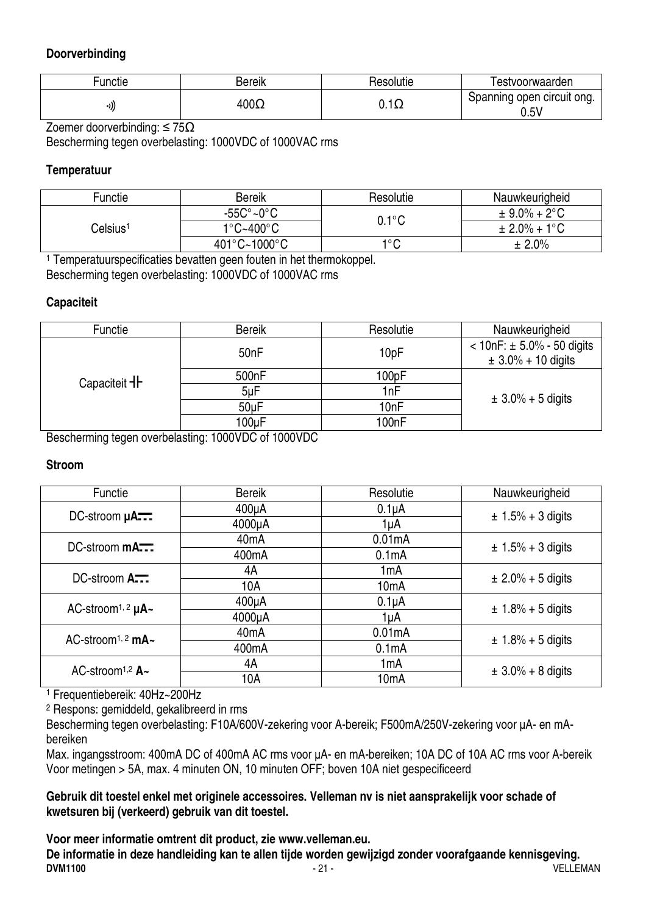### Doorverbinding

| Functie | Bereik | Resolutie | Testvoorwaarden |
|---|---|---|---|
| ·))) | 400Ω | 0.1Ω | Spanning open circuit ong. 0.5V |

Zoemer doorverbinding: ≤ 75Ω

Bescherming tegen overbelasting: 1000VDC of 1000VAC rms

### Temperatuur

| Functie | Bereik | Resolutie | Nauwkeurigheid |
|---|---|---|---|
| Celsius[1] | -55C°~0°C | 0.1°C | ± 9.0% + 2°C |
| | 1°C~400°C | | ± 2.0% + 1°C |
| | 401°C~1000°C | 1°C | ± 2.0% |

[1] Temperatuurspecificaties bevatten geen fouten in het thermokoppel.

Bescherming tegen overbelasting: 1000VDC of 1000VAC rms

### Capaciteit

| Functie | Bereik | Resolutie | Nauwkeurigheid |
|---|---|---|---|
| Capaciteit ⊣⊢ | 50nF | 10pF | < 10nF: ± 5.0% - 50 digits ± 3.0% + 10 digits |
| | 500nF | 100pF | ± 3.0% + 5 digits |
| | 5µF | 1nF | |
| | 50µF | 10nF | |
| | 100µF | 100nF | |

Bescherming tegen overbelasting: 1000VDC of 1000VDC

### Stroom

| Functie | Bereik | Resolutie | Nauwkeurigheid |
|---|---|---|---|
| DC-stroom **µA⎓** | 400µA | 0.1µA | ± 1.5% + 3 digits |
| | 4000µA | 1µA | |
| DC-stroom **mA⎓** | 40mA | 0.01mA | ± 1.5% + 3 digits |
| | 400mA | 0.1mA | |
| DC-stroom **A⎓** | 4A | 1mA | ± 2.0% + 5 digits |
| | 10A | 10mA | |
| AC-stroom[1, 2] **µA~** | 400µA | 0.1µA | ± 1.8% + 5 digits |
| | 4000µA | 1µA | |
| AC-stroom[1, 2] **mA~** | 40mA | 0.01mA | ± 1.8% + 5 digits |
| | 400mA | 0.1mA | |
| AC-stroom[1,2] **A~** | 4A | 1mA | ± 3.0% + 8 digits |
| | 10A | 10mA | |

[1] Frequentiebereik: 40Hz~200Hz

[2] Respons: gemiddeld, gekalibreerd in rms

Bescherming tegen overbelasting: F10A/600V-zekering voor A-bereik; F500mA/250V-zekering voor µA- en mA-bereiken

Max. ingangsstroom: 400mA DC of 400mA AC rms voor µA- en mA-bereiken; 10A DC of 10A AC rms voor A-bereik

Voor metingen > 5A, max. 4 minuten ON, 10 minuten OFF; boven 10A niet gespecificeerd

**Gebruik dit toestel enkel met originele accessoires. Velleman nv is niet aansprakelijk voor schade of kwetsuren bij (verkeerd) gebruik van dit toestel.**

**Voor meer informatie omtrent dit product, zie www.velleman.eu.**

**De informatie in deze handleiding kan te allen tijde worden gewijzigd zonder voorafgaande kennisgeving.**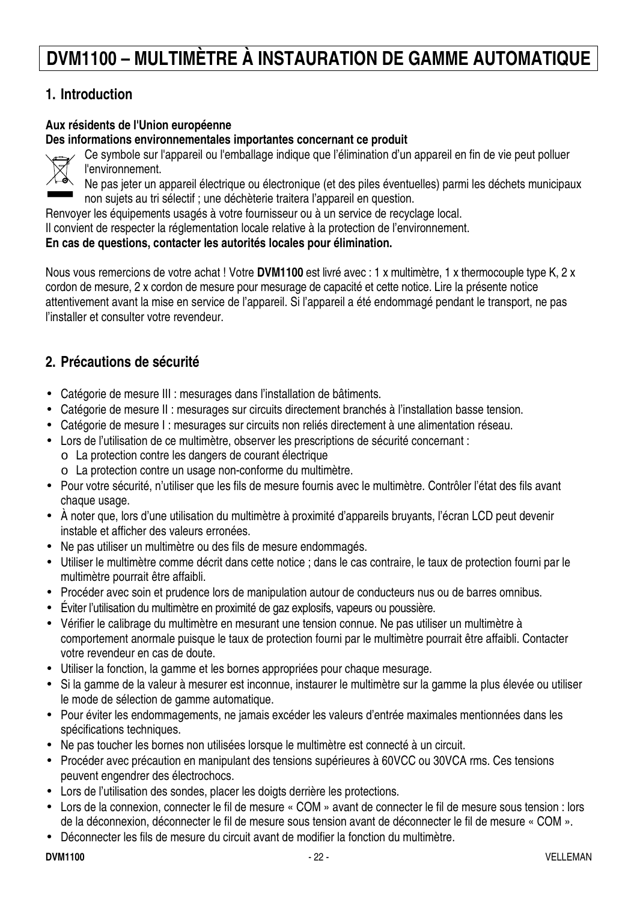# DVM1100 – MULTIMÈTRE À INSTAURATION DE GAMME AUTOMATIQUE

## 1. Introduction

**Aux résidents de l'Union européenne**
**Des informations environnementales importantes concernant ce produit**

Ce symbole sur l'appareil ou l'emballage indique que l'élimination d'un appareil en fin de vie peut polluer l'environnement.
Ne pas jeter un appareil électrique ou électronique (et des piles éventuelles) parmi les déchets municipaux non sujets au tri sélectif ; une déchèterie traitera l'appareil en question.
Renvoyer les équipements usagés à votre fournisseur ou à un service de recyclage local.
Il convient de respecter la réglementation locale relative à la protection de l'environnement.
**En cas de questions, contacter les autorités locales pour élimination.**

Nous vous remercions de votre achat ! Votre **DVM1100** est livré avec : 1 x multimètre, 1 x thermocouple type K, 2 x cordon de mesure, 2 x cordon de mesure pour mesurage de capacité et cette notice. Lire la présente notice attentivement avant la mise en service de l'appareil. Si l'appareil a été endommagé pendant le transport, ne pas l'installer et consulter votre revendeur.

## 2. Précautions de sécurité

- Catégorie de mesure III : mesurages dans l'installation de bâtiments.
- Catégorie de mesure II : mesurages sur circuits directement branchés à l'installation basse tension.
- Catégorie de mesure I : mesurages sur circuits non reliés directement à une alimentation réseau.
- Lors de l'utilisation de ce multimètre, observer les prescriptions de sécurité concernant :
  - La protection contre les dangers de courant électrique
  - La protection contre un usage non-conforme du multimètre.
- Pour votre sécurité, n'utiliser que les fils de mesure fournis avec le multimètre. Contrôler l'état des fils avant chaque usage.
- À noter que, lors d'une utilisation du multimètre à proximité d'appareils bruyants, l'écran LCD peut devenir instable et afficher des valeurs erronées.
- Ne pas utiliser un multimètre ou des fils de mesure endommagés.
- Utiliser le multimètre comme décrit dans cette notice ; dans le cas contraire, le taux de protection fourni par le multimètre pourrait être affaibli.
- Procéder avec soin et prudence lors de manipulation autour de conducteurs nus ou de barres omnibus.
- Éviter l'utilisation du multimètre en proximité de gaz explosifs, vapeurs ou poussière.
- Vérifier le calibrage du multimètre en mesurant une tension connue. Ne pas utiliser un multimètre à comportement anormale puisque le taux de protection fourni par le multimètre pourrait être affaibli. Contacter votre revendeur en cas de doute.
- Utiliser la fonction, la gamme et les bornes appropriées pour chaque mesurage.
- Si la gamme de la valeur à mesurer est inconnue, instaurer le multimètre sur la gamme la plus élevée ou utiliser le mode de sélection de gamme automatique.
- Pour éviter les endommagements, ne jamais excéder les valeurs d'entrée maximales mentionnées dans les spécifications techniques.
- Ne pas toucher les bornes non utilisées lorsque le multimètre est connecté à un circuit.
- Procéder avec précaution en manipulant des tensions supérieures à 60VCC ou 30VCA rms. Ces tensions peuvent engendrer des électrochocs.
- Lors de l'utilisation des sondes, placer les doigts derrière les protections.
- Lors de la connexion, connecter le fil de mesure « COM » avant de connecter le fil de mesure sous tension : lors de la déconnexion, déconnecter le fil de mesure sous tension avant de déconnecter le fil de mesure « COM ».
- Déconnecter les fils de mesure du circuit avant de modifier la fonction du multimètre.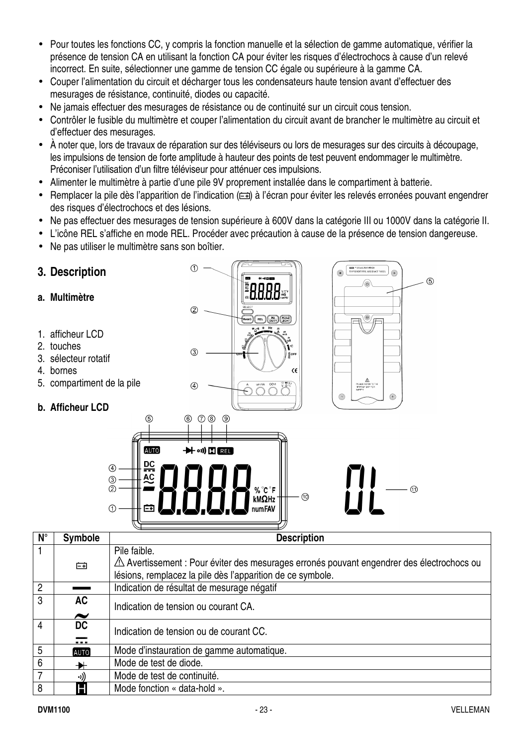- Pour toutes les fonctions CC, y compris la fonction manuelle et la sélection de gamme automatique, vérifier la présence de tension CA en utilisant la fonction CA pour éviter les risques d'électrochocs à cause d'un relevé incorrect. En suite, sélectionner une gamme de tension CC égale ou supérieure à la gamme CA.
- Couper l'alimentation du circuit et décharger tous les condensateurs haute tension avant d'effectuer des mesurages de résistance, continuité, diodes ou capacité.
- Ne jamais effectuer des mesurages de résistance ou de continuité sur un circuit cous tension.
- Contrôler le fusible du multimètre et couper l'alimentation du circuit avant de brancher le multimètre au circuit et d'effectuer des mesurages.
- À noter que, lors de travaux de réparation sur des téléviseurs ou lors de mesurages sur des circuits à découpage, les impulsions de tension de forte amplitude à hauteur des points de test peuvent endommager le multimètre. Préconiser l'utilisation d'un filtre téléviseur pour atténuer ces impulsions.
- Alimenter le multimètre à partie d'une pile 9V proprement installée dans le compartiment à batterie.
- Remplacer la pile dès l'apparition de l'indication (⊟) à l'écran pour éviter les relevés erronées pouvant engendrer des risques d'électrochocs et des lésions.
- Ne pas effectuer des mesurages de tension supérieure à 600V dans la catégorie III ou 1000V dans la catégorie II.
- L'icône REL s'affiche en mode REL. Procéder avec précaution à cause de la présence de tension dangereuse.
- Ne pas utiliser le multimètre sans son boîtier.

## 3. Description

### a. Multimètre

1. afficheur LCD
2. touches
3. sélecteur rotatif
4. bornes
5. compartiment de la pile

### b. Afficheur LCD

| N° | Symbole | Description |
|---|---|---|
| 1 | ⊟ | Pile faible.<br>⚠ Avertissement : Pour éviter des mesurages erronés pouvant engendrer des électrochocs ou lésions, remplacez la pile dès l'apparition de ce symbole. |
| 2 | ▬ | Indication de résultat de mesurage négatif |
| 3 | AC ~ | Indication de tension ou courant CA. |
| 4 | DC ⎓ | Indication de tension ou de courant CC. |
| 5 | AUTO | Mode d'instauration de gamme automatique. |
| 6 | ⊣▶ | Mode de test de diode. |
| 7 | •)) | Mode de test de continuité. |
| 8 | H | Mode fonction « data-hold ». |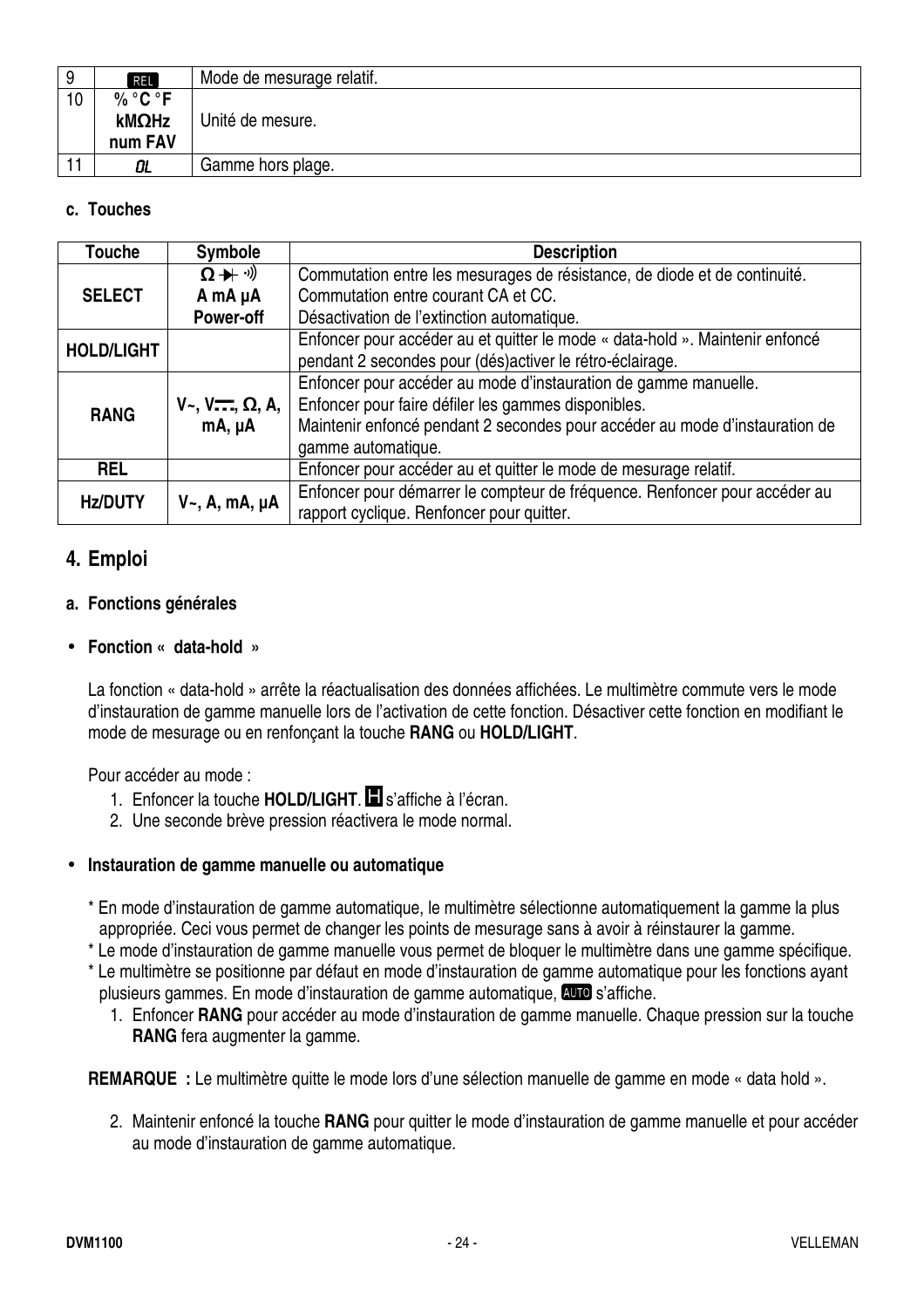| 9 | REL | Mode de mesurage relatif. |
|---|---|---|
| 10 | % °C °F<br>kMΩHz<br>num FAV | Unité de mesure. |
| 11 | OL | Gamme hors plage. |

#### c. Touches

| Touche | Symbole | Description |
|---|---|---|
| **SELECT** | **Ω ⯈ ·))**<br>**A mA µA**<br>**Power-off** | Commutation entre les mesurages de résistance, de diode et de continuité.<br>Commutation entre courant CA et CC.<br>Désactivation de l'extinction automatique. |
| **HOLD/LIGHT** | | Enfoncer pour accéder au et quitter le mode « data-hold ». Maintenir enfoncé pendant 2 secondes pour (dés)activer le rétro-éclairage. |
| **RANG** | **V~, V⎓, Ω, A, mA, µA** | Enfoncer pour accéder au mode d'instauration de gamme manuelle.<br>Enfoncer pour faire défiler les gammes disponibles.<br>Maintenir enfoncé pendant 2 secondes pour accéder au mode d'instauration de gamme automatique. |
| **REL** | | Enfoncer pour accéder au et quitter le mode de mesurage relatif. |
| **Hz/DUTY** | **V~, A, mA, µA** | Enfoncer pour démarrer le compteur de fréquence. Renfoncer pour accéder au rapport cyclique. Renfoncer pour quitter. |

## 4. Emploi

#### a. Fonctions générales

- **Fonction « data-hold »**

La fonction « data-hold » arrête la réactualisation des données affichées. Le multimètre commute vers le mode d'instauration de gamme manuelle lors de l'activation de cette fonction. Désactiver cette fonction en modifiant le mode de mesurage ou en renfonçant la touche **RANG** ou **HOLD/LIGHT**.

Pour accéder au mode :

1. Enfoncer la touche **HOLD/LIGHT**. H s'affiche à l'écran.
2. Une seconde brève pression réactivera le mode normal.

- **Instauration de gamme manuelle ou automatique**

\* En mode d'instauration de gamme automatique, le multimètre sélectionne automatiquement la gamme la plus appropriée. Ceci vous permet de changer les points de mesurage sans à avoir à réinstaurer la gamme.
\* Le mode d'instauration de gamme manuelle vous permet de bloquer le multimètre dans une gamme spécifique.
\* Le multimètre se positionne par défaut en mode d'instauration de gamme automatique pour les fonctions ayant plusieurs gammes. En mode d'instauration de gamme automatique, AUTO s'affiche.

1. Enfoncer **RANG** pour accéder au mode d'instauration de gamme manuelle. Chaque pression sur la touche **RANG** fera augmenter la gamme.

**REMARQUE :** Le multimètre quitte le mode lors d'une sélection manuelle de gamme en mode « data hold ».

2. Maintenir enfoncé la touche **RANG** pour quitter le mode d'instauration de gamme manuelle et pour accéder au mode d'instauration de gamme automatique.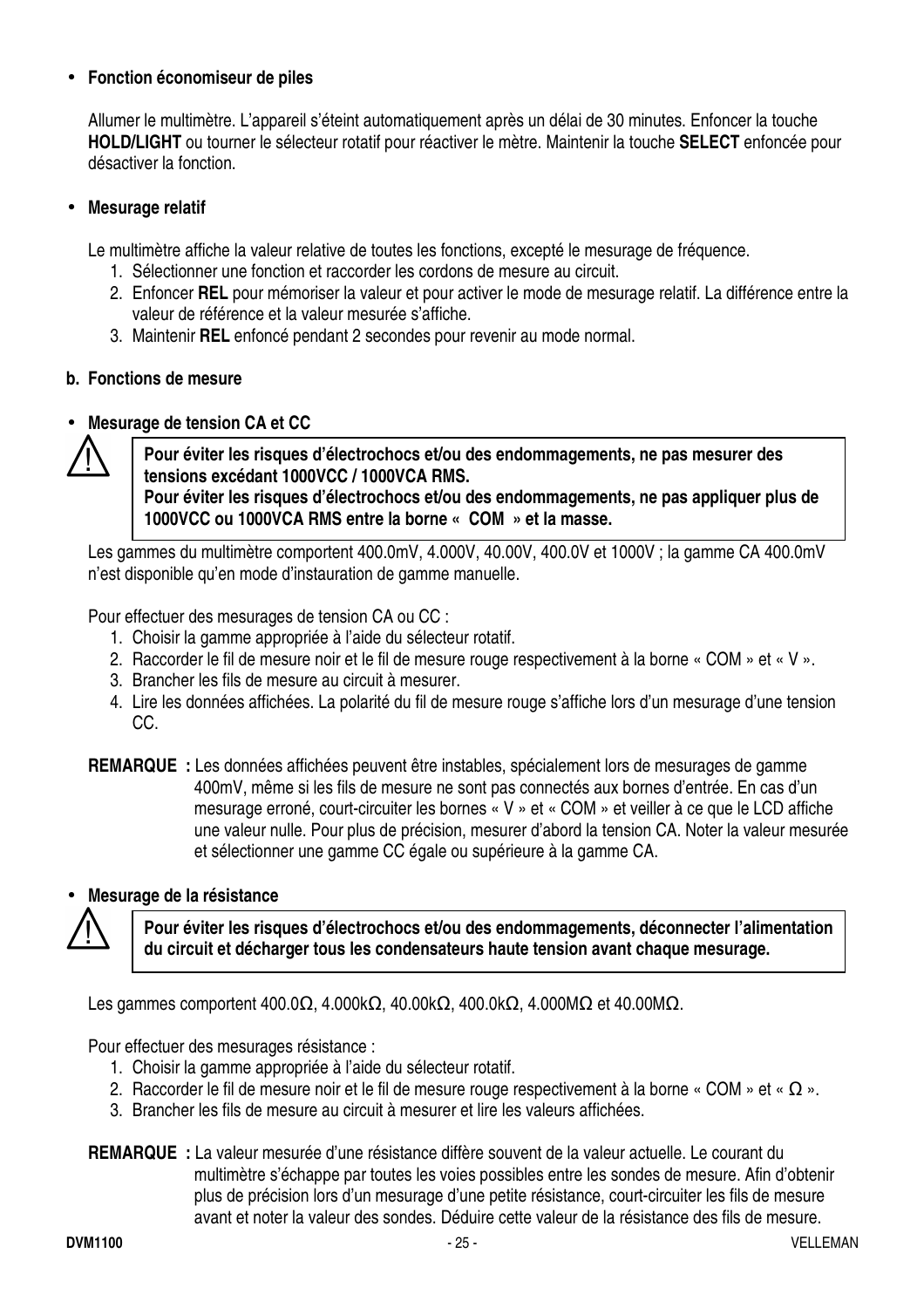- **Fonction économiseur de piles**

  Allumer le multimètre. L'appareil s'éteint automatiquement après un délai de 30 minutes. Enfoncer la touche **HOLD/LIGHT** ou tourner le sélecteur rotatif pour réactiver le mètre. Maintenir la touche **SELECT** enfoncée pour désactiver la fonction.

- **Mesurage relatif**

  Le multimètre affiche la valeur relative de toutes les fonctions, excepté le mesurage de fréquence.
  1. Sélectionner une fonction et raccorder les cordons de mesure au circuit.
  2. Enfoncer **REL** pour mémoriser la valeur et pour activer le mode de mesurage relatif. La différence entre la valeur de référence et la valeur mesurée s'affiche.
  3. Maintenir **REL** enfoncé pendant 2 secondes pour revenir au mode normal.

**b. Fonctions de mesure**

- **Mesurage de tension CA et CC**

> ⚠ **Pour éviter les risques d'électrochocs et/ou des endommagements, ne pas mesurer des tensions excédant 1000VCC / 1000VCA RMS.**
> **Pour éviter les risques d'électrochocs et/ou des endommagements, ne pas appliquer plus de 1000VCC ou 1000VCA RMS entre la borne « COM » et la masse.**

Les gammes du multimètre comportent 400.0mV, 4.000V, 40.00V, 400.0V et 1000V ; la gamme CA 400.0mV n'est disponible qu'en mode d'instauration de gamme manuelle.

Pour effectuer des mesurages de tension CA ou CC :
1. Choisir la gamme appropriée à l'aide du sélecteur rotatif.
2. Raccorder le fil de mesure noir et le fil de mesure rouge respectivement à la borne « COM » et « V ».
3. Brancher les fils de mesure au circuit à mesurer.
4. Lire les données affichées. La polarité du fil de mesure rouge s'affiche lors d'un mesurage d'une tension CC.

**REMARQUE :** Les données affichées peuvent être instables, spécialement lors de mesurages de gamme 400mV, même si les fils de mesure ne sont pas connectés aux bornes d'entrée. En cas d'un mesurage erroné, court-circuiter les bornes « V » et « COM » et veiller à ce que le LCD affiche une valeur nulle. Pour plus de précision, mesurer d'abord la tension CA. Noter la valeur mesurée et sélectionner une gamme CC égale ou supérieure à la gamme CA.

- **Mesurage de la résistance**

> ⚠ **Pour éviter les risques d'électrochocs et/ou des endommagements, déconnecter l'alimentation du circuit et décharger tous les condensateurs haute tension avant chaque mesurage.**

Les gammes comportent 400.0Ω, 4.000kΩ, 40.00kΩ, 400.0kΩ, 4.000MΩ et 40.00MΩ.

Pour effectuer des mesurages résistance :
1. Choisir la gamme appropriée à l'aide du sélecteur rotatif.
2. Raccorder le fil de mesure noir et le fil de mesure rouge respectivement à la borne « COM » et « Ω ».
3. Brancher les fils de mesure au circuit à mesurer et lire les valeurs affichées.

**REMARQUE :** La valeur mesurée d'une résistance diffère souvent de la valeur actuelle. Le courant du multimètre s'échappe par toutes les voies possibles entre les sondes de mesure. Afin d'obtenir plus de précision lors d'un mesurage d'une petite résistance, court-circuiter les fils de mesure avant et noter la valeur des sondes. Déduire cette valeur de la résistance des fils de mesure.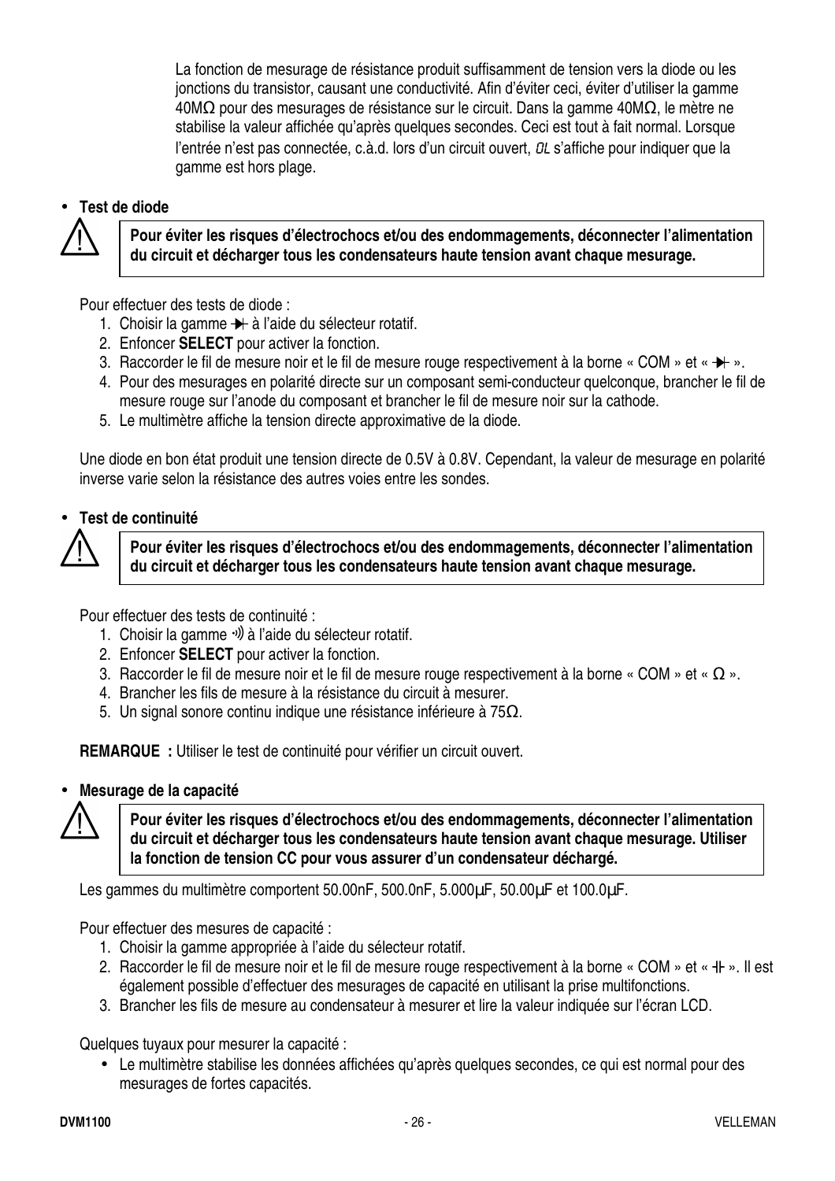La fonction de mesurage de résistance produit suffisamment de tension vers la diode ou les jonctions du transistor, causant une conductivité. Afin d'éviter ceci, éviter d'utiliser la gamme 40MΩ pour des mesurages de résistance sur le circuit. Dans la gamme 40MΩ, le mètre ne stabilise la valeur affichée qu'après quelques secondes. Ceci est tout à fait normal. Lorsque l'entrée n'est pas connectée, c.à.d. lors d'un circuit ouvert, *OL* s'affiche pour indiquer que la gamme est hors plage.

- **Test de diode**

> ⚠ **Pour éviter les risques d'électrochocs et/ou des endommagements, déconnecter l'alimentation du circuit et décharger tous les condensateurs haute tension avant chaque mesurage.**

Pour effectuer des tests de diode :

1. Choisir la gamme ⯈| à l'aide du sélecteur rotatif.
2. Enfoncer **SELECT** pour activer la fonction.
3. Raccorder le fil de mesure noir et le fil de mesure rouge respectivement à la borne « COM » et « ⯈| ».
4. Pour des mesurages en polarité directe sur un composant semi-conducteur quelconque, brancher le fil de mesure rouge sur l'anode du composant et brancher le fil de mesure noir sur la cathode.
5. Le multimètre affiche la tension directe approximative de la diode.

Une diode en bon état produit une tension directe de 0.5V à 0.8V. Cependant, la valeur de mesurage en polarité inverse varie selon la résistance des autres voies entre les sondes.

- **Test de continuité**

> ⚠ **Pour éviter les risques d'électrochocs et/ou des endommagements, déconnecter l'alimentation du circuit et décharger tous les condensateurs haute tension avant chaque mesurage.**

Pour effectuer des tests de continuité :

1. Choisir la gamme •))) à l'aide du sélecteur rotatif.
2. Enfoncer **SELECT** pour activer la fonction.
3. Raccorder le fil de mesure noir et le fil de mesure rouge respectivement à la borne « COM » et « Ω ».
4. Brancher les fils de mesure à la résistance du circuit à mesurer.
5. Un signal sonore continu indique une résistance inférieure à 75Ω.

**REMARQUE :** Utiliser le test de continuité pour vérifier un circuit ouvert.

- **Mesurage de la capacité**

> ⚠ **Pour éviter les risques d'électrochocs et/ou des endommagements, déconnecter l'alimentation du circuit et décharger tous les condensateurs haute tension avant chaque mesurage. Utiliser la fonction de tension CC pour vous assurer d'un condensateur déchargé.**

Les gammes du multimètre comportent 50.00nF, 500.0nF, 5.000µF, 50.00µF et 100.0µF.

Pour effectuer des mesures de capacité :

1. Choisir la gamme appropriée à l'aide du sélecteur rotatif.
2. Raccorder le fil de mesure noir et le fil de mesure rouge respectivement à la borne « COM » et « ⊣⊢ ». Il est également possible d'effectuer des mesurages de capacité en utilisant la prise multifonctions.
3. Brancher les fils de mesure au condensateur à mesurer et lire la valeur indiquée sur l'écran LCD.

Quelques tuyaux pour mesurer la capacité :

- Le multimètre stabilise les données affichées qu'après quelques secondes, ce qui est normal pour des mesurages de fortes capacités.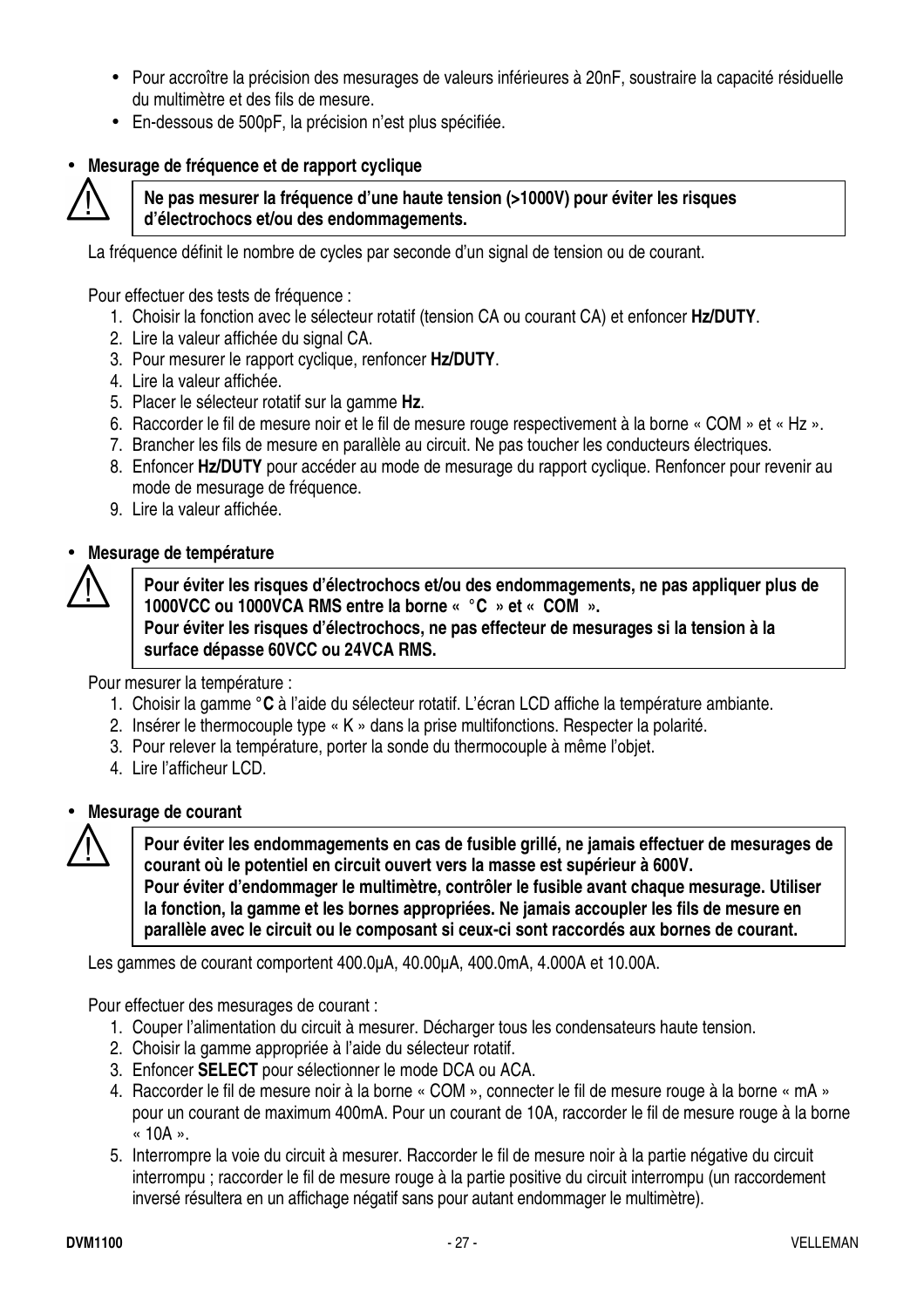- Pour accroître la précision des mesurages de valeurs inférieures à 20nF, soustraire la capacité résiduelle du multimètre et des fils de mesure.
- En-dessous de 500pF, la précision n'est plus spécifiée.

- **Mesurage de fréquence et de rapport cyclique**

> ⚠ **Ne pas mesurer la fréquence d'une haute tension (>1000V) pour éviter les risques d'électrochocs et/ou des endommagements.**

La fréquence définit le nombre de cycles par seconde d'un signal de tension ou de courant.

Pour effectuer des tests de fréquence :

1. Choisir la fonction avec le sélecteur rotatif (tension CA ou courant CA) et enfoncer **Hz/DUTY**.
2. Lire la valeur affichée du signal CA.
3. Pour mesurer le rapport cyclique, renfoncer **Hz/DUTY**.
4. Lire la valeur affichée.
5. Placer le sélecteur rotatif sur la gamme **Hz**.
6. Raccorder le fil de mesure noir et le fil de mesure rouge respectivement à la borne « COM » et « Hz ».
7. Brancher les fils de mesure en parallèle au circuit. Ne pas toucher les conducteurs électriques.
8. Enfoncer **Hz/DUTY** pour accéder au mode de mesurage du rapport cyclique. Renfoncer pour revenir au mode de mesurage de fréquence.
9. Lire la valeur affichée.

- **Mesurage de température**

> ⚠ **Pour éviter les risques d'électrochocs et/ou des endommagements, ne pas appliquer plus de 1000VCC ou 1000VCA RMS entre la borne « °C » et « COM ».**
> **Pour éviter les risques d'électrochocs, ne pas effecteur de mesurages si la tension à la surface dépasse 60VCC ou 24VCA RMS.**

Pour mesurer la température :

1. Choisir la gamme **°C** à l'aide du sélecteur rotatif. L'écran LCD affiche la température ambiante.
2. Insérer le thermocouple type « K » dans la prise multifonctions. Respecter la polarité.
3. Pour relever la température, porter la sonde du thermocouple à même l'objet.
4. Lire l'afficheur LCD.

- **Mesurage de courant**

> ⚠ **Pour éviter les endommagements en cas de fusible grillé, ne jamais effectuer de mesurages de courant où le potentiel en circuit ouvert vers la masse est supérieur à 600V.**
> **Pour éviter d'endommager le multimètre, contrôler le fusible avant chaque mesurage. Utiliser la fonction, la gamme et les bornes appropriées. Ne jamais accoupler les fils de mesure en parallèle avec le circuit ou le composant si ceux-ci sont raccordés aux bornes de courant.**

Les gammes de courant comportent 400.0µA, 40.00µA, 400.0mA, 4.000A et 10.00A.

Pour effectuer des mesurages de courant :

1. Couper l'alimentation du circuit à mesurer. Décharger tous les condensateurs haute tension.
2. Choisir la gamme appropriée à l'aide du sélecteur rotatif.
3. Enfoncer **SELECT** pour sélectionner le mode DCA ou ACA.
4. Raccorder le fil de mesure noir à la borne « COM », connecter le fil de mesure rouge à la borne « mA » pour un courant de maximum 400mA. Pour un courant de 10A, raccorder le fil de mesure rouge à la borne « 10A ».
5. Interrompre la voie du circuit à mesurer. Raccorder le fil de mesure noir à la partie négative du circuit interrompu ; raccorder le fil de mesure rouge à la partie positive du circuit interrompu (un raccordement inversé résultera en un affichage négatif sans pour autant endommager le multimètre).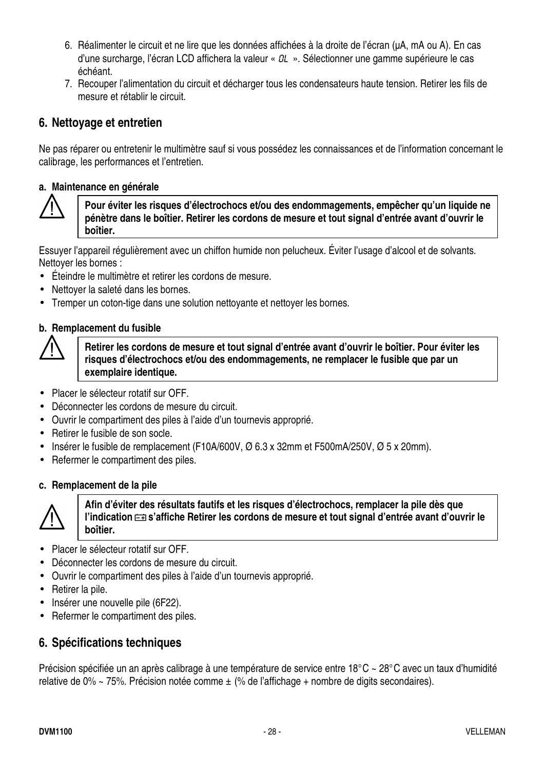6. Réalimenter le circuit et ne lire que les données affichées à la droite de l'écran (µA, mA ou A). En cas d'une surcharge, l'écran LCD affichera la valeur « OL ». Sélectionner une gamme supérieure le cas échéant.
7. Recouper l'alimentation du circuit et décharger tous les condensateurs haute tension. Retirer les fils de mesure et rétablir le circuit.

## 6. Nettoyage et entretien

Ne pas réparer ou entretenir le multimètre sauf si vous possédez les connaissances et de l'information concernant le calibrage, les performances et l'entretien.

### a. Maintenance en générale

⚠ **Pour éviter les risques d'électrochocs et/ou des endommagements, empêcher qu'un liquide ne pénètre dans le boîtier. Retirer les cordons de mesure et tout signal d'entrée avant d'ouvrir le boîtier.**

Essuyer l'appareil régulièrement avec un chiffon humide non pelucheux. Éviter l'usage d'alcool et de solvants. Nettoyer les bornes :

- Éteindre le multimètre et retirer les cordons de mesure.
- Nettoyer la saleté dans les bornes.
- Tremper un coton-tige dans une solution nettoyante et nettoyer les bornes.

### b. Remplacement du fusible

⚠ **Retirer les cordons de mesure et tout signal d'entrée avant d'ouvrir le boîtier. Pour éviter les risques d'électrochocs et/ou des endommagements, ne remplacer le fusible que par un exemplaire identique.**

- Placer le sélecteur rotatif sur OFF.
- Déconnecter les cordons de mesure du circuit.
- Ouvrir le compartiment des piles à l'aide d'un tournevis approprié.
- Retirer le fusible de son socle.
- Insérer le fusible de remplacement (F10A/600V, Ø 6.3 x 32mm et F500mA/250V, Ø 5 x 20mm).
- Refermer le compartiment des piles.

### c. Remplacement de la pile

⚠ **Afin d'éviter des résultats fautifs et les risques d'électrochocs, remplacer la pile dès que l'indication ⊟ s'affiche Retirer les cordons de mesure et tout signal d'entrée avant d'ouvrir le boîtier.**

- Placer le sélecteur rotatif sur OFF.
- Déconnecter les cordons de mesure du circuit.
- Ouvrir le compartiment des piles à l'aide d'un tournevis approprié.
- Retirer la pile.
- Insérer une nouvelle pile (6F22).
- Refermer le compartiment des piles.

## 6. Spécifications techniques

Précision spécifiée un an après calibrage à une température de service entre 18°C ~ 28°C avec un taux d'humidité relative de 0% ~ 75%. Précision notée comme ± (% de l'affichage + nombre de digits secondaires).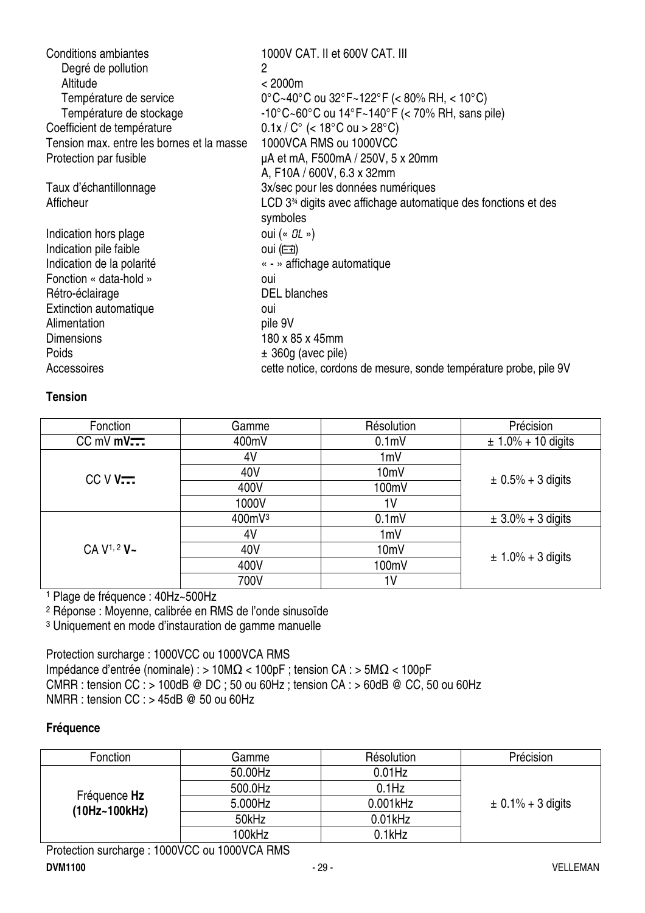| | |
|---|---|
| Conditions ambiantes | 1000V CAT. II et 600V CAT. III |
| Degré de pollution | 2 |
| Altitude | < 2000m |
| Température de service | 0°C~40°C ou 32°F~122°F (< 80% RH, < 10°C) |
| Température de stockage | -10°C~60°C ou 14°F~140°F (< 70% RH, sans pile) |
| Coefficient de température | 0.1x / C° (< 18°C ou > 28°C) |
| Tension max. entre les bornes et la masse | 1000VCA RMS ou 1000VCC |
| Protection par fusible | µA et mA, F500mA / 250V, 5 x 20mm<br>A, F10A / 600V, 6.3 x 32mm |
| Taux d'échantillonnage | 3x/sec pour les données numériques |
| Afficheur | LCD 3¾ digits avec affichage automatique des fonctions et des symboles |
| Indication hors plage | oui (« OL ») |
| Indication pile faible | oui (battery symbol) |
| Indication de la polarité | « - » affichage automatique |
| Fonction « data-hold » | oui |
| Rétro-éclairage | DEL blanches |
| Extinction automatique | oui |
| Alimentation | pile 9V |
| Dimensions | 180 x 85 x 45mm |
| Poids | ± 360g (avec pile) |
| Accessoires | cette notice, cordons de mesure, sonde température probe, pile 9V |

**Tension**

| Fonction | Gamme | Résolution | Précision |
|---|---|---|---|
| CC mV **mV⎓** | 400mV | 0.1mV | ± 1.0% + 10 digits |
| CC V **V⎓** | 4V | 1mV | ± 0.5% + 3 digits |
| | 40V | 10mV | |
| | 400V | 100mV | |
| | 1000V | 1V | |
| CA V[1, 2] **V~** | 400mV[3] | 0.1mV | ± 3.0% + 3 digits |
| | 4V | 1mV | ± 1.0% + 3 digits |
| | 40V | 10mV | |
| | 400V | 100mV | |
| | 700V | 1V | |

[1] Plage de fréquence : 40Hz~500Hz
[2] Réponse : Moyenne, calibrée en RMS de l'onde sinusoïde
[3] Uniquement en mode d'instauration de gamme manuelle

Protection surcharge : 1000VCC ou 1000VCA RMS
Impédance d'entrée (nominale) : > 10MΩ < 100pF ; tension CA : > 5MΩ < 100pF
CMRR : tension CC : > 100dB @ DC ; 50 ou 60Hz ; tension CA : > 60dB @ CC, 50 ou 60Hz
NMRR : tension CC : > 45dB @ 50 ou 60Hz

**Fréquence**

| Fonction | Gamme | Résolution | Précision |
|---|---|---|---|
| Fréquence **Hz (10Hz~100kHz)** | 50.00Hz | 0.01Hz | ± 0.1% + 3 digits |
| | 500.0Hz | 0.1Hz | |
| | 5.000Hz | 0.001kHz | |
| | 50kHz | 0.01kHz | |
| | 100kHz | 0.1kHz | |

Protection surcharge : 1000VCC ou 1000VCA RMS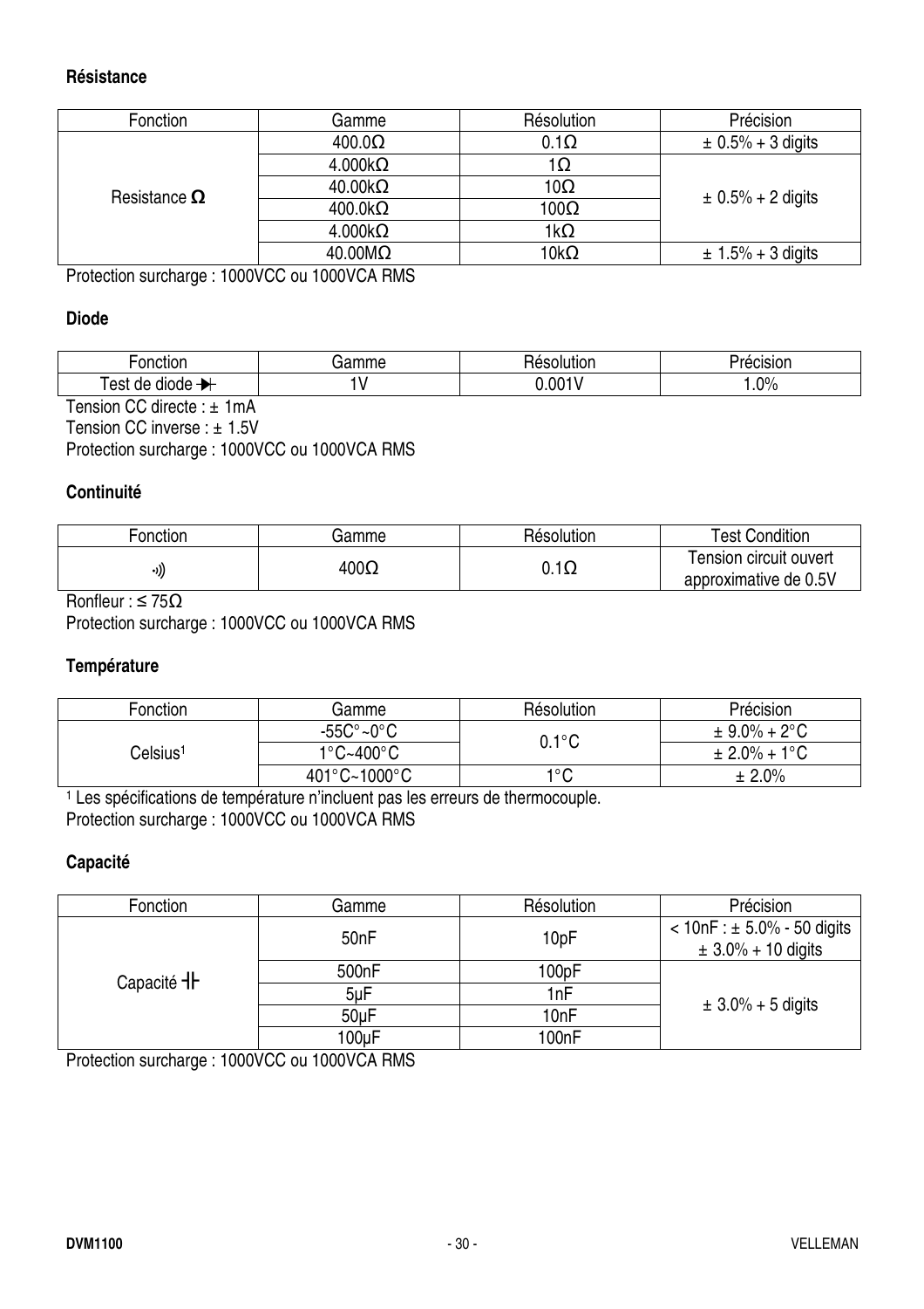### Résistance

| Fonction | Gamme | Résolution | Précision |
|---|---|---|---|
| Resistance **Ω** | 400.0Ω | 0.1Ω | ± 0.5% + 3 digits |
| | 4.000kΩ | 1Ω | ± 0.5% + 2 digits |
| | 40.00kΩ | 10Ω | |
| | 400.0kΩ | 100Ω | |
| | 4.000kΩ | 1kΩ | |
| | 40.00MΩ | 10kΩ | ± 1.5% + 3 digits |

Protection surcharge : 1000VCC ou 1000VCA RMS

### Diode

| Fonction | Gamme | Résolution | Précision |
|---|---|---|---|
| Test de diode ⯈⊢ | 1V | 0.001V | 1.0% |

Tension CC directe : ± 1mA
Tension CC inverse : ± 1.5V
Protection surcharge : 1000VCC ou 1000VCA RMS

### Continuité

| Fonction | Gamme | Résolution | Test Condition |
|---|---|---|---|
| •))) | 400Ω | 0.1Ω | Tension circuit ouvert approximative de 0.5V |

Ronfleur : ≤ 75Ω
Protection surcharge : 1000VCC ou 1000VCA RMS

### Température

| Fonction | Gamme | Résolution | Précision |
|---|---|---|---|
| Celsius[1] | -55C°~0°C | 0.1°C | ± 9.0% + 2°C |
| | 1°C~400°C | | ± 2.0% + 1°C |
| | 401°C~1000°C | 1°C | ± 2.0% |

[1] Les spécifications de température n'incluent pas les erreurs de thermocouple.
Protection surcharge : 1000VCC ou 1000VCA RMS

### Capacité

| Fonction | Gamme | Résolution | Précision |
|---|---|---|---|
| Capacité ⊣⊢ | 50nF | 10pF | < 10nF : ± 5.0% - 50 digits<br>± 3.0% + 10 digits |
| | 500nF | 100pF | ± 3.0% + 5 digits |
| | 5µF | 1nF | |
| | 50µF | 10nF | |
| | 100µF | 100nF | |

Protection surcharge : 1000VCC ou 1000VCA RMS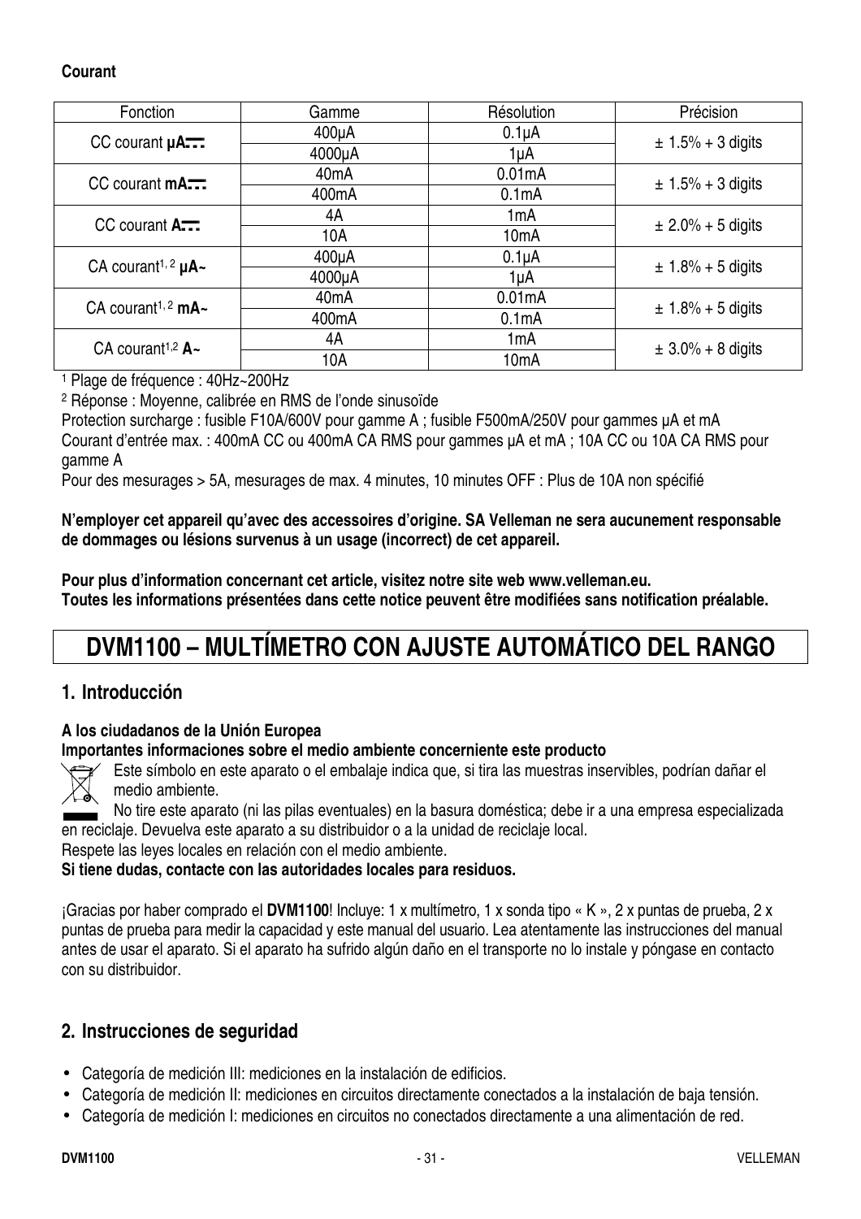**Courant**

| Fonction | Gamme | Résolution | Précision |
|---|---|---|---|
| CC courant **µA⎓** | 400µA | 0.1µA | ± 1.5% + 3 digits |
| | 4000µA | 1µA | |
| CC courant **mA⎓** | 40mA | 0.01mA | ± 1.5% + 3 digits |
| | 400mA | 0.1mA | |
| CC courant **A⎓** | 4A | 1mA | ± 2.0% + 5 digits |
| | 10A | 10mA | |
| CA courant[1, 2] **µA~** | 400µA | 0.1µA | ± 1.8% + 5 digits |
| | 4000µA | 1µA | |
| CA courant[1, 2] **mA~** | 40mA | 0.01mA | ± 1.8% + 5 digits |
| | 400mA | 0.1mA | |
| CA courant[1,2] **A~** | 4A | 1mA | ± 3.0% + 8 digits |
| | 10A | 10mA | |

[1] Plage de fréquence : 40Hz~200Hz

[2] Réponse : Moyenne, calibrée en RMS de l'onde sinusoïde

Protection surcharge : fusible F10A/600V pour gamme A ; fusible F500mA/250V pour gammes µA et mA

Courant d'entrée max. : 400mA CC ou 400mA CA RMS pour gammes µA et mA ; 10A CC ou 10A CA RMS pour gamme A

Pour des mesurages > 5A, mesurages de max. 4 minutes, 10 minutes OFF : Plus de 10A non spécifié

**N'employer cet appareil qu'avec des accessoires d'origine. SA Velleman ne sera aucunement responsable de dommages ou lésions survenus à un usage (incorrect) de cet appareil.**

**Pour plus d'information concernant cet article, visitez notre site web www.velleman.eu.**
**Toutes les informations présentées dans cette notice peuvent être modifiées sans notification préalable.**

# DVM1100 – MULTÍMETRO CON AJUSTE AUTOMÁTICO DEL RANGO

## 1. Introducción

**A los ciudadanos de la Unión Europea**
**Importantes informaciones sobre el medio ambiente concerniente este producto**

Este símbolo en este aparato o el embalaje indica que, si tira las muestras inservibles, podrían dañar el medio ambiente.

No tire este aparato (ni las pilas eventuales) en la basura doméstica; debe ir a una empresa especializada en reciclaje. Devuelva este aparato a su distribuidor o a la unidad de reciclaje local.

Respete las leyes locales en relación con el medio ambiente.

**Si tiene dudas, contacte con las autoridades locales para residuos.**

¡Gracias por haber comprado el **DVM1100**! Incluye: 1 x multímetro, 1 x sonda tipo « K », 2 x puntas de prueba, 2 x puntas de prueba para medir la capacidad y este manual del usuario. Lea atentamente las instrucciones del manual antes de usar el aparato. Si el aparato ha sufrido algún daño en el transporte no lo instale y póngase en contacto con su distribuidor.

## 2. Instrucciones de seguridad

- Categoría de medición III: mediciones en la instalación de edificios.
- Categoría de medición II: mediciones en circuitos directamente conectados a la instalación de baja tensión.
- Categoría de medición I: mediciones en circuitos no conectados directamente a una alimentación de red.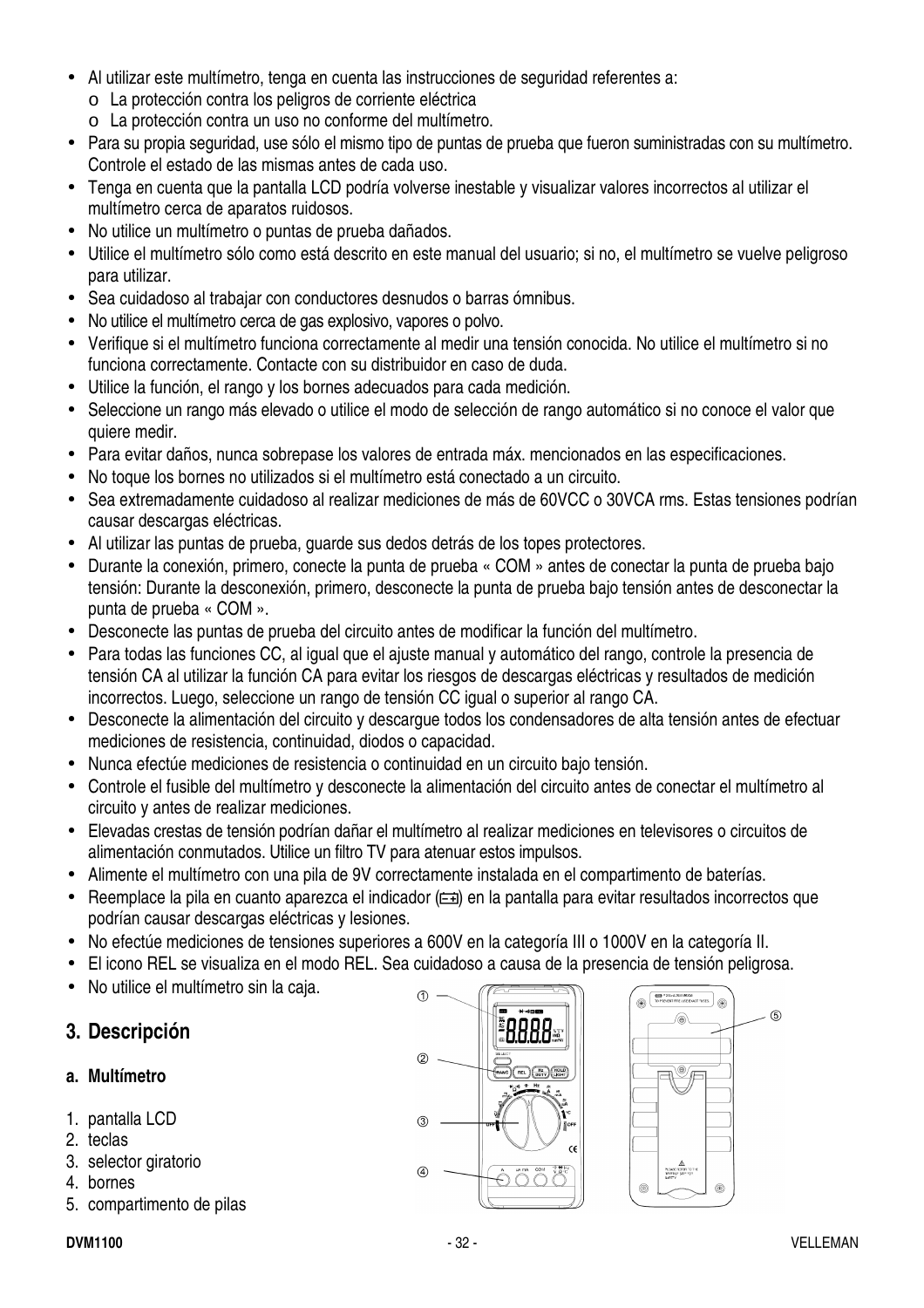- Al utilizar este multímetro, tenga en cuenta las instrucciones de seguridad referentes a:
  - La protección contra los peligros de corriente eléctrica
  - La protección contra un uso no conforme del multímetro.
- Para su propia seguridad, use sólo el mismo tipo de puntas de prueba que fueron suministradas con su multímetro. Controle el estado de las mismas antes de cada uso.
- Tenga en cuenta que la pantalla LCD podría volverse inestable y visualizar valores incorrectos al utilizar el multímetro cerca de aparatos ruidosos.
- No utilice un multímetro o puntas de prueba dañados.
- Utilice el multímetro sólo como está descrito en este manual del usuario; si no, el multímetro se vuelve peligroso para utilizar.
- Sea cuidadoso al trabajar con conductores desnudos o barras ómnibus.
- No utilice el multímetro cerca de gas explosivo, vapores o polvo.
- Verifique si el multímetro funciona correctamente al medir una tensión conocida. No utilice el multímetro si no funciona correctamente. Contacte con su distribuidor en caso de duda.
- Utilice la función, el rango y los bornes adecuados para cada medición.
- Seleccione un rango más elevado o utilice el modo de selección de rango automático si no conoce el valor que quiere medir.
- Para evitar daños, nunca sobrepase los valores de entrada máx. mencionados en las especificaciones.
- No toque los bornes no utilizados si el multímetro está conectado a un circuito.
- Sea extremadamente cuidadoso al realizar mediciones de más de 60VCC o 30VCA rms. Estas tensiones podrían causar descargas eléctricas.
- Al utilizar las puntas de prueba, guarde sus dedos detrás de los topes protectores.
- Durante la conexión, primero, conecte la punta de prueba « COM » antes de conectar la punta de prueba bajo tensión: Durante la desconexión, primero, desconecte la punta de prueba bajo tensión antes de desconectar la punta de prueba « COM ».
- Desconecte las puntas de prueba del circuito antes de modificar la función del multímetro.
- Para todas las funciones CC, al igual que el ajuste manual y automático del rango, controle la presencia de tensión CA al utilizar la función CA para evitar los riesgos de descargas eléctricas y resultados de medición incorrectos. Luego, seleccione un rango de tensión CC igual o superior al rango CA.
- Desconecte la alimentación del circuito y descargue todos los condensadores de alta tensión antes de efectuar mediciones de resistencia, continuidad, diodos o capacidad.
- Nunca efectúe mediciones de resistencia o continuidad en un circuito bajo tensión.
- Controle el fusible del multímetro y desconecte la alimentación del circuito antes de conectar el multímetro al circuito y antes de realizar mediciones.
- Elevadas crestas de tensión podrían dañar el multímetro al realizar mediciones en televisores o circuitos de alimentación conmutados. Utilice un filtro TV para atenuar estos impulsos.
- Alimente el multímetro con una pila de 9V correctamente instalada en el compartimento de baterías.
- Reemplace la pila en cuanto aparezca el indicador (⊟) en la pantalla para evitar resultados incorrectos que podrían causar descargas eléctricas y lesiones.
- No efectúe mediciones de tensiones superiores a 600V en la categoría III o 1000V en la categoría II.
- El icono REL se visualiza en el modo REL. Sea cuidadoso a causa de la presencia de tensión peligrosa.
- No utilice el multímetro sin la caja.

## 3. Descripción

### a. Multímetro

1. pantalla LCD
2. teclas
3. selector giratorio
4. bornes
5. compartimento de pilas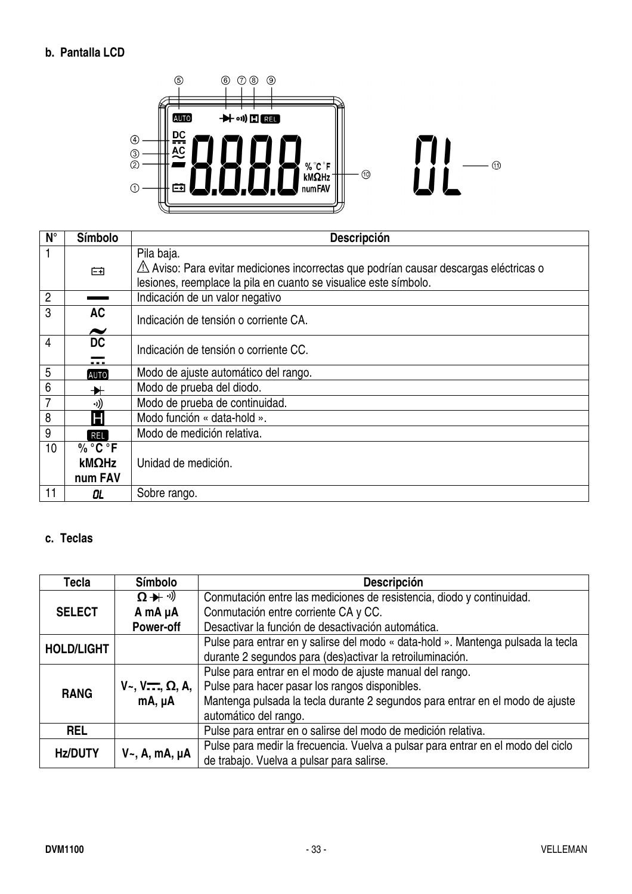**b. Pantalla LCD**

| N° | Símbolo | Descripción |
|---|---|---|
| 1 | ⊟ | Pila baja.<br>⚠ Aviso: Para evitar mediciones incorrectas que podrían causar descargas eléctricas o lesiones, reemplace la pila en cuanto se visualice este símbolo. |
| 2 | ▬ | Indicación de un valor negativo |
| 3 | AC ~ | Indicación de tensión o corriente CA. |
| 4 | DC ⎓ | Indicación de tensión o corriente CC. |
| 5 | AUTO | Modo de ajuste automático del rango. |
| 6 | ⊣⊢ | Modo de prueba del diodo. |
| 7 | ·))) | Modo de prueba de continuidad. |
| 8 | H | Modo función « data-hold ». |
| 9 | REL | Modo de medición relativa. |
| 10 | % °C °F<br>kMΩHz<br>num FAV | Unidad de medición. |
| 11 | OL | Sobre rango. |

**c. Teclas**

| Tecla | Símbolo | Descripción |
|---|---|---|
| SELECT | Ω ⊣⊢ ·)))<br>A mA µA<br>Power-off | Conmutación entre las mediciones de resistencia, diodo y continuidad.<br>Conmutación entre corriente CA y CC.<br>Desactivar la función de desactivación automática. |
| HOLD/LIGHT | | Pulse para entrar en y salirse del modo « data-hold ». Mantenga pulsada la tecla durante 2 segundos para (des)activar la retroiluminación. |
| RANG | V~, V⎓, Ω, A, mA, µA | Pulse para entrar en el modo de ajuste manual del rango.<br>Pulse para hacer pasar los rangos disponibles.<br>Mantenga pulsada la tecla durante 2 segundos para entrar en el modo de ajuste automático del rango. |
| REL | | Pulse para entrar en o salirse del modo de medición relativa. |
| Hz/DUTY | V~, A, mA, µA | Pulse para medir la frecuencia. Vuelva a pulsar para entrar en el modo del ciclo de trabajo. Vuelva a pulsar para salirse. |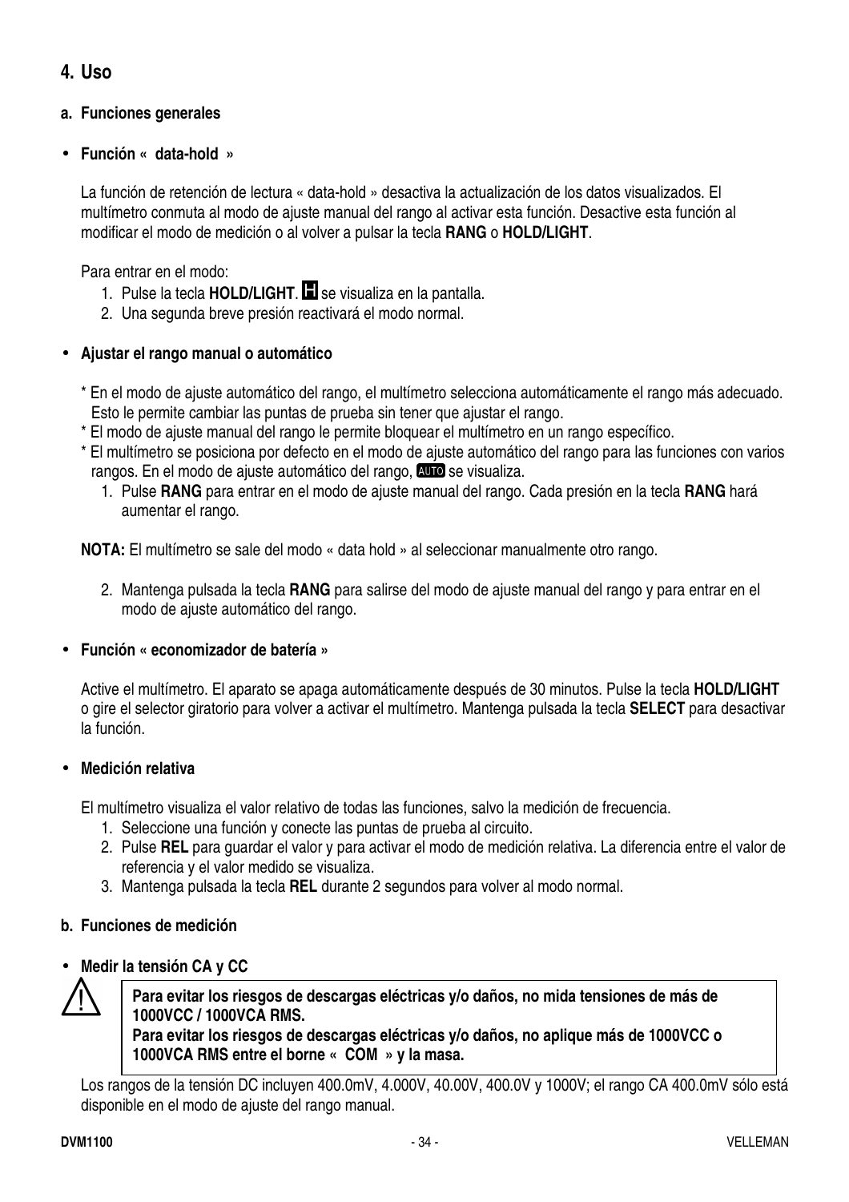## 4. Uso

### a. Funciones generales

- **Función « data-hold »**

La función de retención de lectura « data-hold » desactiva la actualización de los datos visualizados. El multímetro conmuta al modo de ajuste manual del rango al activar esta función. Desactive esta función al modificar el modo de medición o al volver a pulsar la tecla **RANG** o **HOLD/LIGHT**.

Para entrar en el modo:

1. Pulse la tecla **HOLD/LIGHT**. H se visualiza en la pantalla.
2. Una segunda breve presión reactivará el modo normal.

- **Ajustar el rango manual o automático**

* En el modo de ajuste automático del rango, el multímetro selecciona automáticamente el rango más adecuado. Esto le permite cambiar las puntas de prueba sin tener que ajustar el rango.
* El modo de ajuste manual del rango le permite bloquear el multímetro en un rango específico.
* El multímetro se posiciona por defecto en el modo de ajuste automático del rango para las funciones con varios rangos. En el modo de ajuste automático del rango, AUTO se visualiza.

1. Pulse **RANG** para entrar en el modo de ajuste manual del rango. Cada presión en la tecla **RANG** hará aumentar el rango.

**NOTA:** El multímetro se sale del modo « data hold » al seleccionar manualmente otro rango.

2. Mantenga pulsada la tecla **RANG** para salirse del modo de ajuste manual del rango y para entrar en el modo de ajuste automático del rango.

- **Función « economizador de batería »**

Active el multímetro. El aparato se apaga automáticamente después de 30 minutos. Pulse la tecla **HOLD/LIGHT** o gire el selector giratorio para volver a activar el multímetro. Mantenga pulsada la tecla **SELECT** para desactivar la función.

- **Medición relativa**

El multímetro visualiza el valor relativo de todas las funciones, salvo la medición de frecuencia.

1. Seleccione una función y conecte las puntas de prueba al circuito.
2. Pulse **REL** para guardar el valor y para activar el modo de medición relativa. La diferencia entre el valor de referencia y el valor medido se visualiza.
3. Mantenga pulsada la tecla **REL** durante 2 segundos para volver al modo normal.

### b. Funciones de medición

- **Medir la tensión CA y CC**

> ⚠ **Para evitar los riesgos de descargas eléctricas y/o daños, no mida tensiones de más de 1000VCC / 1000VCA RMS.**
> **Para evitar los riesgos de descargas eléctricas y/o daños, no aplique más de 1000VCC o 1000VCA RMS entre el borne « COM » y la masa.**

Los rangos de la tensión DC incluyen 400.0mV, 4.000V, 40.00V, 400.0V y 1000V; el rango CA 400.0mV sólo está disponible en el modo de ajuste del rango manual.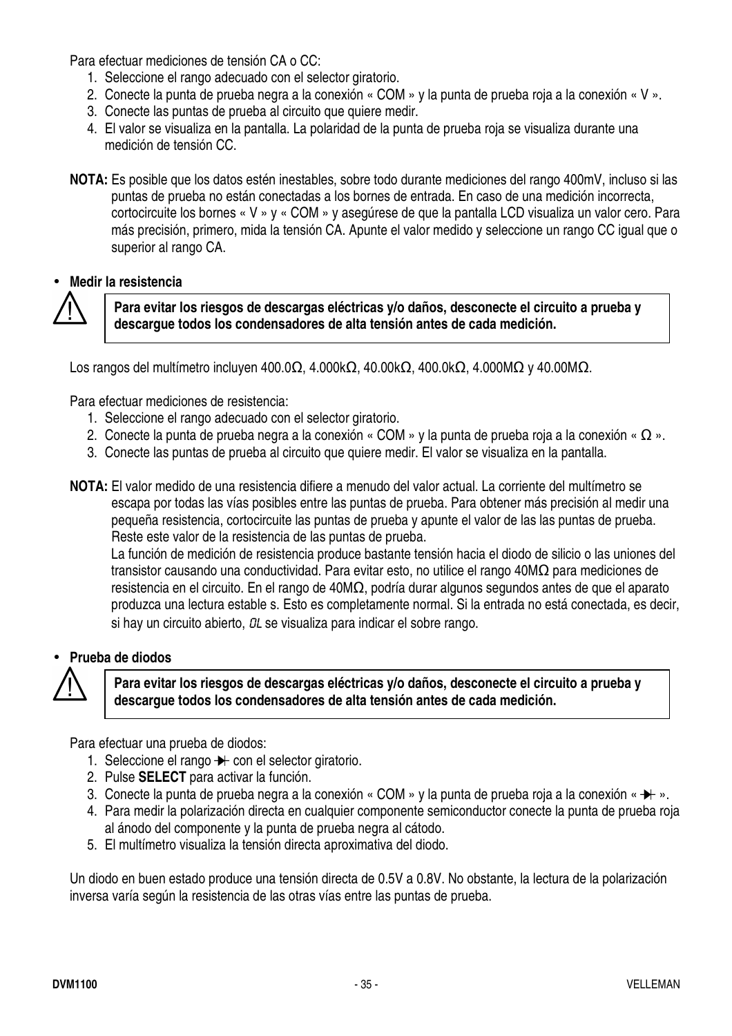Para efectuar mediciones de tensión CA o CC:

1. Seleccione el rango adecuado con el selector giratorio.
2. Conecte la punta de prueba negra a la conexión « COM » y la punta de prueba roja a la conexión « V ».
3. Conecte las puntas de prueba al circuito que quiere medir.
4. El valor se visualiza en la pantalla. La polaridad de la punta de prueba roja se visualiza durante una medición de tensión CC.

**NOTA:** Es posible que los datos estén inestables, sobre todo durante mediciones del rango 400mV, incluso si las puntas de prueba no están conectadas a los bornes de entrada. En caso de una medición incorrecta, cortocircuite los bornes « V » y « COM » y asegúrese de que la pantalla LCD visualiza un valor cero. Para más precisión, primero, mida la tensión CA. Apunte el valor medido y seleccione un rango CC igual que o superior al rango CA.

- **Medir la resistencia**

⚠ **Para evitar los riesgos de descargas eléctricas y/o daños, desconecte el circuito a prueba y descargue todos los condensadores de alta tensión antes de cada medición.**

Los rangos del multímetro incluyen 400.0Ω, 4.000kΩ, 40.00kΩ, 400.0kΩ, 4.000MΩ y 40.00MΩ.

Para efectuar mediciones de resistencia:

1. Seleccione el rango adecuado con el selector giratorio.
2. Conecte la punta de prueba negra a la conexión « COM » y la punta de prueba roja a la conexión « Ω ».
3. Conecte las puntas de prueba al circuito que quiere medir. El valor se visualiza en la pantalla.

**NOTA:** El valor medido de una resistencia difiere a menudo del valor actual. La corriente del multímetro se escapa por todas las vías posibles entre las puntas de prueba. Para obtener más precisión al medir una pequeña resistencia, cortocircuite las puntas de prueba y apunte el valor de las las puntas de prueba. Reste este valor de la resistencia de las puntas de prueba.
La función de medición de resistencia produce bastante tensión hacia el diodo de silicio o las uniones del transistor causando una conductividad. Para evitar esto, no utilice el rango 40MΩ para mediciones de resistencia en el circuito. En el rango de 40MΩ, podría durar algunos segundos antes de que el aparato produzca una lectura estable s. Esto es completamente normal. Si la entrada no está conectada, es decir, si hay un circuito abierto, *OL* se visualiza para indicar el sobre rango.

- **Prueba de diodos**

⚠ **Para evitar los riesgos de descargas eléctricas y/o daños, desconecte el circuito a prueba y descargue todos los condensadores de alta tensión antes de cada medición.**

Para efectuar una prueba de diodos:

1. Seleccione el rango ⊣▶⊢ con el selector giratorio.
2. Pulse **SELECT** para activar la función.
3. Conecte la punta de prueba negra a la conexión « COM » y la punta de prueba roja a la conexión « ⊣▶⊢ ».
4. Para medir la polarización directa en cualquier componente semiconductor conecte la punta de prueba roja al ánodo del componente y la punta de prueba negra al cátodo.
5. El multímetro visualiza la tensión directa aproximativa del diodo.

Un diodo en buen estado produce una tensión directa de 0.5V a 0.8V. No obstante, la lectura de la polarización inversa varía según la resistencia de las otras vías entre las puntas de prueba.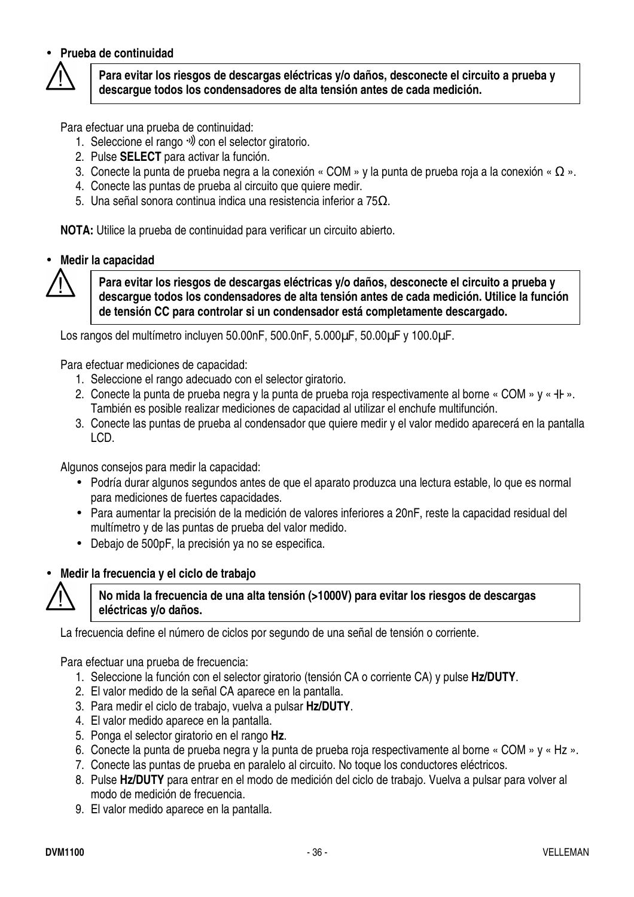- **Prueba de continuidad**

> ⚠ **Para evitar los riesgos de descargas eléctricas y/o daños, desconecte el circuito a prueba y descargue todos los condensadores de alta tensión antes de cada medición.**

Para efectuar una prueba de continuidad:

1. Seleccione el rango ·))) con el selector giratorio.
2. Pulse **SELECT** para activar la función.
3. Conecte la punta de prueba negra a la conexión « COM » y la punta de prueba roja a la conexión « Ω ».
4. Conecte las puntas de prueba al circuito que quiere medir.
5. Una señal sonora continua indica una resistencia inferior a 75Ω.

**NOTA:** Utilice la prueba de continuidad para verificar un circuito abierto.

- **Medir la capacidad**

> ⚠ **Para evitar los riesgos de descargas eléctricas y/o daños, desconecte el circuito a prueba y descargue todos los condensadores de alta tensión antes de cada medición. Utilice la función de tensión CC para controlar si un condensador está completamente descargado.**

Los rangos del multímetro incluyen 50.00nF, 500.0nF, 5.000µF, 50.00µF y 100.0µF.

Para efectuar mediciones de capacidad:

1. Seleccione el rango adecuado con el selector giratorio.
2. Conecte la punta de prueba negra y la punta de prueba roja respectivamente al borne « COM » y « ⊣⊢ ». También es posible realizar mediciones de capacidad al utilizar el enchufe multifunción.
3. Conecte las puntas de prueba al condensador que quiere medir y el valor medido aparecerá en la pantalla LCD.

Algunos consejos para medir la capacidad:

- Podría durar algunos segundos antes de que el aparato produzca una lectura estable, lo que es normal para mediciones de fuertes capacidades.
- Para aumentar la precisión de la medición de valores inferiores a 20nF, reste la capacidad residual del multímetro y de las puntas de prueba del valor medido.
- Debajo de 500pF, la precisión ya no se especifica.

- **Medir la frecuencia y el ciclo de trabajo**

> ⚠ **No mida la frecuencia de una alta tensión (>1000V) para evitar los riesgos de descargas eléctricas y/o daños.**

La frecuencia define el número de ciclos por segundo de una señal de tensión o corriente.

Para efectuar una prueba de frecuencia:

1. Seleccione la función con el selector giratorio (tensión CA o corriente CA) y pulse **Hz/DUTY**.
2. El valor medido de la señal CA aparece en la pantalla.
3. Para medir el ciclo de trabajo, vuelva a pulsar **Hz/DUTY**.
4. El valor medido aparece en la pantalla.
5. Ponga el selector giratorio en el rango **Hz**.
6. Conecte la punta de prueba negra y la punta de prueba roja respectivamente al borne « COM » y « Hz ».
7. Conecte las puntas de prueba en paralelo al circuito. No toque los conductores eléctricos.
8. Pulse **Hz/DUTY** para entrar en el modo de medición del ciclo de trabajo. Vuelva a pulsar para volver al modo de medición de frecuencia.
9. El valor medido aparece en la pantalla.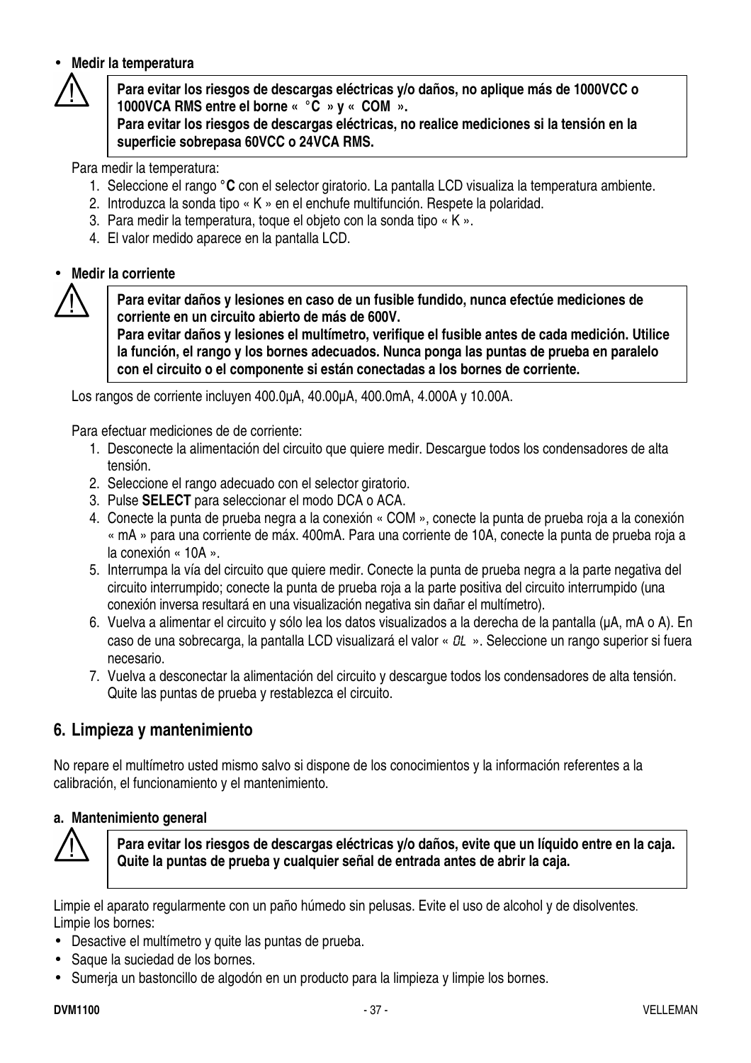- **Medir la temperatura**

> ⚠ **Para evitar los riesgos de descargas eléctricas y/o daños, no aplique más de 1000VCC o 1000VCA RMS entre el borne « °C » y « COM ».**
> **Para evitar los riesgos de descargas eléctricas, no realice mediciones si la tensión en la superficie sobrepasa 60VCC o 24VCA RMS.**

Para medir la temperatura:

1. Seleccione el rango °**C** con el selector giratorio. La pantalla LCD visualiza la temperatura ambiente.
2. Introduzca la sonda tipo « K » en el enchufe multifunción. Respete la polaridad.
3. Para medir la temperatura, toque el objeto con la sonda tipo « K ».
4. El valor medido aparece en la pantalla LCD.

- **Medir la corriente**

> ⚠ **Para evitar daños y lesiones en caso de un fusible fundido, nunca efectúe mediciones de corriente en un circuito abierto de más de 600V.**
> **Para evitar daños y lesiones el multímetro, verifique el fusible antes de cada medición. Utilice la función, el rango y los bornes adecuados. Nunca ponga las puntas de prueba en paralelo con el circuito o el componente si están conectadas a los bornes de corriente.**

Los rangos de corriente incluyen 400.0µA, 40.00µA, 400.0mA, 4.000A y 10.00A.

Para efectuar mediciones de de corriente:

1. Desconecte la alimentación del circuito que quiere medir. Descargue todos los condensadores de alta tensión.
2. Seleccione el rango adecuado con el selector giratorio.
3. Pulse **SELECT** para seleccionar el modo DCA o ACA.
4. Conecte la punta de prueba negra a la conexión « COM », conecte la punta de prueba roja a la conexión « mA » para una corriente de máx. 400mA. Para una corriente de 10A, conecte la punta de prueba roja a la conexión « 10A ».
5. Interrumpa la vía del circuito que quiere medir. Conecte la punta de prueba negra a la parte negativa del circuito interrumpido; conecte la punta de prueba roja a la parte positiva del circuito interrumpido (una conexión inversa resultará en una visualización negativa sin dañar el multímetro).
6. Vuelva a alimentar el circuito y sólo lea los datos visualizados a la derecha de la pantalla (µA, mA o A). En caso de una sobrecarga, la pantalla LCD visualizará el valor « OL ». Seleccione un rango superior si fuera necesario.
7. Vuelva a desconectar la alimentación del circuito y descargue todos los condensadores de alta tensión. Quite las puntas de prueba y restablezca el circuito.

## 6. Limpieza y mantenimiento

No repare el multímetro usted mismo salvo si dispone de los conocimientos y la información referentes a la calibración, el funcionamiento y el mantenimiento.

### a. Mantenimiento general

> ⚠ **Para evitar los riesgos de descargas eléctricas y/o daños, evite que un líquido entre en la caja. Quite la puntas de prueba y cualquier señal de entrada antes de abrir la caja.**

Limpie el aparato regularmente con un paño húmedo sin pelusas. Evite el uso de alcohol y de disolventes.
Limpie los bornes:

- Desactive el multímetro y quite las puntas de prueba.
- Saque la suciedad de los bornes.
- Sumerja un bastoncillo de algodón en un producto para la limpieza y limpie los bornes.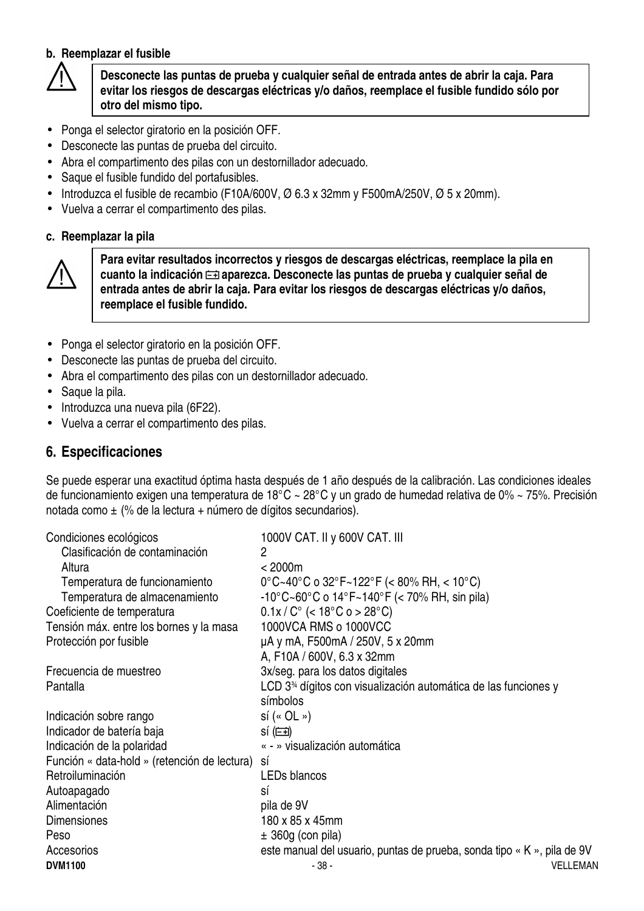**b. Reemplazar el fusible**

> ⚠ **Desconecte las puntas de prueba y cualquier señal de entrada antes de abrir la caja. Para evitar los riesgos de descargas eléctricas y/o daños, reemplace el fusible fundido sólo por otro del mismo tipo.**

- Ponga el selector giratorio en la posición OFF.
- Desconecte las puntas de prueba del circuito.
- Abra el compartimento des pilas con un destornillador adecuado.
- Saque el fusible fundido del portafusibles.
- Introduzca el fusible de recambio (F10A/600V, Ø 6.3 x 32mm y F500mA/250V, Ø 5 x 20mm).
- Vuelva a cerrar el compartimento des pilas.

**c. Reemplazar la pila**

> ⚠ **Para evitar resultados incorrectos y riesgos de descargas eléctricas, reemplace la pila en cuanto la indicación ▭ aparezca. Desconecte las puntas de prueba y cualquier señal de entrada antes de abrir la caja. Para evitar los riesgos de descargas eléctricas y/o daños, reemplace el fusible fundido.**

- Ponga el selector giratorio en la posición OFF.
- Desconecte las puntas de prueba del circuito.
- Abra el compartimento des pilas con un destornillador adecuado.
- Saque la pila.
- Introduzca una nueva pila (6F22).
- Vuelva a cerrar el compartimento des pilas.

## 6. Especificaciones

Se puede esperar una exactitud óptima hasta después de 1 año después de la calibración. Las condiciones ideales de funcionamiento exigen una temperatura de 18°C ~ 28°C y un grado de humedad relativa de 0% ~ 75%. Precisión notada como ± (% de la lectura + número de dígitos secundarios).

| | |
|---|---|
| Condiciones ecológicos | 1000V CAT. II y 600V CAT. III |
| Clasificación de contaminación | 2 |
| Altura | < 2000m |
| Temperatura de funcionamiento | 0°C~40°C o 32°F~122°F (< 80% RH, < 10°C) |
| Temperatura de almacenamiento | -10°C~60°C o 14°F~140°F (< 70% RH, sin pila) |
| Coeficiente de temperatura | 0.1x / C° (< 18°C o > 28°C) |
| Tensión máx. entre los bornes y la masa | 1000VCA RMS o 1000VCC |
| Protección por fusible | µA y mA, F500mA / 250V, 5 x 20mm<br>A, F10A / 600V, 6.3 x 32mm |
| Frecuencia de muestreo | 3x/seg. para los datos digitales |
| Pantalla | LCD 3¾ dígitos con visualización automática de las funciones y símbolos |
| Indicación sobre rango | sí (« OL ») |
| Indicador de batería baja | sí (▭) |
| Indicación de la polaridad | « - » visualización automática |
| Función « data-hold » (retención de lectura) | sí |
| Retroiluminación | LEDs blancos |
| Autoapagado | sí |
| Alimentación | pila de 9V |
| Dimensiones | 180 x 85 x 45mm |
| Peso | ± 360g (con pila) |
| Accesorios | este manual del usuario, puntas de prueba, sonda tipo « K », pila de 9V |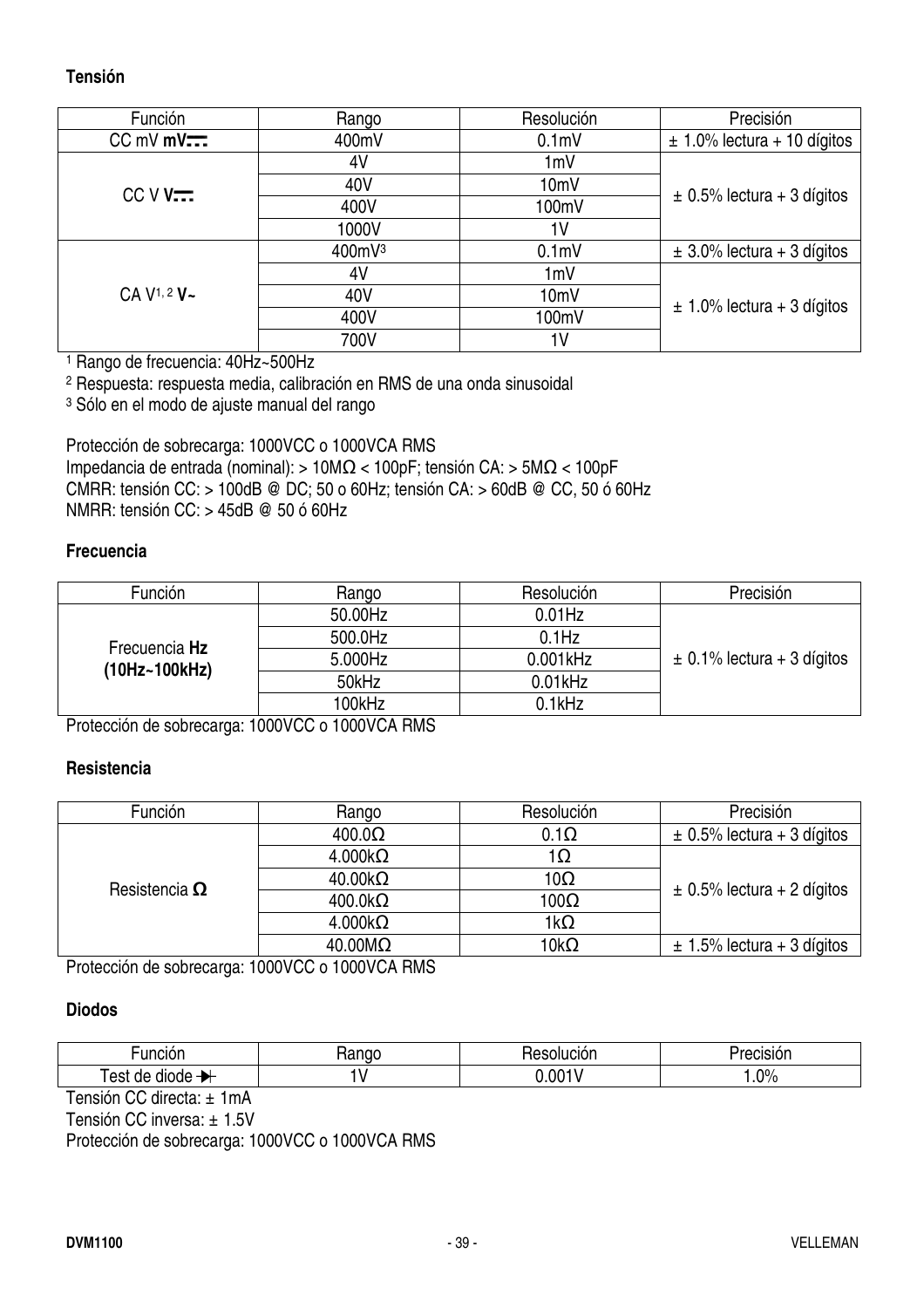**Tensión**

| Función | Rango | Resolución | Precisión |
|---|---|---|---|
| CC mV **mV⎓** | 400mV | 0.1mV | ± 1.0% lectura + 10 dígitos |
| CC V **V⎓** | 4V | 1mV | ± 0.5% lectura + 3 dígitos |
| | 40V | 10mV | |
| | 400V | 100mV | |
| | 1000V | 1V | |
| CA V[1, 2] **V~** | 400mV[3] | 0.1mV | ± 3.0% lectura + 3 dígitos |
| | 4V | 1mV | ± 1.0% lectura + 3 dígitos |
| | 40V | 10mV | |
| | 400V | 100mV | |
| | 700V | 1V | |

[1] Rango de frecuencia: 40Hz~500Hz
[2] Respuesta: respuesta media, calibración en RMS de una onda sinusoidal
[3] Sólo en el modo de ajuste manual del rango

Protección de sobrecarga: 1000VCC o 1000VCA RMS
Impedancia de entrada (nominal): > 10MΩ < 100pF; tensión CA: > 5MΩ < 100pF
CMRR: tensión CC: > 100dB @ DC; 50 o 60Hz; tensión CA: > 60dB @ CC, 50 ó 60Hz
NMRR: tensión CC: > 45dB @ 50 ó 60Hz

**Frecuencia**

| Función | Rango | Resolución | Precisión |
|---|---|---|---|
| Frecuencia **Hz (10Hz~100kHz)** | 50.00Hz | 0.01Hz | ± 0.1% lectura + 3 dígitos |
| | 500.0Hz | 0.1Hz | |
| | 5.000Hz | 0.001kHz | |
| | 50kHz | 0.01kHz | |
| | 100kHz | 0.1kHz | |

Protección de sobrecarga: 1000VCC o 1000VCA RMS

**Resistencia**

| Función | Rango | Resolución | Precisión |
|---|---|---|---|
| Resistencia **Ω** | 400.0Ω | 0.1Ω | ± 0.5% lectura + 3 dígitos |
| | 4.000kΩ | 1Ω | ± 0.5% lectura + 2 dígitos |
| | 40.00kΩ | 10Ω | |
| | 400.0kΩ | 100Ω | |
| | 4.000kΩ | 1kΩ | |
| | 40.00MΩ | 10kΩ | ± 1.5% lectura + 3 dígitos |

Protección de sobrecarga: 1000VCC o 1000VCA RMS

**Diodos**

| Función | Rango | Resolución | Precisión |
|---|---|---|---|
| Test de diode ⯈⊢ | 1V | 0.001V | 1.0% |

Tensión CC directa: ± 1mA
Tensión CC inversa: ± 1.5V
Protección de sobrecarga: 1000VCC o 1000VCA RMS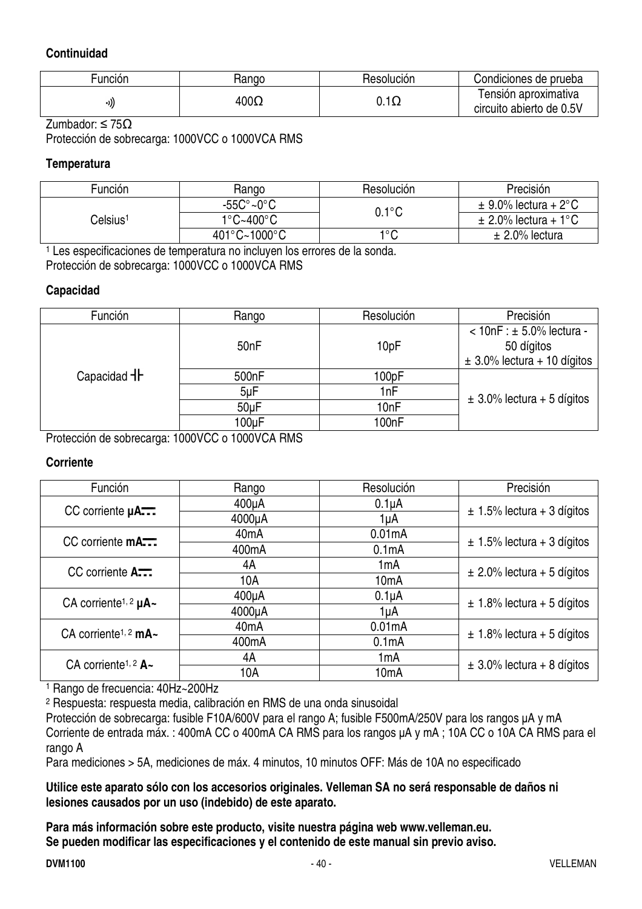**Continuidad**

| Función | Rango | Resolución | Condiciones de prueba |
| --- | --- | --- | --- |
| •))) | 400Ω | 0.1Ω | Tensión aproximativa circuito abierto de 0.5V |

Zumbador: ≤ 75Ω
Protección de sobrecarga: 1000VCC o 1000VCA RMS

**Temperatura**

| Función | Rango | Resolución | Precisión |
| --- | --- | --- | --- |
| Celsius[1] | -55C°~0°C | 0.1°C | ± 9.0% lectura + 2°C |
| | 1°C~400°C | | ± 2.0% lectura + 1°C |
| | 401°C~1000°C | 1°C | ± 2.0% lectura |

[1] Les especificaciones de temperatura no incluyen los errores de la sonda.
Protección de sobrecarga: 1000VCC o 1000VCA RMS

**Capacidad**

| Función | Rango | Resolución | Precisión |
| --- | --- | --- | --- |
| Capacidad ⊣⊢ | 50nF | 10pF | < 10nF : ± 5.0% lectura - 50 dígitos ± 3.0% lectura + 10 dígitos |
| | 500nF | 100pF | ± 3.0% lectura + 5 dígitos |
| | 5µF | 1nF | |
| | 50µF | 10nF | |
| | 100µF | 100nF | |

Protección de sobrecarga: 1000VCC o 1000VCA RMS

**Corriente**

| Función | Rango | Resolución | Precisión |
| --- | --- | --- | --- |
| CC corriente **µA⎓** | 400µA | 0.1µA | ± 1.5% lectura + 3 dígitos |
| | 4000µA | 1µA | |
| CC corriente **mA⎓** | 40mA | 0.01mA | ± 1.5% lectura + 3 dígitos |
| | 400mA | 0.1mA | |
| CC corriente **A⎓** | 4A | 1mA | ± 2.0% lectura + 5 dígitos |
| | 10A | 10mA | |
| CA corriente[1, 2] **µA~** | 400µA | 0.1µA | ± 1.8% lectura + 5 dígitos |
| | 4000µA | 1µA | |
| CA corriente[1, 2] **mA~** | 40mA | 0.01mA | ± 1.8% lectura + 5 dígitos |
| | 400mA | 0.1mA | |
| CA corriente[1, 2] **A~** | 4A | 1mA | ± 3.0% lectura + 8 dígitos |
| | 10A | 10mA | |

[1] Rango de frecuencia: 40Hz~200Hz
[2] Respuesta: respuesta media, calibración en RMS de una onda sinusoidal
Protección de sobrecarga: fusible F10A/600V para el rango A; fusible F500mA/250V para los rangos µA y mA
Corriente de entrada máx. : 400mA CC o 400mA CA RMS para los rangos µA y mA ; 10A CC o 10A CA RMS para el rango A
Para mediciones > 5A, mediciones de máx. 4 minutos, 10 minutos OFF: Más de 10A no especificado

**Utilice este aparato sólo con los accesorios originales. Velleman SA no será responsable de daños ni lesiones causados por un uso (indebido) de este aparato.**

**Para más información sobre este producto, visite nuestra página web www.velleman.eu.**
**Se pueden modificar las especificaciones y el contenido de este manual sin previo aviso.**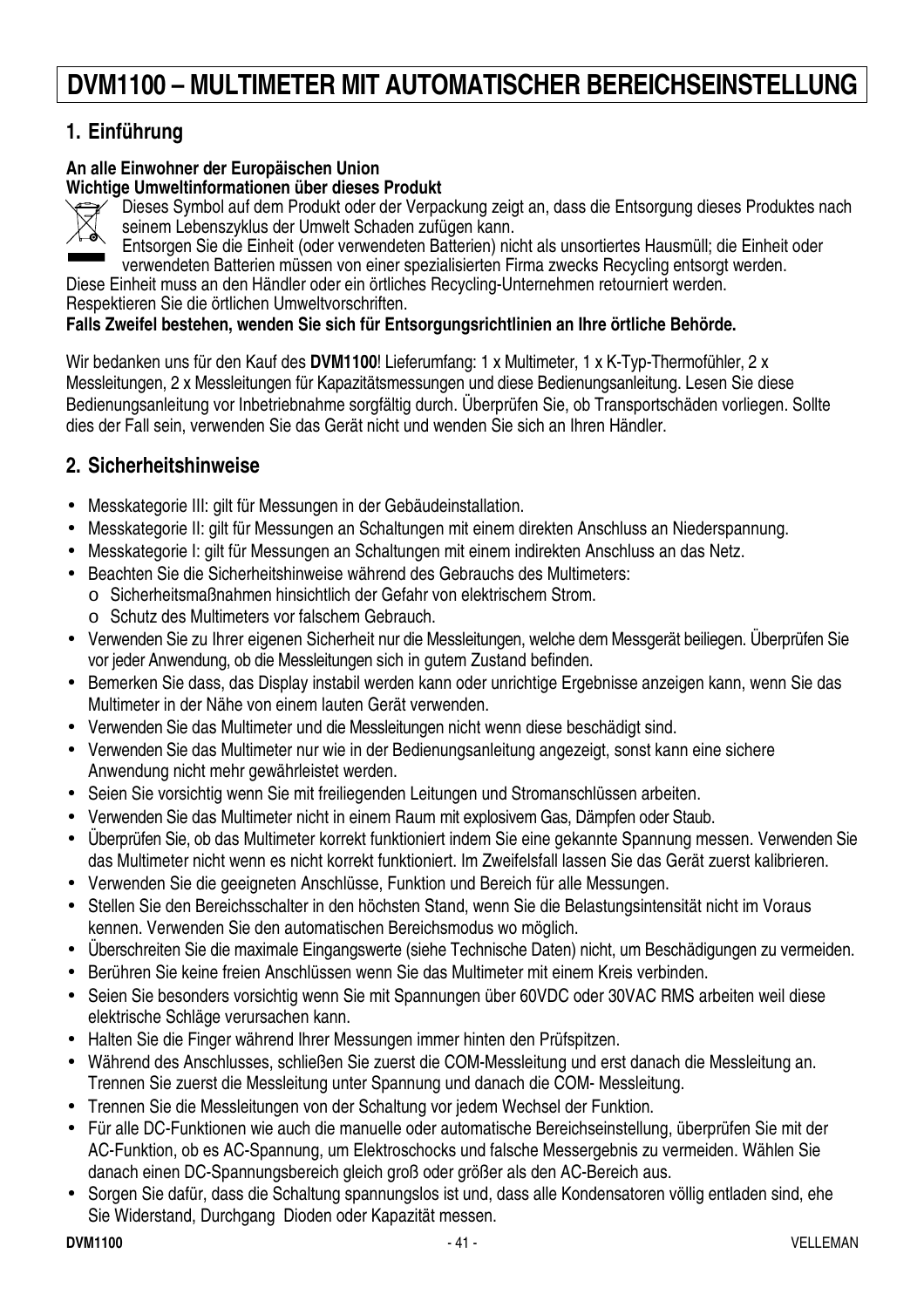# DVM1100 – MULTIMETER MIT AUTOMATISCHER BEREICHSEINSTELLUNG

## 1. Einführung

**An alle Einwohner der Europäischen Union**
**Wichtige Umweltinformationen über dieses Produkt**

Dieses Symbol auf dem Produkt oder der Verpackung zeigt an, dass die Entsorgung dieses Produktes nach seinem Lebenszyklus der Umwelt Schaden zufügen kann.
Entsorgen Sie die Einheit (oder verwendeten Batterien) nicht als unsortiertes Hausmüll; die Einheit oder verwendeten Batterien müssen von einer spezialisierten Firma zwecks Recycling entsorgt werden.
Diese Einheit muss an den Händler oder ein örtliches Recycling-Unternehmen retourniert werden.
Respektieren Sie die örtlichen Umweltvorschriften.
**Falls Zweifel bestehen, wenden Sie sich für Entsorgungsrichtlinien an Ihre örtliche Behörde.**

Wir bedanken uns für den Kauf des **DVM1100**! Lieferumfang: 1 x Multimeter, 1 x K-Typ-Thermofühler, 2 x Messleitungen, 2 x Messleitungen für Kapazitätsmessungen und diese Bedienungsanleitung. Lesen Sie diese Bedienungsanleitung vor Inbetriebnahme sorgfältig durch. Überprüfen Sie, ob Transportschäden vorliegen. Sollte dies der Fall sein, verwenden Sie das Gerät nicht und wenden Sie sich an Ihren Händler.

## 2. Sicherheitshinweise

- Messkategorie III: gilt für Messungen in der Gebäudeinstallation.
- Messkategorie II: gilt für Messungen an Schaltungen mit einem direkten Anschluss an Niederspannung.
- Messkategorie I: gilt für Messungen an Schaltungen mit einem indirekten Anschluss an das Netz.
- Beachten Sie die Sicherheitshinweise während des Gebrauchs des Multimeters:
  - Sicherheitsmaßnahmen hinsichtlich der Gefahr von elektrischem Strom.
  - Schutz des Multimeters vor falschem Gebrauch.
- Verwenden Sie zu Ihrer eigenen Sicherheit nur die Messleitungen, welche dem Messgerät beiliegen. Überprüfen Sie vor jeder Anwendung, ob die Messleitungen sich in gutem Zustand befinden.
- Bemerken Sie dass, das Display instabil werden kann oder unrichtige Ergebnisse anzeigen kann, wenn Sie das Multimeter in der Nähe von einem lauten Gerät verwenden.
- Verwenden Sie das Multimeter und die Messleitungen nicht wenn diese beschädigt sind.
- Verwenden Sie das Multimeter nur wie in der Bedienungsanleitung angezeigt, sonst kann eine sichere Anwendung nicht mehr gewährleistet werden.
- Seien Sie vorsichtig wenn Sie mit freiliegenden Leitungen und Stromanschlüssen arbeiten.
- Verwenden Sie das Multimeter nicht in einem Raum mit explosivem Gas, Dämpfen oder Staub.
- Überprüfen Sie, ob das Multimeter korrekt funktioniert indem Sie eine gekannte Spannung messen. Verwenden Sie das Multimeter nicht wenn es nicht korrekt funktioniert. Im Zweifelsfall lassen Sie das Gerät zuerst kalibrieren.
- Verwenden Sie die geeigneten Anschlüsse, Funktion und Bereich für alle Messungen.
- Stellen Sie den Bereichsschalter in den höchsten Stand, wenn Sie die Belastungsintensität nicht im Voraus kennen. Verwenden Sie den automatischen Bereichsmodus wo möglich.
- Überschreiten Sie die maximale Eingangswerte (siehe Technische Daten) nicht, um Beschädigungen zu vermeiden.
- Berühren Sie keine freien Anschlüssen wenn Sie das Multimeter mit einem Kreis verbinden.
- Seien Sie besonders vorsichtig wenn Sie mit Spannungen über 60VDC oder 30VAC RMS arbeiten weil diese elektrische Schläge verursachen kann.
- Halten Sie die Finger während Ihrer Messungen immer hinten den Prüfspitzen.
- Während des Anschlusses, schließen Sie zuerst die COM-Messleitung und erst danach die Messleitung an. Trennen Sie zuerst die Messleitung unter Spannung und danach die COM- Messleitung.
- Trennen Sie die Messleitungen von der Schaltung vor jedem Wechsel der Funktion.
- Für alle DC-Funktionen wie auch die manuelle oder automatische Bereichseinstellung, überprüfen Sie mit der AC-Funktion, ob es AC-Spannung, um Elektroschocks und falsche Messergebnis zu vermeiden. Wählen Sie danach einen DC-Spannungsbereich gleich groß oder größer als den AC-Bereich aus.
- Sorgen Sie dafür, dass die Schaltung spannungslos ist und, dass alle Kondensatoren völlig entladen sind, ehe Sie Widerstand, Durchgang Dioden oder Kapazität messen.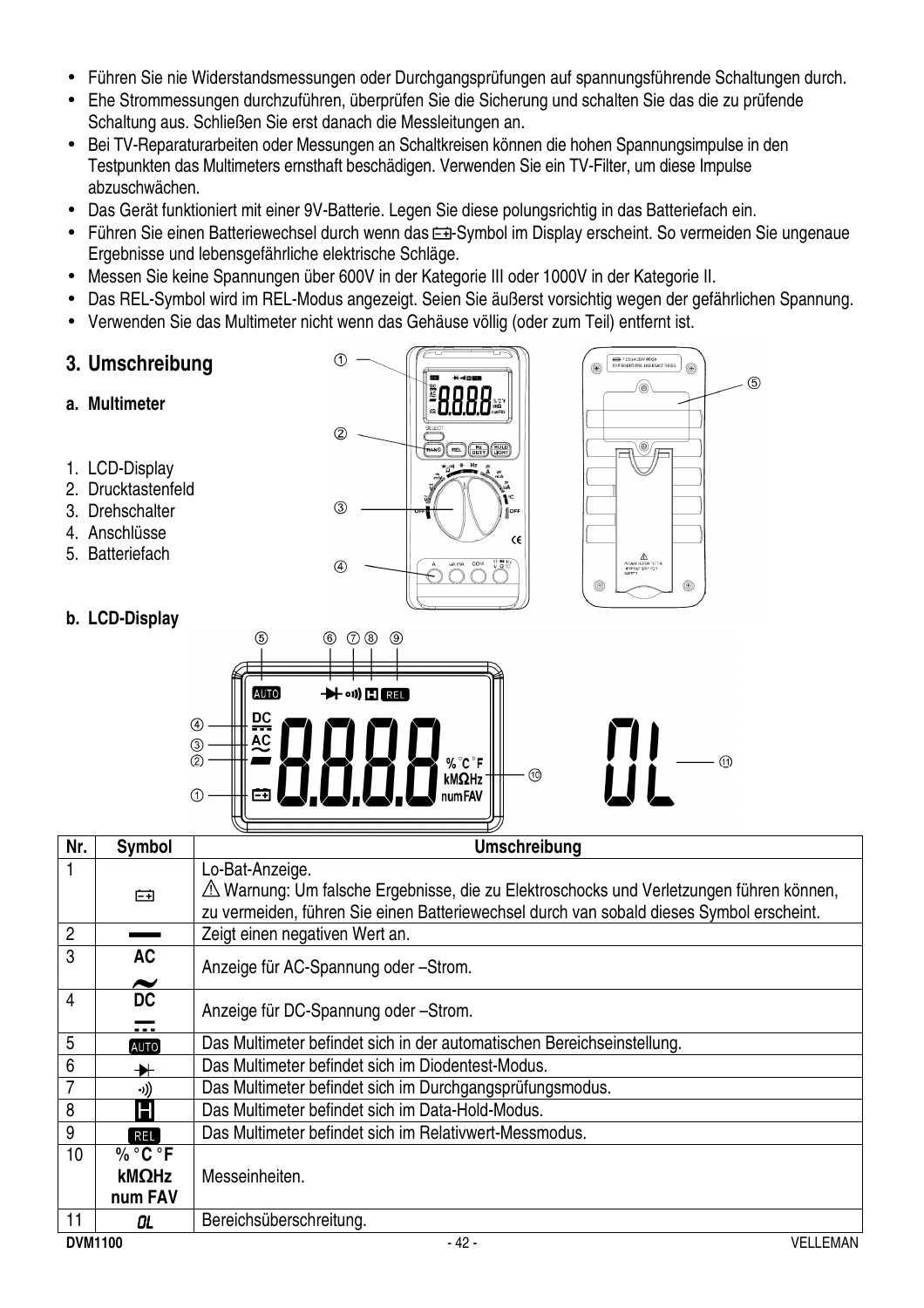- Führen Sie nie Widerstandsmessungen oder Durchgangsprüfungen auf spannungsführende Schaltungen durch.
- Ehe Strommessungen durchzuführen, überprüfen Sie die Sicherung und schalten Sie das die zu prüfende Schaltung aus. Schließen Sie erst danach die Messleitungen an.
- Bei TV-Reparaturarbeiten oder Messungen an Schaltkreisen können die hohen Spannungsimpulse in den Testpunkten das Multimeters ernsthaft beschädigen. Verwenden Sie ein TV-Filter, um diese Impulse abzuschwächen.
- Das Gerät funktioniert mit einer 9V-Batterie. Legen Sie diese polungsrichtig in das Batteriefach ein.
- Führen Sie einen Batteriewechsel durch wenn das ⊟-Symbol im Display erscheint. So vermeiden Sie ungenaue Ergebnisse und lebensgefährliche elektrische Schläge.
- Messen Sie keine Spannungen über 600V in der Kategorie III oder 1000V in der Kategorie II.
- Das REL-Symbol wird im REL-Modus angezeigt. Seien Sie äußerst vorsichtig wegen der gefährlichen Spannung.
- Verwenden Sie das Multimeter nicht wenn das Gehäuse völlig (oder zum Teil) entfernt ist.

## 3. Umschreibung

### a. Multimeter

1. LCD-Display
2. Drucktastenfeld
3. Drehschalter
4. Anschlüsse
5. Batteriefach

### b. LCD-Display

| Nr. | Symbol | Umschreibung |
|---|---|---|
| 1 | ⊟ | Lo-Bat-Anzeige.<br>⚠ Warnung: Um falsche Ergebnisse, die zu Elektroschocks und Verletzungen führen können, zu vermeiden, führen Sie einen Batteriewechsel durch van sobald dieses Symbol erscheint. |
| 2 | ▬ | Zeigt einen negativen Wert an. |
| 3 | AC ~ | Anzeige für AC-Spannung oder –Strom. |
| 4 | DC ⎓ | Anzeige für DC-Spannung oder –Strom. |
| 5 | AUTO | Das Multimeter befindet sich in der automatischen Bereichseinstellung. |
| 6 | ➔⊢ | Das Multimeter befindet sich im Diodentest-Modus. |
| 7 | ·)) | Das Multimeter befindet sich im Durchgangsprüfungsmodus. |
| 8 | H | Das Multimeter befindet sich im Data-Hold-Modus. |
| 9 | REL | Das Multimeter befindet sich im Relativwert-Messmodus. |
| 10 | % °C °F<br>kMΩHz<br>num FAV | Messeinheiten. |
| 11 | OL | Bereichsüberschreitung. |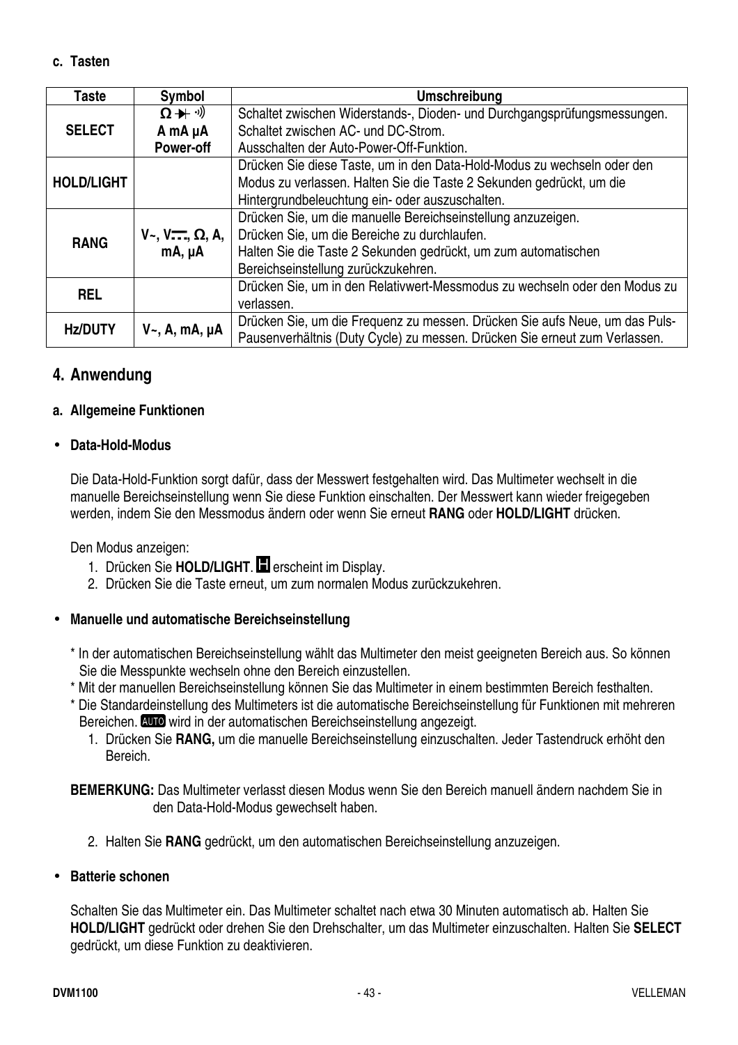**c. Tasten**

| Taste | Symbol | Umschreibung |
|---|---|---|
| **SELECT** | **Ω ➔⊢ ·))**<br>**A mA µA**<br>**Power-off** | Schaltet zwischen Widerstands-, Dioden- und Durchgangsprüfungsmessungen.<br>Schaltet zwischen AC- und DC-Strom.<br>Ausschalten der Auto-Power-Off-Funktion. |
| **HOLD/LIGHT** | | Drücken Sie diese Taste, um in den Data-Hold-Modus zu wechseln oder den Modus zu verlassen. Halten Sie die Taste 2 Sekunden gedrückt, um die Hintergrundbeleuchtung ein- oder auszuschalten. |
| **RANG** | **V~, V⎓, Ω, A, mA, µA** | Drücken Sie, um die manuelle Bereichseinstellung anzuzeigen.<br>Drücken Sie, um die Bereiche zu durchlaufen.<br>Halten Sie die Taste 2 Sekunden gedrückt, um zum automatischen Bereichseinstellung zurückzukehren. |
| **REL** | | Drücken Sie, um in den Relativwert-Messmodus zu wechseln oder den Modus zu verlassen. |
| **Hz/DUTY** | **V~, A, mA, µA** | Drücken Sie, um die Frequenz zu messen. Drücken Sie aufs Neue, um das Puls-Pausenverhältnis (Duty Cycle) zu messen. Drücken Sie erneut zum Verlassen. |

## 4. Anwendung

**a. Allgemeine Funktionen**

- **Data-Hold-Modus**

Die Data-Hold-Funktion sorgt dafür, dass der Messwert festgehalten wird. Das Multimeter wechselt in die manuelle Bereichseinstellung wenn Sie diese Funktion einschalten. Der Messwert kann wieder freigegeben werden, indem Sie den Messmodus ändern oder wenn Sie erneut **RANG** oder **HOLD/LIGHT** drücken.

Den Modus anzeigen:

1. Drücken Sie **HOLD/LIGHT**. H erscheint im Display.
2. Drücken Sie die Taste erneut, um zum normalen Modus zurückzukehren.

- **Manuelle und automatische Bereichseinstellung**

\* In der automatischen Bereichseinstellung wählt das Multimeter den meist geeigneten Bereich aus. So können Sie die Messpunkte wechseln ohne den Bereich einzustellen.
\* Mit der manuellen Bereichseinstellung können Sie das Multimeter in einem bestimmten Bereich festhalten.
\* Die Standardeinstellung des Multimeters ist die automatische Bereichseinstellung für Funktionen mit mehreren Bereichen. AUTO wird in der automatischen Bereichseinstellung angezeigt.

1. Drücken Sie **RANG,** um die manuelle Bereichseinstellung einzuschalten. Jeder Tastendruck erhöht den Bereich.

**BEMERKUNG:** Das Multimeter verlasst diesen Modus wenn Sie den Bereich manuell ändern nachdem Sie in den Data-Hold-Modus gewechselt haben.

2. Halten Sie **RANG** gedrückt, um den automatischen Bereichseinstellung anzuzeigen.

- **Batterie schonen**

Schalten Sie das Multimeter ein. Das Multimeter schaltet nach etwa 30 Minuten automatisch ab. Halten Sie **HOLD/LIGHT** gedrückt oder drehen Sie den Drehschalter, um das Multimeter einzuschalten. Halten Sie **SELECT** gedrückt, um diese Funktion zu deaktivieren.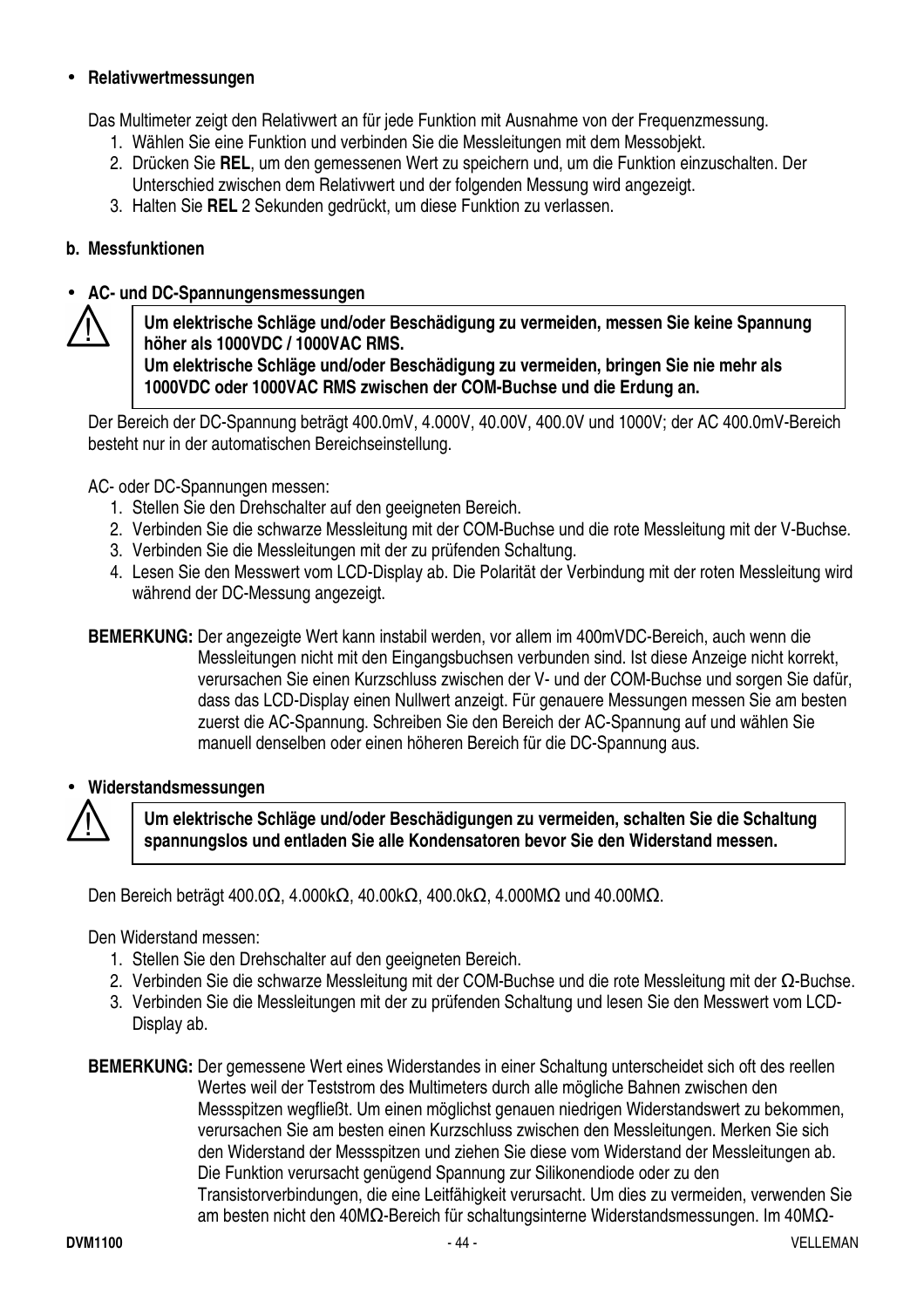- **Relativwertmessungen**

Das Multimeter zeigt den Relativwert an für jede Funktion mit Ausnahme von der Frequenzmessung.

1. Wählen Sie eine Funktion und verbinden Sie die Messleitungen mit dem Messobjekt.
2. Drücken Sie **REL**, um den gemessenen Wert zu speichern und, um die Funktion einzuschalten. Der Unterschied zwischen dem Relativwert und der folgenden Messung wird angezeigt.
3. Halten Sie **REL** 2 Sekunden gedrückt, um diese Funktion zu verlassen.

**b. Messfunktionen**

- **AC- und DC-Spannungensmessungen**

> ⚠ **Um elektrische Schläge und/oder Beschädigung zu vermeiden, messen Sie keine Spannung höher als 1000VDC / 1000VAC RMS.**
> **Um elektrische Schläge und/oder Beschädigung zu vermeiden, bringen Sie nie mehr als 1000VDC oder 1000VAC RMS zwischen der COM-Buchse und die Erdung an.**

Der Bereich der DC-Spannung beträgt 400.0mV, 4.000V, 40.00V, 400.0V und 1000V; der AC 400.0mV-Bereich besteht nur in der automatischen Bereichseinstellung.

AC- oder DC-Spannungen messen:

1. Stellen Sie den Drehschalter auf den geeigneten Bereich.
2. Verbinden Sie die schwarze Messleitung mit der COM-Buchse und die rote Messleitung mit der V-Buchse.
3. Verbinden Sie die Messleitungen mit der zu prüfenden Schaltung.
4. Lesen Sie den Messwert vom LCD-Display ab. Die Polarität der Verbindung mit der roten Messleitung wird während der DC-Messung angezeigt.

**BEMERKUNG:** Der angezeigte Wert kann instabil werden, vor allem im 400mVDC-Bereich, auch wenn die Messleitungen nicht mit den Eingangsbuchsen verbunden sind. Ist diese Anzeige nicht korrekt, verursachen Sie einen Kurzschluss zwischen der V- und der COM-Buchse und sorgen Sie dafür, dass das LCD-Display einen Nullwert anzeigt. Für genauere Messungen messen Sie am besten zuerst die AC-Spannung. Schreiben Sie den Bereich der AC-Spannung auf und wählen Sie manuell denselben oder einen höheren Bereich für die DC-Spannung aus.

- **Widerstandsmessungen**

> ⚠ **Um elektrische Schläge und/oder Beschädigungen zu vermeiden, schalten Sie die Schaltung spannungslos und entladen Sie alle Kondensatoren bevor Sie den Widerstand messen.**

Den Bereich beträgt 400.0Ω, 4.000kΩ, 40.00kΩ, 400.0kΩ, 4.000MΩ und 40.00MΩ.

Den Widerstand messen:

1. Stellen Sie den Drehschalter auf den geeigneten Bereich.
2. Verbinden Sie die schwarze Messleitung mit der COM-Buchse und die rote Messleitung mit der Ω-Buchse.
3. Verbinden Sie die Messleitungen mit der zu prüfenden Schaltung und lesen Sie den Messwert vom LCD-Display ab.

**BEMERKUNG:** Der gemessene Wert eines Widerstandes in einer Schaltung unterscheidet sich oft des reellen Wertes weil der Teststrom des Multimeters durch alle mögliche Bahnen zwischen den Messspitzen wegfließt. Um einen möglichst genauen niedrigen Widerstandswert zu bekommen, verursachen Sie am besten einen Kurzschluss zwischen den Messleitungen. Merken Sie sich den Widerstand der Messspitzen und ziehen Sie diese vom Widerstand der Messleitungen ab. Die Funktion verursacht genügend Spannung zur Silikonendiode oder zu den Transistorverbindungen, die eine Leitfähigkeit verursacht. Um dies zu vermeiden, verwenden Sie am besten nicht den 40MΩ-Bereich für schaltungsinterne Widerstandsmessungen. Im 40MΩ-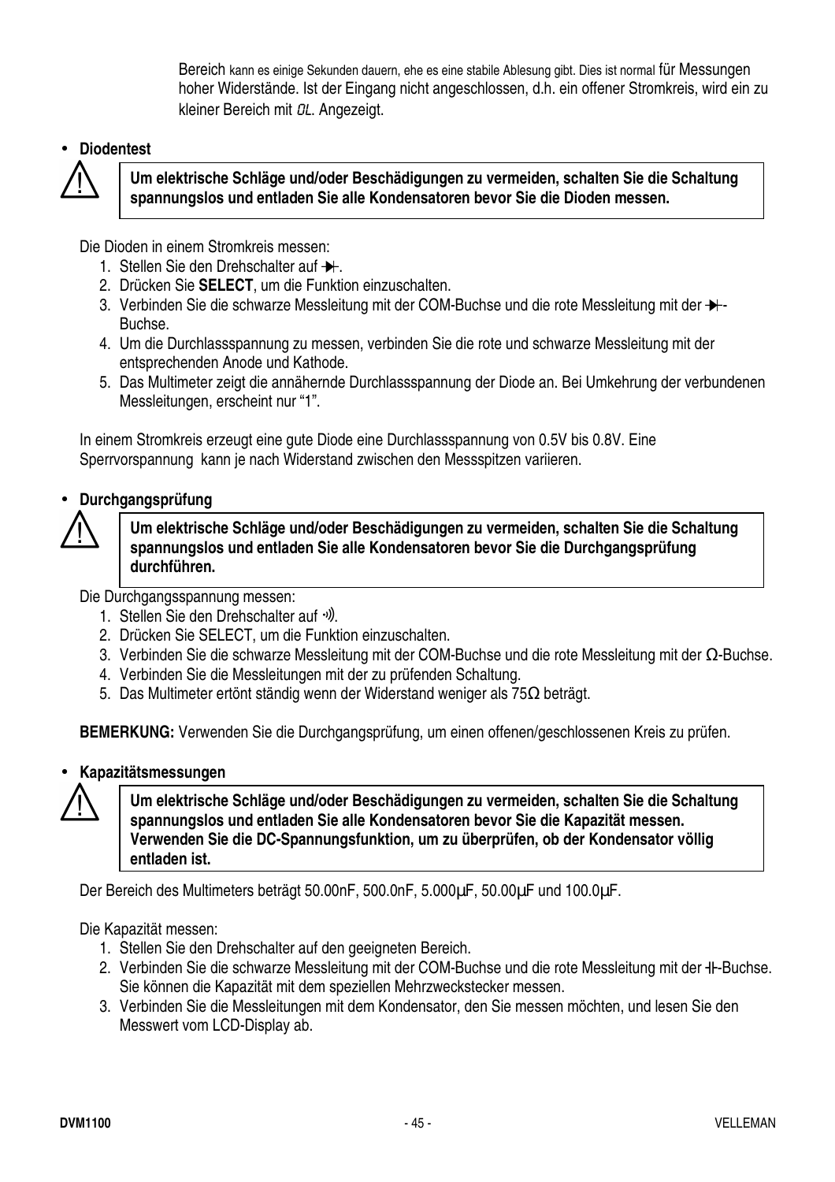Bereich kann es einige Sekunden dauern, ehe es eine stabile Ablesung gibt. Dies ist normal für Messungen hoher Widerstände. Ist der Eingang nicht angeschlossen, d.h. ein offener Stromkreis, wird ein zu kleiner Bereich mit OL. Angezeigt.

- **Diodentest**

> ⚠ **Um elektrische Schläge und/oder Beschädigungen zu vermeiden, schalten Sie die Schaltung spannungslos und entladen Sie alle Kondensatoren bevor Sie die Dioden messen.**

Die Dioden in einem Stromkreis messen:

1. Stellen Sie den Drehschalter auf ⯈|.
2. Drücken Sie **SELECT**, um die Funktion einzuschalten.
3. Verbinden Sie die schwarze Messleitung mit der COM-Buchse und die rote Messleitung mit der ⯈|-Buchse.
4. Um die Durchlassspannung zu messen, verbinden Sie die rote und schwarze Messleitung mit der entsprechenden Anode und Kathode.
5. Das Multimeter zeigt die annähernde Durchlassspannung der Diode an. Bei Umkehrung der verbundenen Messleitungen, erscheint nur "1".

In einem Stromkreis erzeugt eine gute Diode eine Durchlassspannung von 0.5V bis 0.8V. Eine Sperrvorspannung kann je nach Widerstand zwischen den Messspitzen variieren.

- **Durchgangsprüfung**

> ⚠ **Um elektrische Schläge und/oder Beschädigungen zu vermeiden, schalten Sie die Schaltung spannungslos und entladen Sie alle Kondensatoren bevor Sie die Durchgangsprüfung durchführen.**

Die Durchgangsspannung messen:

1. Stellen Sie den Drehschalter auf ·))).
2. Drücken Sie SELECT, um die Funktion einzuschalten.
3. Verbinden Sie die schwarze Messleitung mit der COM-Buchse und die rote Messleitung mit der Ω-Buchse.
4. Verbinden Sie die Messleitungen mit der zu prüfenden Schaltung.
5. Das Multimeter ertönt ständig wenn der Widerstand weniger als 75Ω beträgt.

**BEMERKUNG:** Verwenden Sie die Durchgangsprüfung, um einen offenen/geschlossenen Kreis zu prüfen.

- **Kapazitätsmessungen**

> ⚠ **Um elektrische Schläge und/oder Beschädigungen zu vermeiden, schalten Sie die Schaltung spannungslos und entladen Sie alle Kondensatoren bevor Sie die Kapazität messen. Verwenden Sie die DC-Spannungsfunktion, um zu überprüfen, ob der Kondensator völlig entladen ist.**

Der Bereich des Multimeters beträgt 50.00nF, 500.0nF, 5.000µF, 50.00µF und 100.0µF.

Die Kapazität messen:

1. Stellen Sie den Drehschalter auf den geeigneten Bereich.
2. Verbinden Sie die schwarze Messleitung mit der COM-Buchse und die rote Messleitung mit der ⊣⊢-Buchse. Sie können die Kapazität mit dem speziellen Mehrzweckstecker messen.
3. Verbinden Sie die Messleitungen mit dem Kondensator, den Sie messen möchten, und lesen Sie den Messwert vom LCD-Display ab.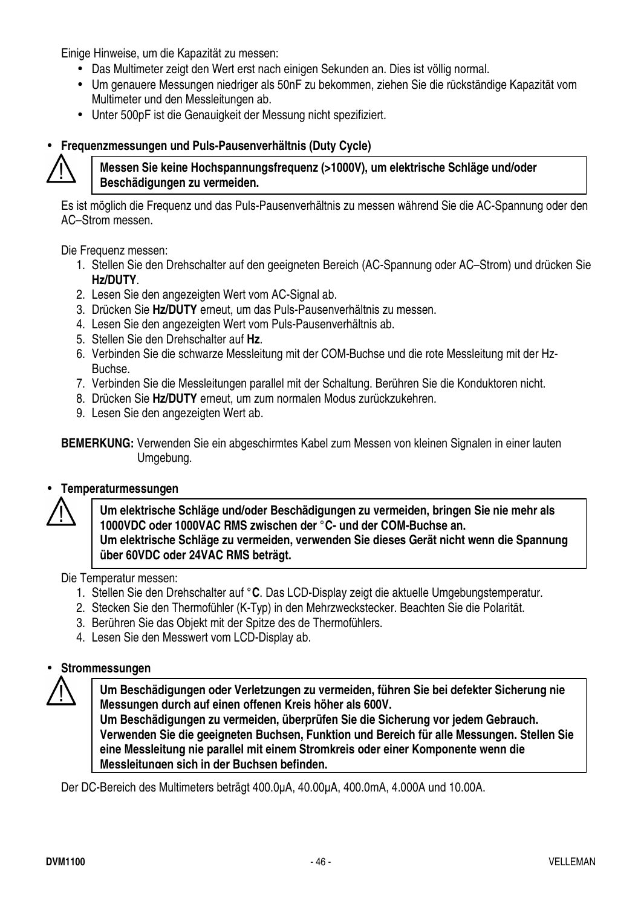Einige Hinweise, um die Kapazität zu messen:

- Das Multimeter zeigt den Wert erst nach einigen Sekunden an. Dies ist völlig normal.
- Um genauere Messungen niedriger als 50nF zu bekommen, ziehen Sie die rückständige Kapazität vom Multimeter und den Messleitungen ab.
- Unter 500pF ist die Genauigkeit der Messung nicht spezifiziert.

- **Frequenzmessungen und Puls-Pausenverhältnis (Duty Cycle)**

> ⚠ **Messen Sie keine Hochspannungsfrequenz (>1000V), um elektrische Schläge und/oder Beschädigungen zu vermeiden.**

Es ist möglich die Frequenz und das Puls-Pausenverhältnis zu messen während Sie die AC-Spannung oder den AC–Strom messen.

Die Frequenz messen:

1. Stellen Sie den Drehschalter auf den geeigneten Bereich (AC-Spannung oder AC–Strom) und drücken Sie **Hz/DUTY**.
2. Lesen Sie den angezeigten Wert vom AC-Signal ab.
3. Drücken Sie **Hz/DUTY** erneut, um das Puls-Pausenverhältnis zu messen.
4. Lesen Sie den angezeigten Wert vom Puls-Pausenverhältnis ab.
5. Stellen Sie den Drehschalter auf **Hz**.
6. Verbinden Sie die schwarze Messleitung mit der COM-Buchse und die rote Messleitung mit der Hz-Buchse.
7. Verbinden Sie die Messleitungen parallel mit der Schaltung. Berühren Sie die Konduktoren nicht.
8. Drücken Sie **Hz/DUTY** erneut, um zum normalen Modus zurückzukehren.
9. Lesen Sie den angezeigten Wert ab.

**BEMERKUNG:** Verwenden Sie ein abgeschirmtes Kabel zum Messen von kleinen Signalen in einer lauten Umgebung.

- **Temperaturmessungen**

> ⚠ **Um elektrische Schläge und/oder Beschädigungen zu vermeiden, bringen Sie nie mehr als 1000VDC oder 1000VAC RMS zwischen der °C- und der COM-Buchse an.**
> **Um elektrische Schläge zu vermeiden, verwenden Sie dieses Gerät nicht wenn die Spannung über 60VDC oder 24VAC RMS beträgt.**

Die Temperatur messen:

1. Stellen Sie den Drehschalter auf °**C**. Das LCD-Display zeigt die aktuelle Umgebungstemperatur.
2. Stecken Sie den Thermofühler (K-Typ) in den Mehrzweckstecker. Beachten Sie die Polarität.
3. Berühren Sie das Objekt mit der Spitze des de Thermofühlers.
4. Lesen Sie den Messwert vom LCD-Display ab.

- **Strommessungen**

> ⚠ **Um Beschädigungen oder Verletzungen zu vermeiden, führen Sie bei defekter Sicherung nie Messungen durch auf einen offenen Kreis höher als 600V.**
> **Um Beschädigungen zu vermeiden, überprüfen Sie die Sicherung vor jedem Gebrauch.**
> **Verwenden Sie die geeigneten Buchsen, Funktion und Bereich für alle Messungen. Stellen Sie eine Messleitung nie parallel mit einem Stromkreis oder einer Komponente wenn die Messleitungen sich in der Buchsen befinden.**

Der DC-Bereich des Multimeters beträgt 400.0µA, 40.00µA, 400.0mA, 4.000A und 10.00A.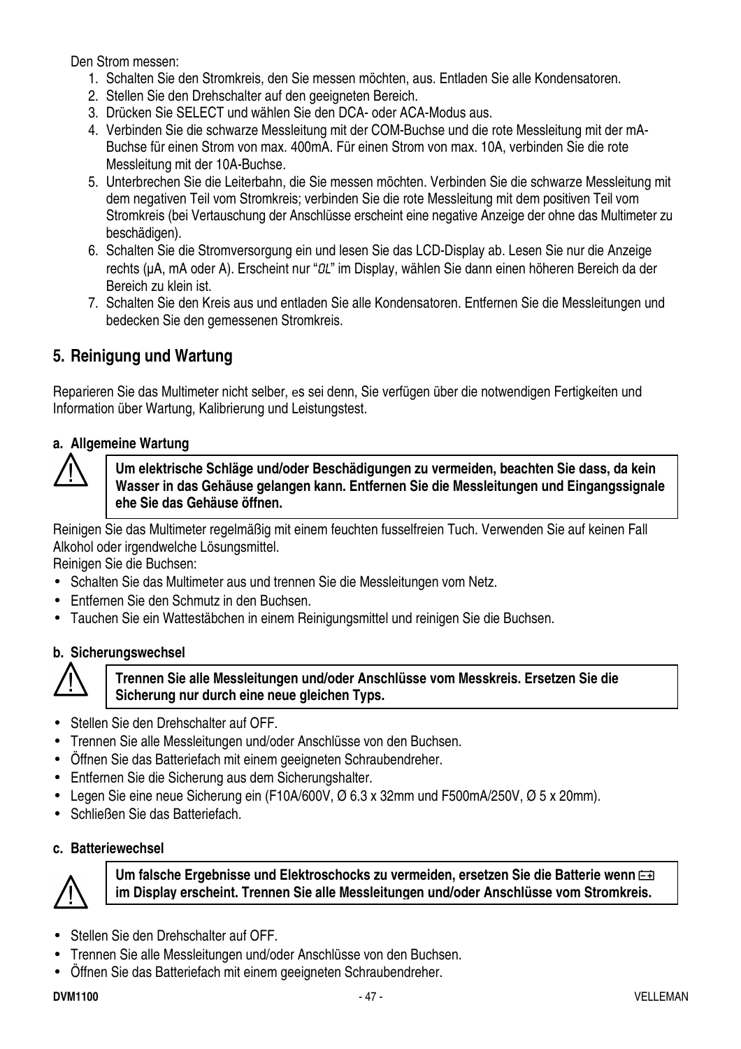Den Strom messen:

1. Schalten Sie den Stromkreis, den Sie messen möchten, aus. Entladen Sie alle Kondensatoren.
2. Stellen Sie den Drehschalter auf den geeigneten Bereich.
3. Drücken Sie SELECT und wählen Sie den DCA- oder ACA-Modus aus.
4. Verbinden Sie die schwarze Messleitung mit der COM-Buchse und die rote Messleitung mit der mA-Buchse für einen Strom von max. 400mA. Für einen Strom von max. 10A, verbinden Sie die rote Messleitung mit der 10A-Buchse.
5. Unterbrechen Sie die Leiterbahn, die Sie messen möchten. Verbinden Sie die schwarze Messleitung mit dem negativen Teil vom Stromkreis; verbinden Sie die rote Messleitung mit dem positiven Teil vom Stromkreis (bei Vertauschung der Anschlüsse erscheint eine negative Anzeige der ohne das Multimeter zu beschädigen).
6. Schalten Sie die Stromversorgung ein und lesen Sie das LCD-Display ab. Lesen Sie nur die Anzeige rechts (µA, mA oder A). Erscheint nur "OL" im Display, wählen Sie dann einen höheren Bereich da der Bereich zu klein ist.
7. Schalten Sie den Kreis aus und entladen Sie alle Kondensatoren. Entfernen Sie die Messleitungen und bedecken Sie den gemessenen Stromkreis.

## 5. Reinigung und Wartung

Reparieren Sie das Multimeter nicht selber, es sei denn, Sie verfügen über die notwendigen Fertigkeiten und Information über Wartung, Kalibrierung und Leistungstest.

### a. Allgemeine Wartung

> ⚠ **Um elektrische Schläge und/oder Beschädigungen zu vermeiden, beachten Sie dass, da kein Wasser in das Gehäuse gelangen kann. Entfernen Sie die Messleitungen und Eingangssignale ehe Sie das Gehäuse öffnen.**

Reinigen Sie das Multimeter regelmäßig mit einem feuchten fusselfreien Tuch. Verwenden Sie auf keinen Fall Alkohol oder irgendwelche Lösungsmittel.
Reinigen Sie die Buchsen:

- Schalten Sie das Multimeter aus und trennen Sie die Messleitungen vom Netz.
- Entfernen Sie den Schmutz in den Buchsen.
- Tauchen Sie ein Wattestäbchen in einem Reinigungsmittel und reinigen Sie die Buchsen.

### b. Sicherungswechsel

> ⚠ **Trennen Sie alle Messleitungen und/oder Anschlüsse vom Messkreis. Ersetzen Sie die Sicherung nur durch eine neue gleichen Typs.**

- Stellen Sie den Drehschalter auf OFF.
- Trennen Sie alle Messleitungen und/oder Anschlüsse von den Buchsen.
- Öffnen Sie das Batteriefach mit einem geeigneten Schraubendreher.
- Entfernen Sie die Sicherung aus dem Sicherungshalter.
- Legen Sie eine neue Sicherung ein (F10A/600V, Ø 6.3 x 32mm und F500mA/250V, Ø 5 x 20mm).
- Schließen Sie das Batteriefach.

### c. Batteriewechsel

> ⚠ **Um falsche Ergebnisse und Elektroschocks zu vermeiden, ersetzen Sie die Batterie wenn [Batteriesymbol] im Display erscheint. Trennen Sie alle Messleitungen und/oder Anschlüsse vom Stromkreis.**

- Stellen Sie den Drehschalter auf OFF.
- Trennen Sie alle Messleitungen und/oder Anschlüsse von den Buchsen.
- Öffnen Sie das Batteriefach mit einem geeigneten Schraubendreher.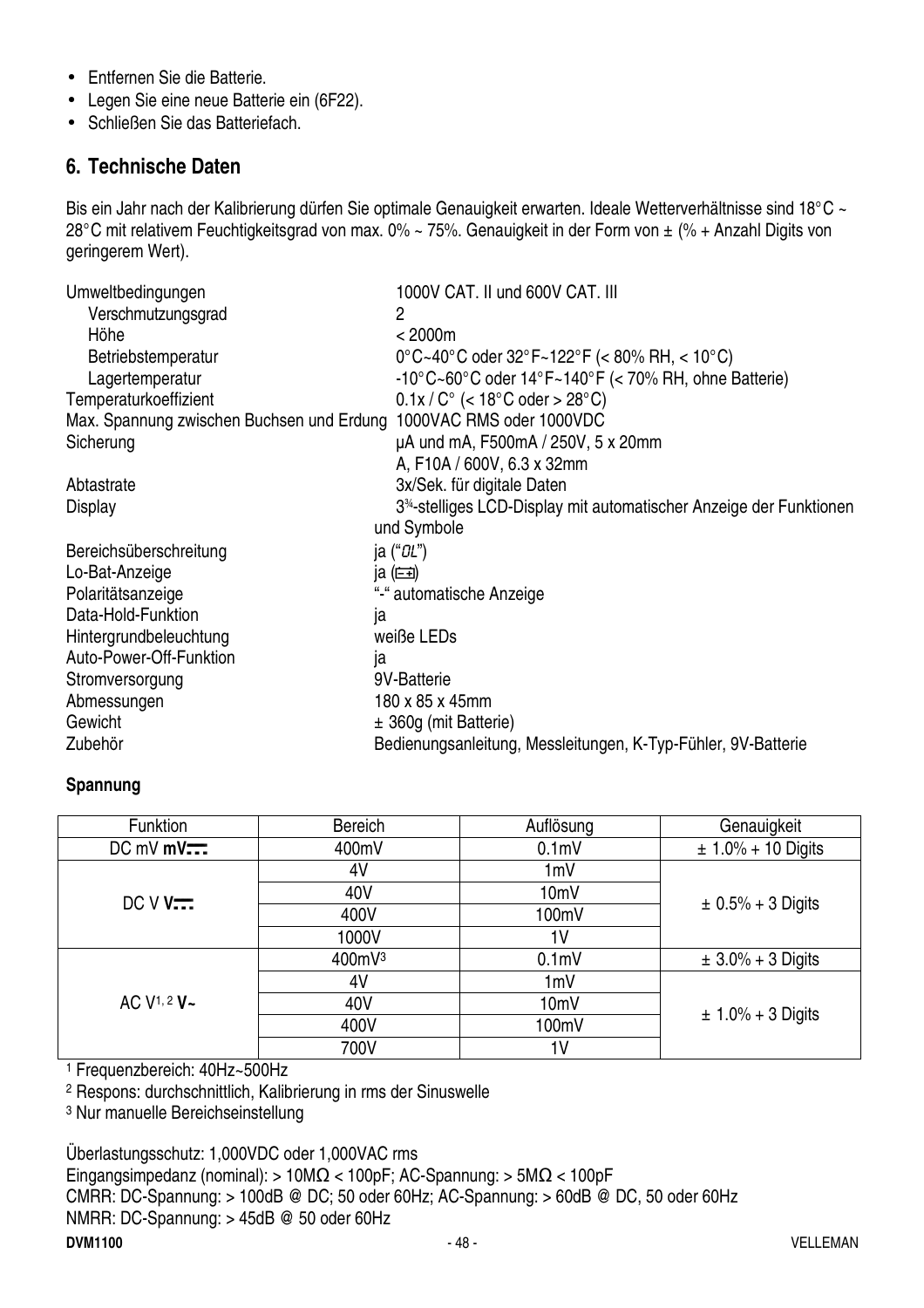- Entfernen Sie die Batterie.
- Legen Sie eine neue Batterie ein (6F22).
- Schließen Sie das Batteriefach.

## 6. Technische Daten

Bis ein Jahr nach der Kalibrierung dürfen Sie optimale Genauigkeit erwarten. Ideale Wetterverhältnisse sind 18°C ~ 28°C mit relativem Feuchtigkeitsgrad von max. 0% ~ 75%. Genauigkeit in der Form von ± (% + Anzahl Digits von geringerem Wert).

| | |
|---|---|
| Umweltbedingungen | 1000V CAT. II und 600V CAT. III |
| Verschmutzungsgrad | 2 |
| Höhe | < 2000m |
| Betriebstemperatur | 0°C~40°C oder 32°F~122°F (< 80% RH, < 10°C) |
| Lagertemperatur | -10°C~60°C oder 14°F~140°F (< 70% RH, ohne Batterie) |
| Temperaturkoeffizient | 0.1x / C° (< 18°C oder > 28°C) |
| Max. Spannung zwischen Buchsen und Erdung | 1000VAC RMS oder 1000VDC |
| Sicherung | µA und mA, F500mA / 250V, 5 x 20mm<br>A, F10A / 600V, 6.3 x 32mm |
| Abtastrate | 3x/Sek. für digitale Daten |
| Display | 3¾-stelliges LCD-Display mit automatischer Anzeige der Funktionen und Symbole |
| Bereichsüberschreitung | ja ("OL") |
| Lo-Bat-Anzeige | ja (batterysymbol) |
| Polaritätsanzeige | "-" automatische Anzeige |
| Data-Hold-Funktion | ja |
| Hintergrundbeleuchtung | weiße LEDs |
| Auto-Power-Off-Funktion | ja |
| Stromversorgung | 9V-Batterie |
| Abmessungen | 180 x 85 x 45mm |
| Gewicht | ± 360g (mit Batterie) |
| Zubehör | Bedienungsanleitung, Messleitungen, K-Typ-Fühler, 9V-Batterie |

**Spannung**

| Funktion | Bereich | Auflösung | Genauigkeit |
|---|---|---|---|
| DC mV **mV⎓** | 400mV | 0.1mV | ± 1.0% + 10 Digits |
| DC V **V⎓** | 4V | 1mV | ± 0.5% + 3 Digits |
| | 40V | 10mV | |
| | 400V | 100mV | |
| | 1000V | 1V | |
| AC V[1, 2] **V~** | 400mV[3] | 0.1mV | ± 3.0% + 3 Digits |
| | 4V | 1mV | ± 1.0% + 3 Digits |
| | 40V | 10mV | |
| | 400V | 100mV | |
| | 700V | 1V | |

[1] Frequenzbereich: 40Hz~500Hz
[2] Respons: durchschnittlich, Kalibrierung in rms der Sinuswelle
[3] Nur manuelle Bereichseinstellung

Überlastungsschutz: 1,000VDC oder 1,000VAC rms
Eingangsimpedanz (nominal): > 10MΩ < 100pF; AC-Spannung: > 5MΩ < 100pF
CMRR: DC-Spannung: > 100dB @ DC; 50 oder 60Hz; AC-Spannung: > 60dB @ DC, 50 oder 60Hz
NMRR: DC-Spannung: > 45dB @ 50 oder 60Hz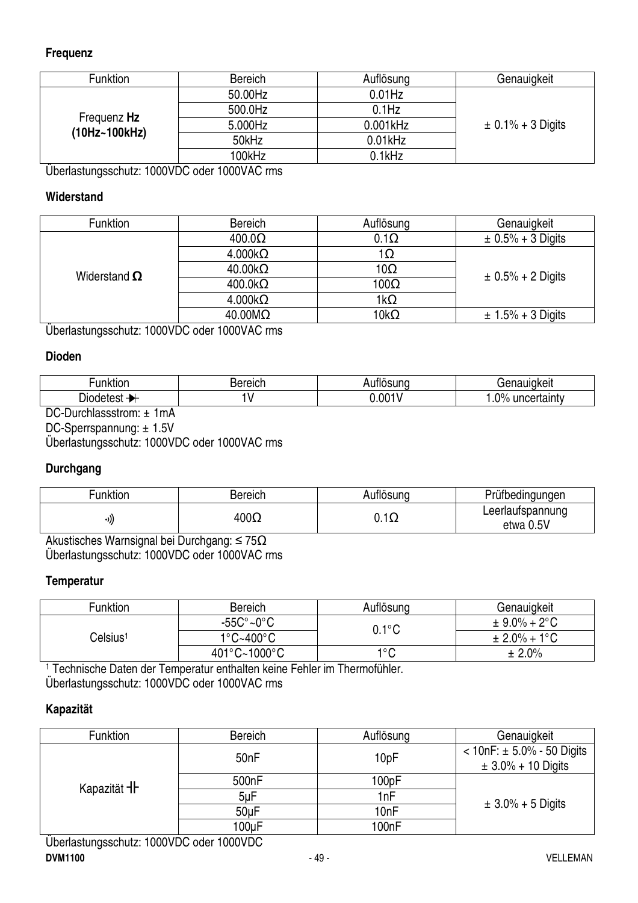**Frequenz**

| Funktion | Bereich | Auflösung | Genauigkeit |
|---|---|---|---|
| Frequenz **Hz (10Hz~100kHz)** | 50.00Hz | 0.01Hz | ± 0.1% + 3 Digits |
| | 500.0Hz | 0.1Hz | |
| | 5.000Hz | 0.001kHz | |
| | 50kHz | 0.01kHz | |
| | 100kHz | 0.1kHz | |

Überlastungsschutz: 1000VDC oder 1000VAC rms

**Widerstand**

| Funktion | Bereich | Auflösung | Genauigkeit |
|---|---|---|---|
| Widerstand **Ω** | 400.0Ω | 0.1Ω | ± 0.5% + 3 Digits |
| | 4.000kΩ | 1Ω | ± 0.5% + 2 Digits |
| | 40.00kΩ | 10Ω | |
| | 400.0kΩ | 100Ω | |
| | 4.000kΩ | 1kΩ | |
| | 40.00MΩ | 10kΩ | ± 1.5% + 3 Digits |

Überlastungsschutz: 1000VDC oder 1000VAC rms

**Dioden**

| Funktion | Bereich | Auflösung | Genauigkeit |
|---|---|---|---|
| Diodetest ➔ | 1V | 0.001V | 1.0% uncertainty |

DC-Durchlassstrom: ± 1mA
DC-Sperrspannung: ± 1.5V
Überlastungsschutz: 1000VDC oder 1000VAC rms

**Durchgang**

| Funktion | Bereich | Auflösung | Prüfbedingungen |
|---|---|---|---|
| •))) | 400Ω | 0.1Ω | Leerlaufspannung etwa 0.5V |

Akustisches Warnsignal bei Durchgang: ≤ 75Ω
Überlastungsschutz: 1000VDC oder 1000VAC rms

**Temperatur**

| Funktion | Bereich | Auflösung | Genauigkeit |
|---|---|---|---|
| Celsius[1] | -55C°~0°C | 0.1°C | ± 9.0% + 2°C |
| | 1°C~400°C | | ± 2.0% + 1°C |
| | 401°C~1000°C | 1°C | ± 2.0% |

[1] Technische Daten der Temperatur enthalten keine Fehler im Thermofühler.
Überlastungsschutz: 1000VDC oder 1000VAC rms

**Kapazität**

| Funktion | Bereich | Auflösung | Genauigkeit |
|---|---|---|---|
| Kapazität ⊣⊢ | 50nF | 10pF | < 10nF: ± 5.0% - 50 Digits<br>± 3.0% + 10 Digits |
| | 500nF | 100pF | ± 3.0% + 5 Digits |
| | 5µF | 1nF | |
| | 50µF | 10nF | |
| | 100µF | 100nF | |

Überlastungsschutz: 1000VDC oder 1000VDC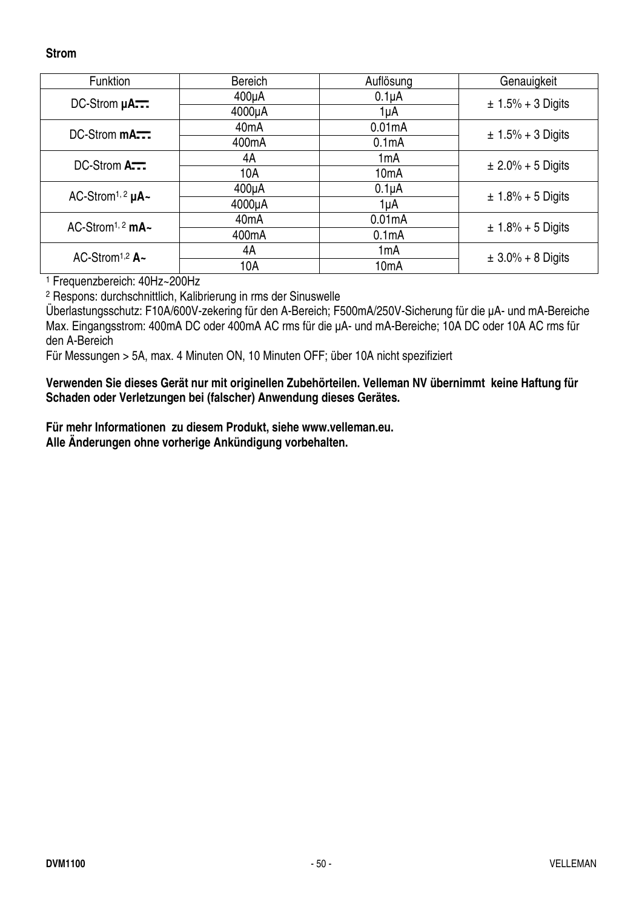**Strom**

| Funktion | Bereich | Auflösung | Genauigkeit |
|---|---|---|---|
| DC-Strom **µA⎓** | 400µA | 0.1µA | ± 1.5% + 3 Digits |
| | 4000µA | 1µA | |
| DC-Strom **mA⎓** | 40mA | 0.01mA | ± 1.5% + 3 Digits |
| | 400mA | 0.1mA | |
| DC-Strom **A⎓** | 4A | 1mA | ± 2.0% + 5 Digits |
| | 10A | 10mA | |
| AC-Strom[1, 2] **µA~** | 400µA | 0.1µA | ± 1.8% + 5 Digits |
| | 4000µA | 1µA | |
| AC-Strom[1, 2] **mA~** | 40mA | 0.01mA | ± 1.8% + 5 Digits |
| | 400mA | 0.1mA | |
| AC-Strom[1,2] **A~** | 4A | 1mA | ± 3.0% + 8 Digits |
| | 10A | 10mA | |

[1] Frequenzbereich: 40Hz~200Hz

[2] Respons: durchschnittlich, Kalibrierung in rms der Sinuswelle

Überlastungsschutz: F10A/600V-zekering für den A-Bereich; F500mA/250V-Sicherung für die µA- und mA-Bereiche

Max. Eingangsstrom: 400mA DC oder 400mA AC rms für die µA- und mA-Bereiche; 10A DC oder 10A AC rms für den A-Bereich

Für Messungen > 5A, max. 4 Minuten ON, 10 Minuten OFF; über 10A nicht spezifiziert

**Verwenden Sie dieses Gerät nur mit originellen Zubehörteilen. Velleman NV übernimmt keine Haftung für Schaden oder Verletzungen bei (falscher) Anwendung dieses Gerätes.**

**Für mehr Informationen zu diesem Produkt, siehe www.velleman.eu.**
**Alle Änderungen ohne vorherige Ankündigung vorbehalten.**